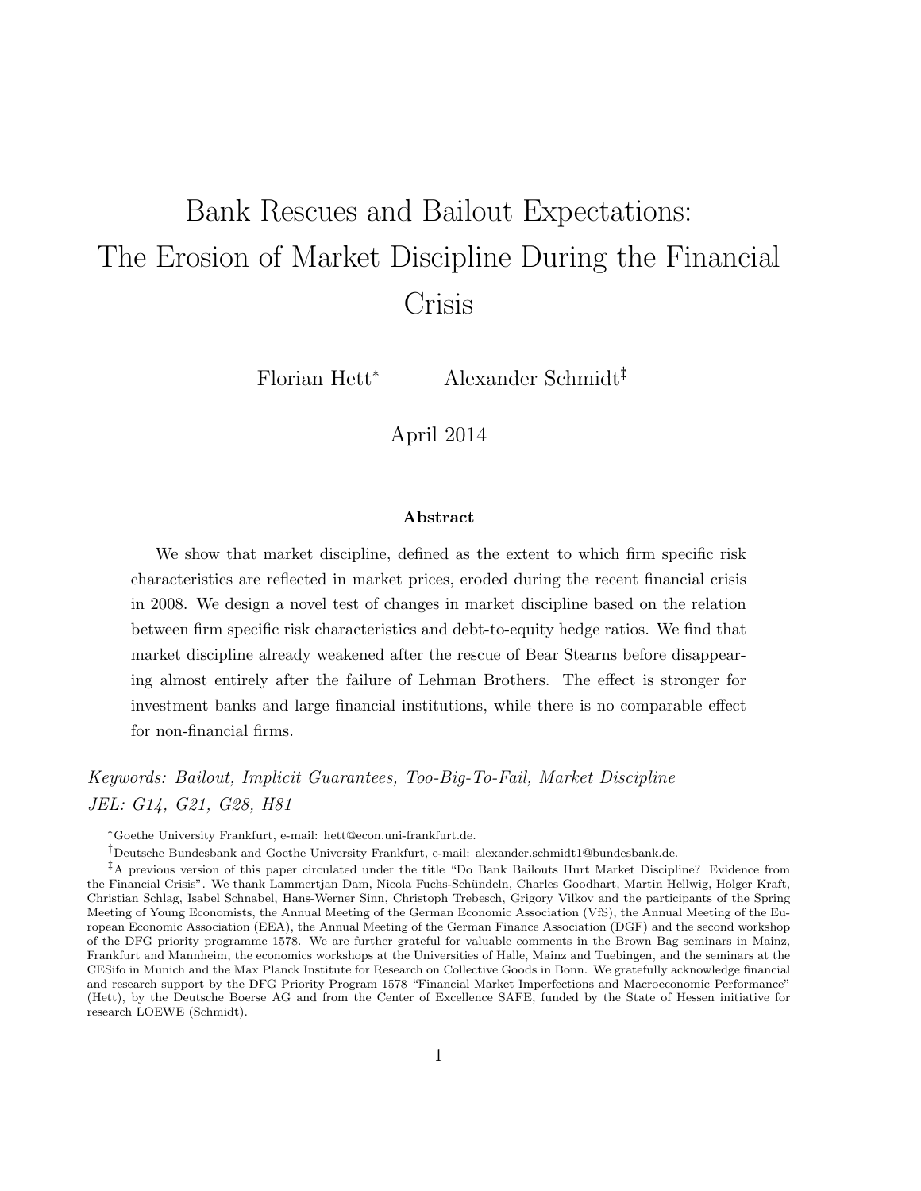# Bank Rescues and Bailout Expectations: The Erosion of Market Discipline During the Financial Crisis

Florian Hett[*] Alexander Schmidt[‡]

April 2014

**Abstract**

We show that market discipline, defined as the extent to which firm specific risk characteristics are reflected in market prices, eroded during the recent financial crisis in 2008. We design a novel test of changes in market discipline based on the relation between firm specific risk characteristics and debt-to-equity hedge ratios. We find that market discipline already weakened after the rescue of Bear Stearns before disappearing almost entirely after the failure of Lehman Brothers. The effect is stronger for investment banks and large financial institutions, while there is no comparable effect for non-financial firms.

*Keywords: Bailout, Implicit Guarantees, Too-Big-To-Fail, Market Discipline*
*JEL: G14, G21, G28, H81*

---

[*] Goethe University Frankfurt, e-mail: hett@econ.uni-frankfurt.de.

[†] Deutsche Bundesbank and Goethe University Frankfurt, e-mail: alexander.schmidt1@bundesbank.de.

[‡] A previous version of this paper circulated under the title "Do Bank Bailouts Hurt Market Discipline? Evidence from the Financial Crisis". We thank Lammertjan Dam, Nicola Fuchs-Schündeln, Charles Goodhart, Martin Hellwig, Holger Kraft, Christian Schlag, Isabel Schnabel, Hans-Werner Sinn, Christoph Trebesch, Grigory Vilkov and the participants of the Spring Meeting of Young Economists, the Annual Meeting of the German Economic Association (VfS), the Annual Meeting of the European Economic Association (EEA), the Annual Meeting of the German Finance Association (DGF) and the second workshop of the DFG priority programme 1578. We are further grateful for valuable comments in the Brown Bag seminars in Mainz, Frankfurt and Mannheim, the economics workshops at the Universities of Halle, Mainz and Tuebingen, and the seminars at the CESifo in Munich and the Max Planck Institute for Research on Collective Goods in Bonn. We gratefully acknowledge financial and research support by the DFG Priority Program 1578 "Financial Market Imperfections and Macroeconomic Performance" (Hett), by the Deutsche Boerse AG and from the Center of Excellence SAFE, funded by the State of Hessen initiative for research LOEWE (Schmidt).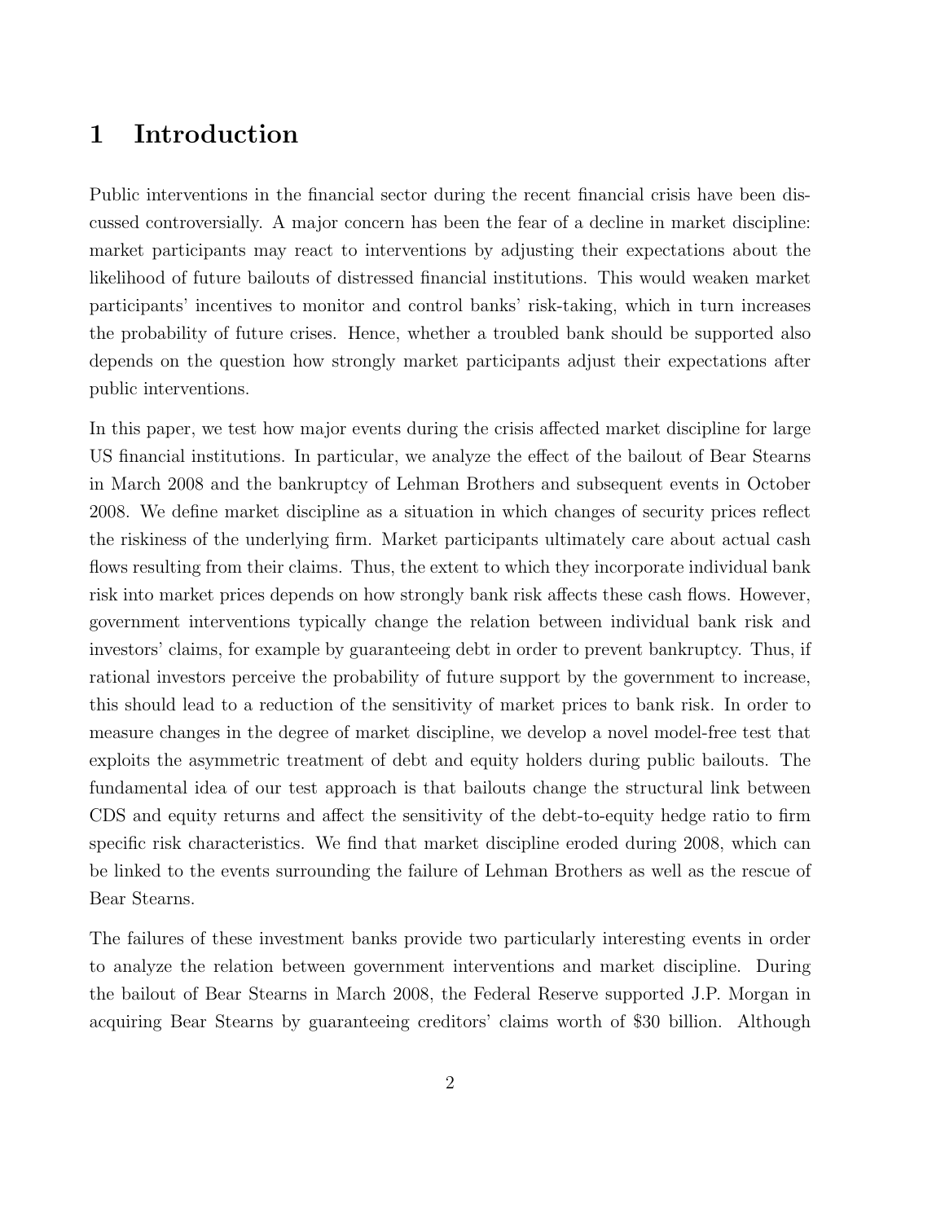# 1 Introduction

Public interventions in the financial sector during the recent financial crisis have been discussed controversially. A major concern has been the fear of a decline in market discipline: market participants may react to interventions by adjusting their expectations about the likelihood of future bailouts of distressed financial institutions. This would weaken market participants' incentives to monitor and control banks' risk-taking, which in turn increases the probability of future crises. Hence, whether a troubled bank should be supported also depends on the question how strongly market participants adjust their expectations after public interventions.

In this paper, we test how major events during the crisis affected market discipline for large US financial institutions. In particular, we analyze the effect of the bailout of Bear Stearns in March 2008 and the bankruptcy of Lehman Brothers and subsequent events in October 2008. We define market discipline as a situation in which changes of security prices reflect the riskiness of the underlying firm. Market participants ultimately care about actual cash flows resulting from their claims. Thus, the extent to which they incorporate individual bank risk into market prices depends on how strongly bank risk affects these cash flows. However, government interventions typically change the relation between individual bank risk and investors' claims, for example by guaranteeing debt in order to prevent bankruptcy. Thus, if rational investors perceive the probability of future support by the government to increase, this should lead to a reduction of the sensitivity of market prices to bank risk. In order to measure changes in the degree of market discipline, we develop a novel model-free test that exploits the asymmetric treatment of debt and equity holders during public bailouts. The fundamental idea of our test approach is that bailouts change the structural link between CDS and equity returns and affect the sensitivity of the debt-to-equity hedge ratio to firm specific risk characteristics. We find that market discipline eroded during 2008, which can be linked to the events surrounding the failure of Lehman Brothers as well as the rescue of Bear Stearns.

The failures of these investment banks provide two particularly interesting events in order to analyze the relation between government interventions and market discipline. During the bailout of Bear Stearns in March 2008, the Federal Reserve supported J.P. Morgan in acquiring Bear Stearns by guaranteeing creditors' claims worth of $30 billion. Although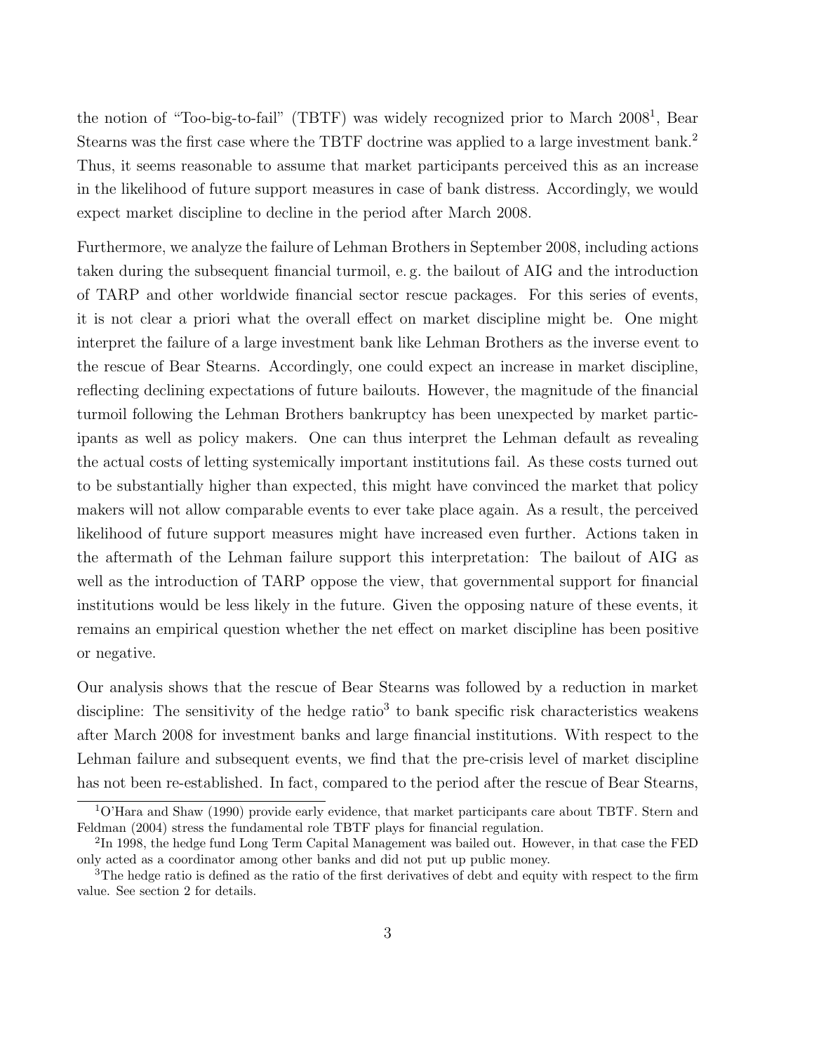the notion of "Too-big-to-fail" (TBTF) was widely recognized prior to March 2008[1], Bear Stearns was the first case where the TBTF doctrine was applied to a large investment bank.[2] Thus, it seems reasonable to assume that market participants perceived this as an increase in the likelihood of future support measures in case of bank distress. Accordingly, we would expect market discipline to decline in the period after March 2008.

Furthermore, we analyze the failure of Lehman Brothers in September 2008, including actions taken during the subsequent financial turmoil, e. g. the bailout of AIG and the introduction of TARP and other worldwide financial sector rescue packages. For this series of events, it is not clear a priori what the overall effect on market discipline might be. One might interpret the failure of a large investment bank like Lehman Brothers as the inverse event to the rescue of Bear Stearns. Accordingly, one could expect an increase in market discipline, reflecting declining expectations of future bailouts. However, the magnitude of the financial turmoil following the Lehman Brothers bankruptcy has been unexpected by market participants as well as policy makers. One can thus interpret the Lehman default as revealing the actual costs of letting systemically important institutions fail. As these costs turned out to be substantially higher than expected, this might have convinced the market that policy makers will not allow comparable events to ever take place again. As a result, the perceived likelihood of future support measures might have increased even further. Actions taken in the aftermath of the Lehman failure support this interpretation: The bailout of AIG as well as the introduction of TARP oppose the view, that governmental support for financial institutions would be less likely in the future. Given the opposing nature of these events, it remains an empirical question whether the net effect on market discipline has been positive or negative.

Our analysis shows that the rescue of Bear Stearns was followed by a reduction in market discipline: The sensitivity of the hedge ratio[3] to bank specific risk characteristics weakens after March 2008 for investment banks and large financial institutions. With respect to the Lehman failure and subsequent events, we find that the pre-crisis level of market discipline has not been re-established. In fact, compared to the period after the rescue of Bear Stearns,

[1] O'Hara and Shaw (1990) provide early evidence, that market participants care about TBTF. Stern and Feldman (2004) stress the fundamental role TBTF plays for financial regulation.

[2] In 1998, the hedge fund Long Term Capital Management was bailed out. However, in that case the FED only acted as a coordinator among other banks and did not put up public money.

[3] The hedge ratio is defined as the ratio of the first derivatives of debt and equity with respect to the firm value. See section 2 for details.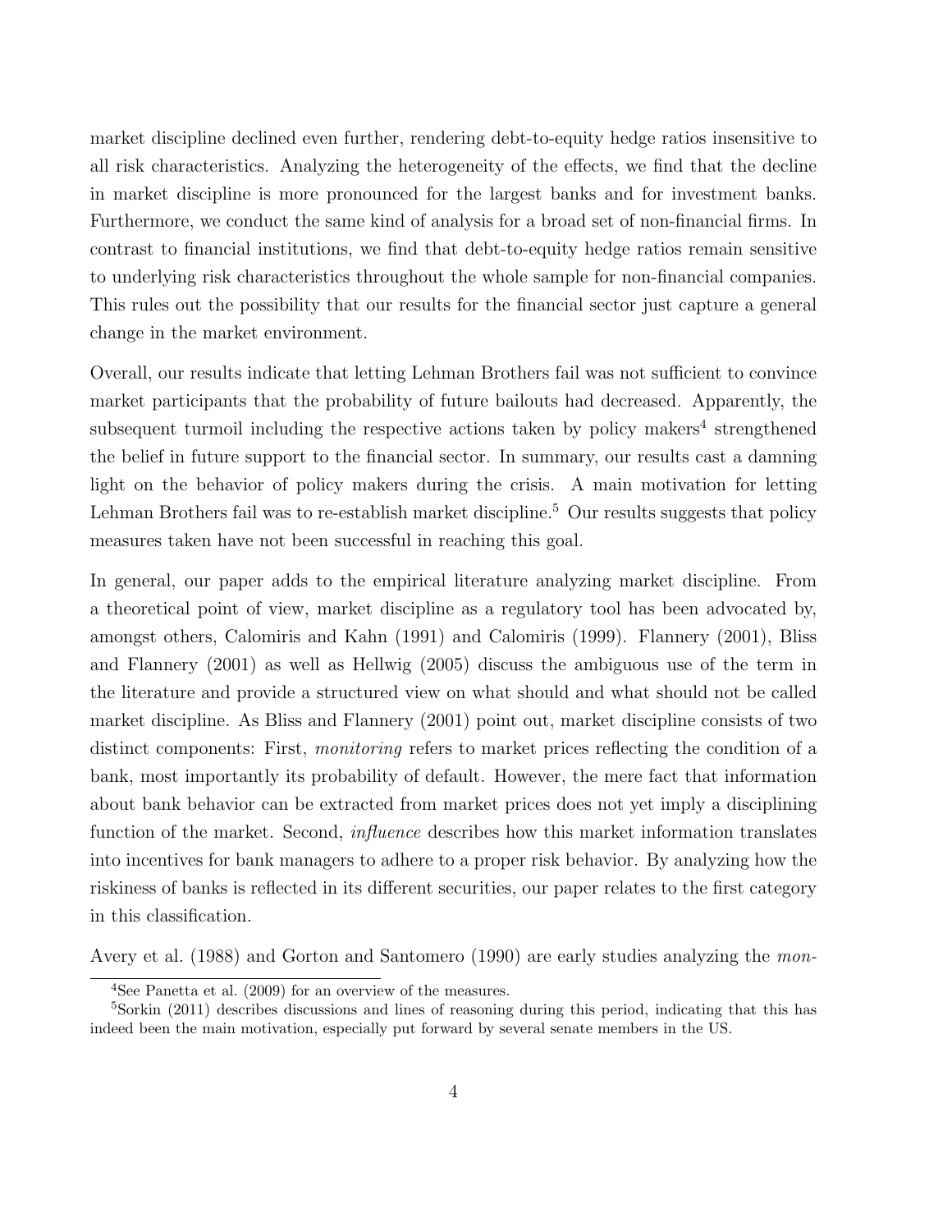market discipline declined even further, rendering debt-to-equity hedge ratios insensitive to all risk characteristics. Analyzing the heterogeneity of the effects, we find that the decline in market discipline is more pronounced for the largest banks and for investment banks. Furthermore, we conduct the same kind of analysis for a broad set of non-financial firms. In contrast to financial institutions, we find that debt-to-equity hedge ratios remain sensitive to underlying risk characteristics throughout the whole sample for non-financial companies. This rules out the possibility that our results for the financial sector just capture a general change in the market environment.

Overall, our results indicate that letting Lehman Brothers fail was not sufficient to convince market participants that the probability of future bailouts had decreased. Apparently, the subsequent turmoil including the respective actions taken by policy makers[4] strengthened the belief in future support to the financial sector. In summary, our results cast a damning light on the behavior of policy makers during the crisis. A main motivation for letting Lehman Brothers fail was to re-establish market discipline.[5] Our results suggests that policy measures taken have not been successful in reaching this goal.

In general, our paper adds to the empirical literature analyzing market discipline. From a theoretical point of view, market discipline as a regulatory tool has been advocated by, amongst others, Calomiris and Kahn (1991) and Calomiris (1999). Flannery (2001), Bliss and Flannery (2001) as well as Hellwig (2005) discuss the ambiguous use of the term in the literature and provide a structured view on what should and what should not be called market discipline. As Bliss and Flannery (2001) point out, market discipline consists of two distinct components: First, *monitoring* refers to market prices reflecting the condition of a bank, most importantly its probability of default. However, the mere fact that information about bank behavior can be extracted from market prices does not yet imply a disciplining function of the market. Second, *influence* describes how this market information translates into incentives for bank managers to adhere to a proper risk behavior. By analyzing how the riskiness of banks is reflected in its different securities, our paper relates to the first category in this classification.

Avery et al. (1988) and Gorton and Santomero (1990) are early studies analyzing the *mon-*

[4]See Panetta et al. (2009) for an overview of the measures.

[5]Sorkin (2011) describes discussions and lines of reasoning during this period, indicating that this has indeed been the main motivation, especially put forward by several senate members in the US.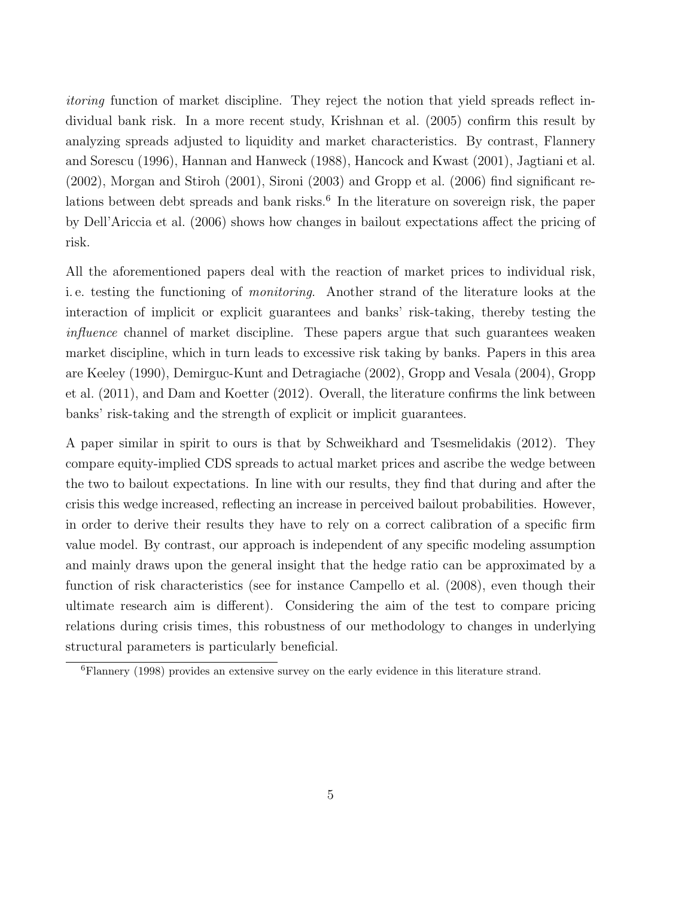*itoring* function of market discipline. They reject the notion that yield spreads reflect individual bank risk. In a more recent study, Krishnan et al. (2005) confirm this result by analyzing spreads adjusted to liquidity and market characteristics. By contrast, Flannery and Sorescu (1996), Hannan and Hanweck (1988), Hancock and Kwast (2001), Jagtiani et al. (2002), Morgan and Stiroh (2001), Sironi (2003) and Gropp et al. (2006) find significant relations between debt spreads and bank risks.[6] In the literature on sovereign risk, the paper by Dell'Ariccia et al. (2006) shows how changes in bailout expectations affect the pricing of risk.

All the aforementioned papers deal with the reaction of market prices to individual risk, i. e. testing the functioning of *monitoring*. Another strand of the literature looks at the interaction of implicit or explicit guarantees and banks' risk-taking, thereby testing the *influence* channel of market discipline. These papers argue that such guarantees weaken market discipline, which in turn leads to excessive risk taking by banks. Papers in this area are Keeley (1990), Demirguc-Kunt and Detragiache (2002), Gropp and Vesala (2004), Gropp et al. (2011), and Dam and Koetter (2012). Overall, the literature confirms the link between banks' risk-taking and the strength of explicit or implicit guarantees.

A paper similar in spirit to ours is that by Schweikhard and Tsesmelidakis (2012). They compare equity-implied CDS spreads to actual market prices and ascribe the wedge between the two to bailout expectations. In line with our results, they find that during and after the crisis this wedge increased, reflecting an increase in perceived bailout probabilities. However, in order to derive their results they have to rely on a correct calibration of a specific firm value model. By contrast, our approach is independent of any specific modeling assumption and mainly draws upon the general insight that the hedge ratio can be approximated by a function of risk characteristics (see for instance Campello et al. (2008), even though their ultimate research aim is different). Considering the aim of the test to compare pricing relations during crisis times, this robustness of our methodology to changes in underlying structural parameters is particularly beneficial.

[6] Flannery (1998) provides an extensive survey on the early evidence in this literature strand.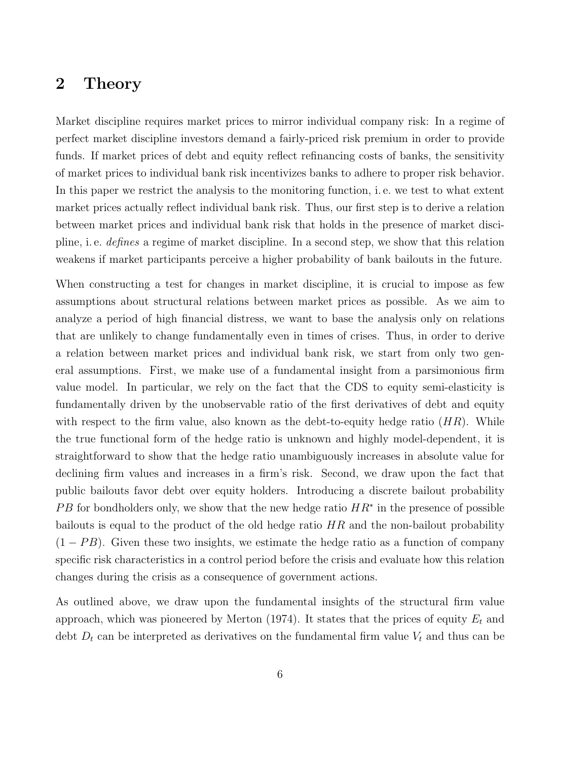## 2 Theory

Market discipline requires market prices to mirror individual company risk: In a regime of perfect market discipline investors demand a fairly-priced risk premium in order to provide funds. If market prices of debt and equity reflect refinancing costs of banks, the sensitivity of market prices to individual bank risk incentivizes banks to adhere to proper risk behavior. In this paper we restrict the analysis to the monitoring function, i. e. we test to what extent market prices actually reflect individual bank risk. Thus, our first step is to derive a relation between market prices and individual bank risk that holds in the presence of market discipline, i. e. *defines* a regime of market discipline. In a second step, we show that this relation weakens if market participants perceive a higher probability of bank bailouts in the future.

When constructing a test for changes in market discipline, it is crucial to impose as few assumptions about structural relations between market prices as possible. As we aim to analyze a period of high financial distress, we want to base the analysis only on relations that are unlikely to change fundamentally even in times of crises. Thus, in order to derive a relation between market prices and individual bank risk, we start from only two general assumptions. First, we make use of a fundamental insight from a parsimonious firm value model. In particular, we rely on the fact that the CDS to equity semi-elasticity is fundamentally driven by the unobservable ratio of the first derivatives of debt and equity with respect to the firm value, also known as the debt-to-equity hedge ratio ($HR$). While the true functional form of the hedge ratio is unknown and highly model-dependent, it is straightforward to show that the hedge ratio unambiguously increases in absolute value for declining firm values and increases in a firm's risk. Second, we draw upon the fact that public bailouts favor debt over equity holders. Introducing a discrete bailout probability $PB$ for bondholders only, we show that the new hedge ratio $HR^*$ in the presence of possible bailouts is equal to the product of the old hedge ratio $HR$ and the non-bailout probability $(1 - PB)$. Given these two insights, we estimate the hedge ratio as a function of company specific risk characteristics in a control period before the crisis and evaluate how this relation changes during the crisis as a consequence of government actions.

As outlined above, we draw upon the fundamental insights of the structural firm value approach, which was pioneered by Merton (1974). It states that the prices of equity $E_t$ and debt $D_t$ can be interpreted as derivatives on the fundamental firm value $V_t$ and thus can be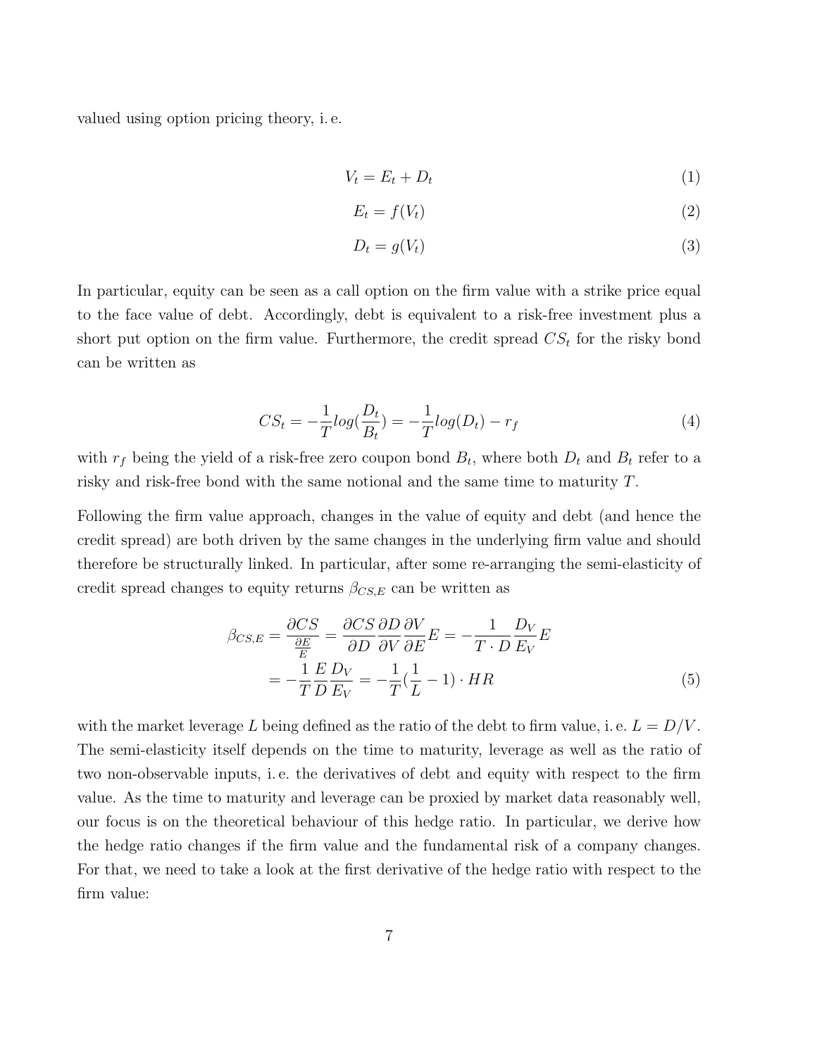valued using option pricing theory, i. e.

$$V_t = E_t + D_t \tag{1}$$

$$E_t = f(V_t) \tag{2}$$

$$D_t = g(V_t) \tag{3}$$

In particular, equity can be seen as a call option on the firm value with a strike price equal to the face value of debt. Accordingly, debt is equivalent to a risk-free investment plus a short put option on the firm value. Furthermore, the credit spread $CS_t$ for the risky bond can be written as

$$CS_t = -\frac{1}{T} log(\frac{D_t}{B_t}) = -\frac{1}{T} log(D_t) - r_f \tag{4}$$

with $r_f$ being the yield of a risk-free zero coupon bond $B_t$, where both $D_t$ and $B_t$ refer to a risky and risk-free bond with the same notional and the same time to maturity $T$.

Following the firm value approach, changes in the value of equity and debt (and hence the credit spread) are both driven by the same changes in the underlying firm value and should therefore be structurally linked. In particular, after some re-arranging the semi-elasticity of credit spread changes to equity returns $\beta_{CS,E}$ can be written as

$$\begin{aligned} \beta_{CS,E} &= \frac{\partial CS}{\frac{\partial E}{E}} = \frac{\partial CS}{\partial D} \frac{\partial D}{\partial V} \frac{\partial V}{\partial E} E = -\frac{1}{T \cdot D} \frac{D_V}{E_V} E \\ &= -\frac{1}{T} \frac{E}{D} \frac{D_V}{E_V} = -\frac{1}{T} (\frac{1}{L} - 1) \cdot HR \end{aligned} \tag{5}$$

with the market leverage $L$ being defined as the ratio of the debt to firm value, i. e. $L = D/V$. The semi-elasticity itself depends on the time to maturity, leverage as well as the ratio of two non-observable inputs, i. e. the derivatives of debt and equity with respect to the firm value. As the time to maturity and leverage can be proxied by market data reasonably well, our focus is on the theoretical behaviour of this hedge ratio. In particular, we derive how the hedge ratio changes if the firm value and the fundamental risk of a company changes. For that, we need to take a look at the first derivative of the hedge ratio with respect to the firm value: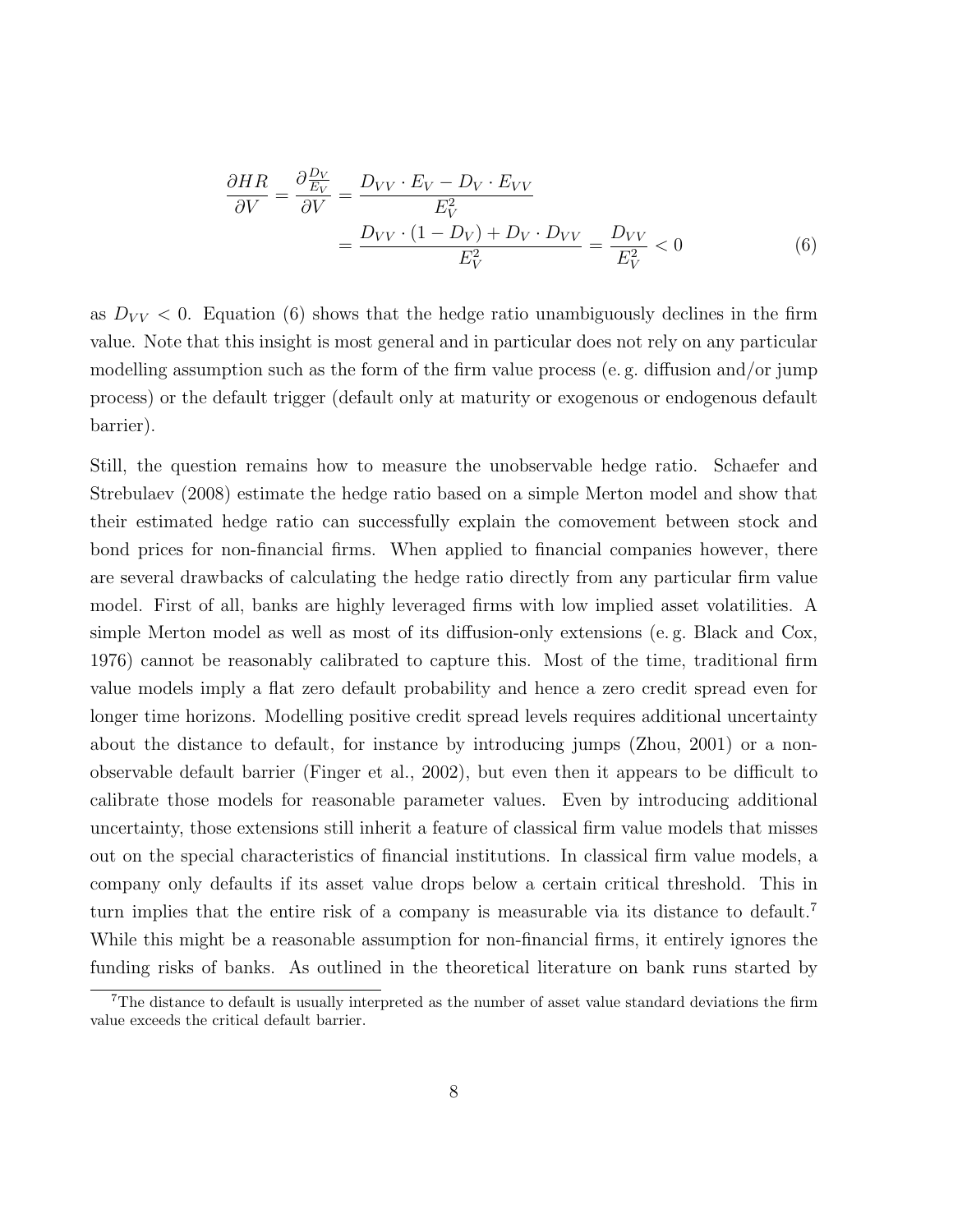$$
\begin{aligned}
\frac{\partial HR}{\partial V} = \frac{\partial \frac{D_V}{E_V}}{\partial V} &= \frac{D_{VV} \cdot E_V - D_V \cdot E_{VV}}{E_V^2} \\
&= \frac{D_{VV} \cdot (1 - D_V) + D_V \cdot D_{VV}}{E_V^2} = \frac{D_{VV}}{E_V^2} < 0
\end{aligned} \tag{6}
$$

as $D_{VV} < 0$. Equation (6) shows that the hedge ratio unambiguously declines in the firm value. Note that this insight is most general and in particular does not rely on any particular modelling assumption such as the form of the firm value process (e. g. diffusion and/or jump process) or the default trigger (default only at maturity or exogenous or endogenous default barrier).

Still, the question remains how to measure the unobservable hedge ratio. Schaefer and Strebulaev (2008) estimate the hedge ratio based on a simple Merton model and show that their estimated hedge ratio can successfully explain the comovement between stock and bond prices for non-financial firms. When applied to financial companies however, there are several drawbacks of calculating the hedge ratio directly from any particular firm value model. First of all, banks are highly leveraged firms with low implied asset volatilities. A simple Merton model as well as most of its diffusion-only extensions (e. g. Black and Cox, 1976) cannot be reasonably calibrated to capture this. Most of the time, traditional firm value models imply a flat zero default probability and hence a zero credit spread even for longer time horizons. Modelling positive credit spread levels requires additional uncertainty about the distance to default, for instance by introducing jumps (Zhou, 2001) or a non-observable default barrier (Finger et al., 2002), but even then it appears to be difficult to calibrate those models for reasonable parameter values. Even by introducing additional uncertainty, those extensions still inherit a feature of classical firm value models that misses out on the special characteristics of financial institutions. In classical firm value models, a company only defaults if its asset value drops below a certain critical threshold. This in turn implies that the entire risk of a company is measurable via its distance to default.[7] While this might be a reasonable assumption for non-financial firms, it entirely ignores the funding risks of banks. As outlined in the theoretical literature on bank runs started by

[7] The distance to default is usually interpreted as the number of asset value standard deviations the firm value exceeds the critical default barrier.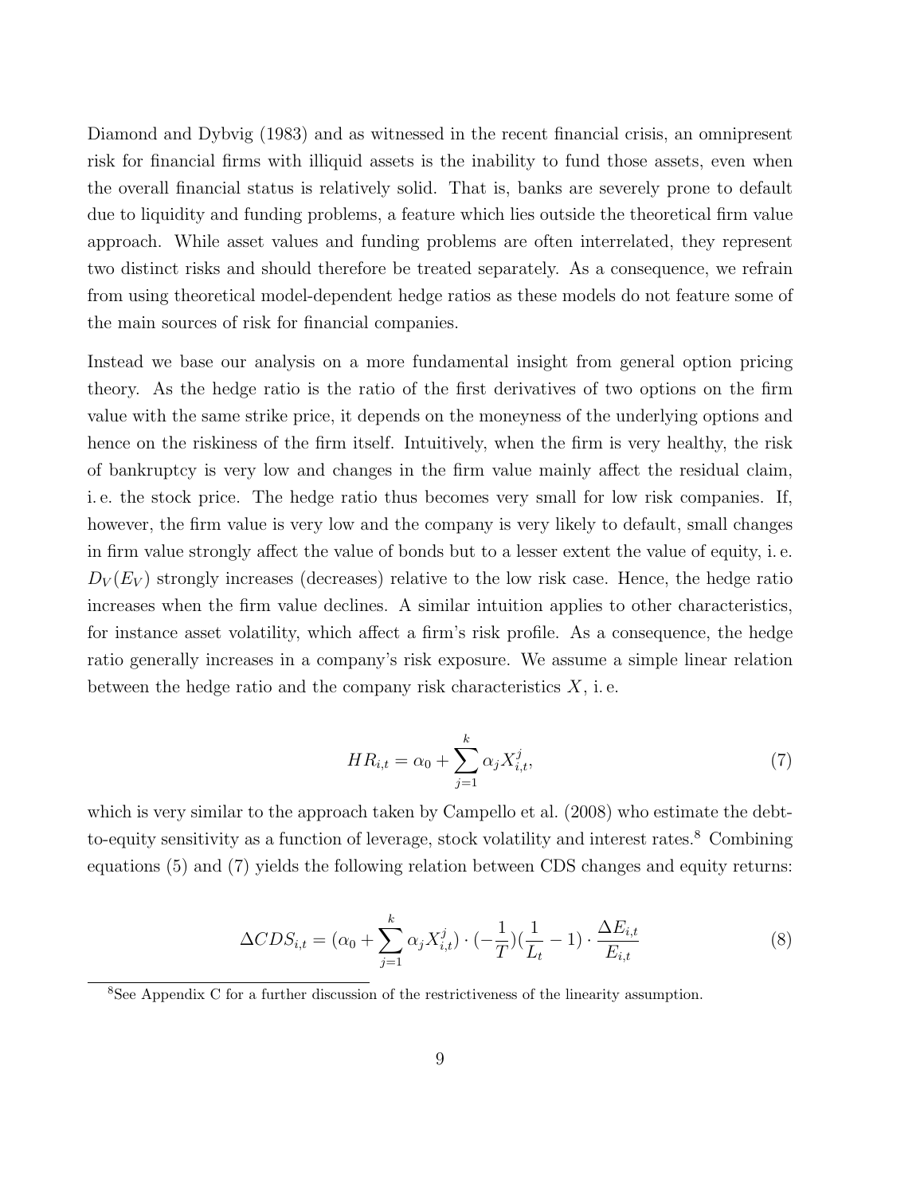Diamond and Dybvig (1983) and as witnessed in the recent financial crisis, an omnipresent risk for financial firms with illiquid assets is the inability to fund those assets, even when the overall financial status is relatively solid. That is, banks are severely prone to default due to liquidity and funding problems, a feature which lies outside the theoretical firm value approach. While asset values and funding problems are often interrelated, they represent two distinct risks and should therefore be treated separately. As a consequence, we refrain from using theoretical model-dependent hedge ratios as these models do not feature some of the main sources of risk for financial companies.

Instead we base our analysis on a more fundamental insight from general option pricing theory. As the hedge ratio is the ratio of the first derivatives of two options on the firm value with the same strike price, it depends on the moneyness of the underlying options and hence on the riskiness of the firm itself. Intuitively, when the firm is very healthy, the risk of bankruptcy is very low and changes in the firm value mainly affect the residual claim, i. e. the stock price. The hedge ratio thus becomes very small for low risk companies. If, however, the firm value is very low and the company is very likely to default, small changes in firm value strongly affect the value of bonds but to a lesser extent the value of equity, i. e. $D_V(E_V)$ strongly increases (decreases) relative to the low risk case. Hence, the hedge ratio increases when the firm value declines. A similar intuition applies to other characteristics, for instance asset volatility, which affect a firm's risk profile. As a consequence, the hedge ratio generally increases in a company's risk exposure. We assume a simple linear relation between the hedge ratio and the company risk characteristics $X$, i. e.

$$HR_{i,t} = \alpha_0 + \sum_{j=1}^{k} \alpha_j X_{i,t}^j, \tag{7}$$

which is very similar to the approach taken by Campello et al. (2008) who estimate the debt-to-equity sensitivity as a function of leverage, stock volatility and interest rates.[8] Combining equations (5) and (7) yields the following relation between CDS changes and equity returns:

$$\Delta CDS_{i,t} = (\alpha_0 + \sum_{j=1}^{k} \alpha_j X_{i,t}^j) \cdot (-\frac{1}{T})(\frac{1}{L_t} - 1) \cdot \frac{\Delta E_{i,t}}{E_{i,t}} \tag{8}$$

[8] See Appendix C for a further discussion of the restrictiveness of the linearity assumption.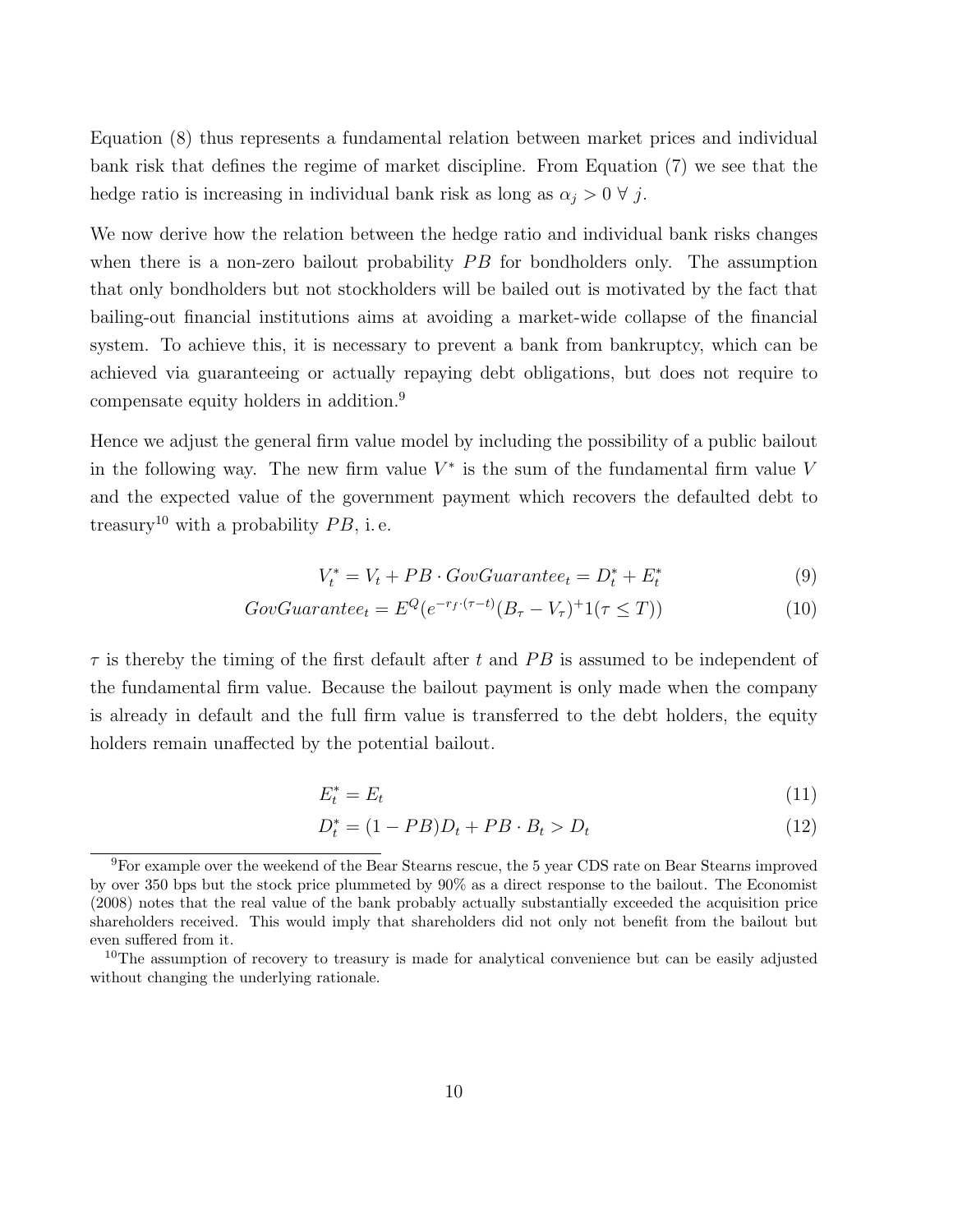Equation (8) thus represents a fundamental relation between market prices and individual bank risk that defines the regime of market discipline. From Equation (7) we see that the hedge ratio is increasing in individual bank risk as long as $\alpha_j > 0 \; \forall \; j$.

We now derive how the relation between the hedge ratio and individual bank risks changes when there is a non-zero bailout probability $PB$ for bondholders only. The assumption that only bondholders but not stockholders will be bailed out is motivated by the fact that bailing-out financial institutions aims at avoiding a market-wide collapse of the financial system. To achieve this, it is necessary to prevent a bank from bankruptcy, which can be achieved via guaranteeing or actually repaying debt obligations, but does not require to compensate equity holders in addition.[9]

Hence we adjust the general firm value model by including the possibility of a public bailout in the following way. The new firm value $V^*$ is the sum of the fundamental firm value $V$ and the expected value of the government payment which recovers the defaulted debt to treasury[10] with a probability $PB$, i. e.

$$V_t^* = V_t + PB \cdot GovGuarantee_t = D_t^* + E_t^* \tag{9}$$

$$GovGuarantee_t = E^Q(e^{-r_f \cdot (\tau - t)}(B_\tau - V_\tau)^+ 1(\tau \leq T)) \tag{10}$$

$\tau$ is thereby the timing of the first default after $t$ and $PB$ is assumed to be independent of the fundamental firm value. Because the bailout payment is only made when the company is already in default and the full firm value is transferred to the debt holders, the equity holders remain unaffected by the potential bailout.

$$E_t^* = E_t \tag{11}$$

$$D_t^* = (1 - PB)D_t + PB \cdot B_t > D_t \tag{12}$$

[9] For example over the weekend of the Bear Stearns rescue, the 5 year CDS rate on Bear Stearns improved by over 350 bps but the stock price plummeted by 90% as a direct response to the bailout. The Economist (2008) notes that the real value of the bank probably actually substantially exceeded the acquisition price shareholders received. This would imply that shareholders did not only not benefit from the bailout but even suffered from it.

[10] The assumption of recovery to treasury is made for analytical convenience but can be easily adjusted without changing the underlying rationale.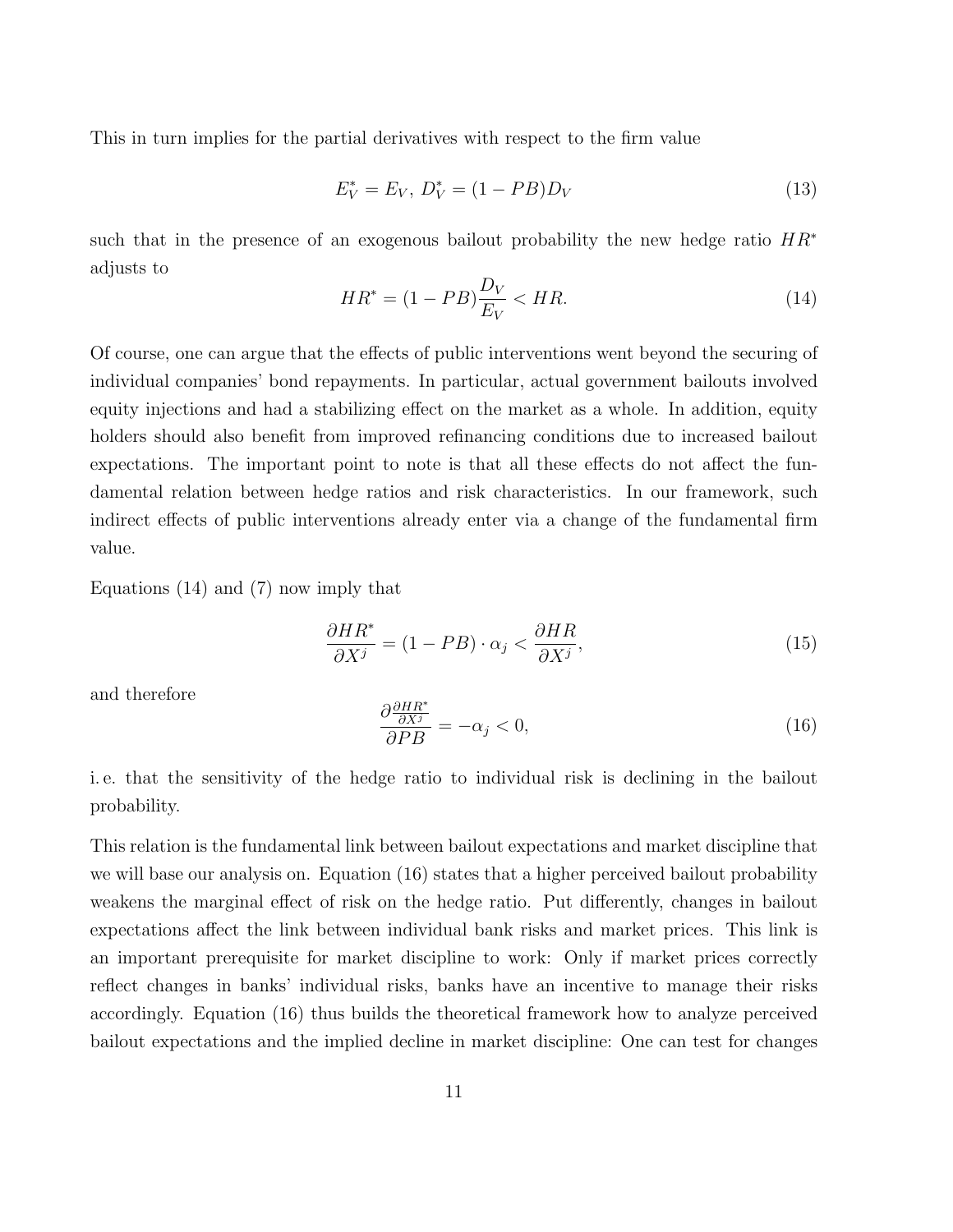This in turn implies for the partial derivatives with respect to the firm value

$$E_V^* = E_V,\ D_V^* = (1 - PB)D_V \tag{13}$$

such that in the presence of an exogenous bailout probability the new hedge ratio $HR^*$ adjusts to

$$HR^* = (1 - PB)\frac{D_V}{E_V} < HR. \tag{14}$$

Of course, one can argue that the effects of public interventions went beyond the securing of individual companies' bond repayments. In particular, actual government bailouts involved equity injections and had a stabilizing effect on the market as a whole. In addition, equity holders should also benefit from improved refinancing conditions due to increased bailout expectations. The important point to note is that all these effects do not affect the fundamental relation between hedge ratios and risk characteristics. In our framework, such indirect effects of public interventions already enter via a change of the fundamental firm value.

Equations (14) and (7) now imply that

$$\frac{\partial HR^*}{\partial X^j} = (1 - PB) \cdot \alpha_j < \frac{\partial HR}{\partial X^j}, \tag{15}$$

and therefore

$$\frac{\partial \frac{\partial HR^*}{\partial X^j}}{\partial PB} = -\alpha_j < 0, \tag{16}$$

i. e. that the sensitivity of the hedge ratio to individual risk is declining in the bailout probability.

This relation is the fundamental link between bailout expectations and market discipline that we will base our analysis on. Equation (16) states that a higher perceived bailout probability weakens the marginal effect of risk on the hedge ratio. Put differently, changes in bailout expectations affect the link between individual bank risks and market prices. This link is an important prerequisite for market discipline to work: Only if market prices correctly reflect changes in banks' individual risks, banks have an incentive to manage their risks accordingly. Equation (16) thus builds the theoretical framework how to analyze perceived bailout expectations and the implied decline in market discipline: One can test for changes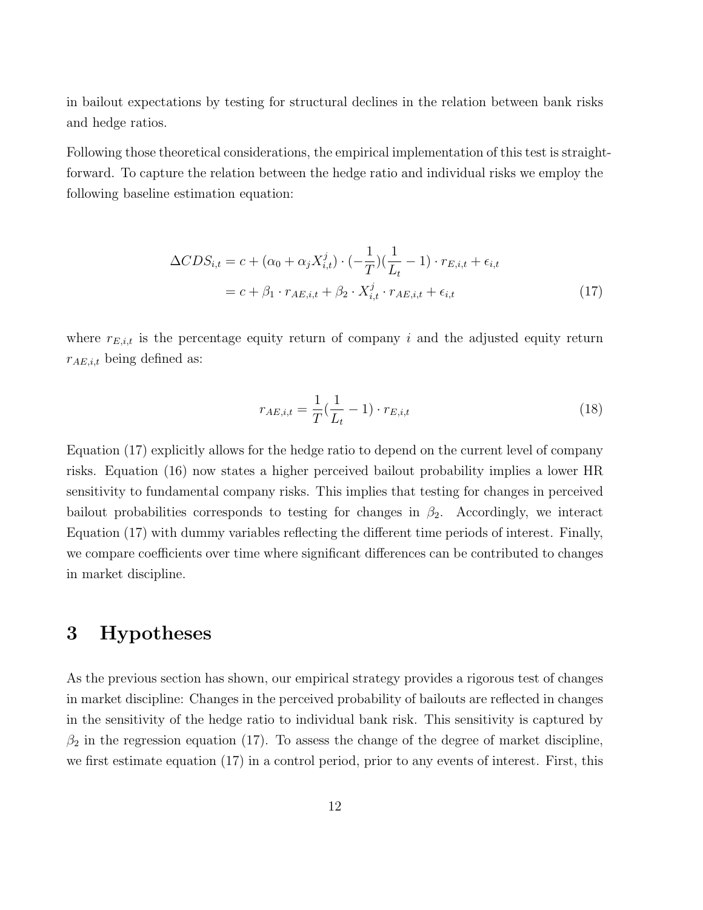in bailout expectations by testing for structural declines in the relation between bank risks and hedge ratios.

Following those theoretical considerations, the empirical implementation of this test is straightforward. To capture the relation between the hedge ratio and individual risks we employ the following baseline estimation equation:

$$
\begin{aligned}
\Delta CDS_{i,t} &= c + (\alpha_0 + \alpha_j X_{i,t}^{j}) \cdot (-\frac{1}{T})(\frac{1}{L_t} - 1) \cdot r_{E,i,t} + \epsilon_{i,t} \\
&= c + \beta_1 \cdot r_{AE,i,t} + \beta_2 \cdot X_{i,t}^{j} \cdot r_{AE,i,t} + \epsilon_{i,t}
\end{aligned}
\tag{17}
$$

where $r_{E,i,t}$ is the percentage equity return of company $i$ and the adjusted equity return $r_{AE,i,t}$ being defined as:

$$
r_{AE,i,t} = \frac{1}{T}(\frac{1}{L_t} - 1) \cdot r_{E,i,t} \tag{18}
$$

Equation (17) explicitly allows for the hedge ratio to depend on the current level of company risks. Equation (16) now states a higher perceived bailout probability implies a lower HR sensitivity to fundamental company risks. This implies that testing for changes in perceived bailout probabilities corresponds to testing for changes in $\beta_2$. Accordingly, we interact Equation (17) with dummy variables reflecting the different time periods of interest. Finally, we compare coefficients over time where significant differences can be contributed to changes in market discipline.

# 3 Hypotheses

As the previous section has shown, our empirical strategy provides a rigorous test of changes in market discipline: Changes in the perceived probability of bailouts are reflected in changes in the sensitivity of the hedge ratio to individual bank risk. This sensitivity is captured by $\beta_2$ in the regression equation (17). To assess the change of the degree of market discipline, we first estimate equation (17) in a control period, prior to any events of interest. First, this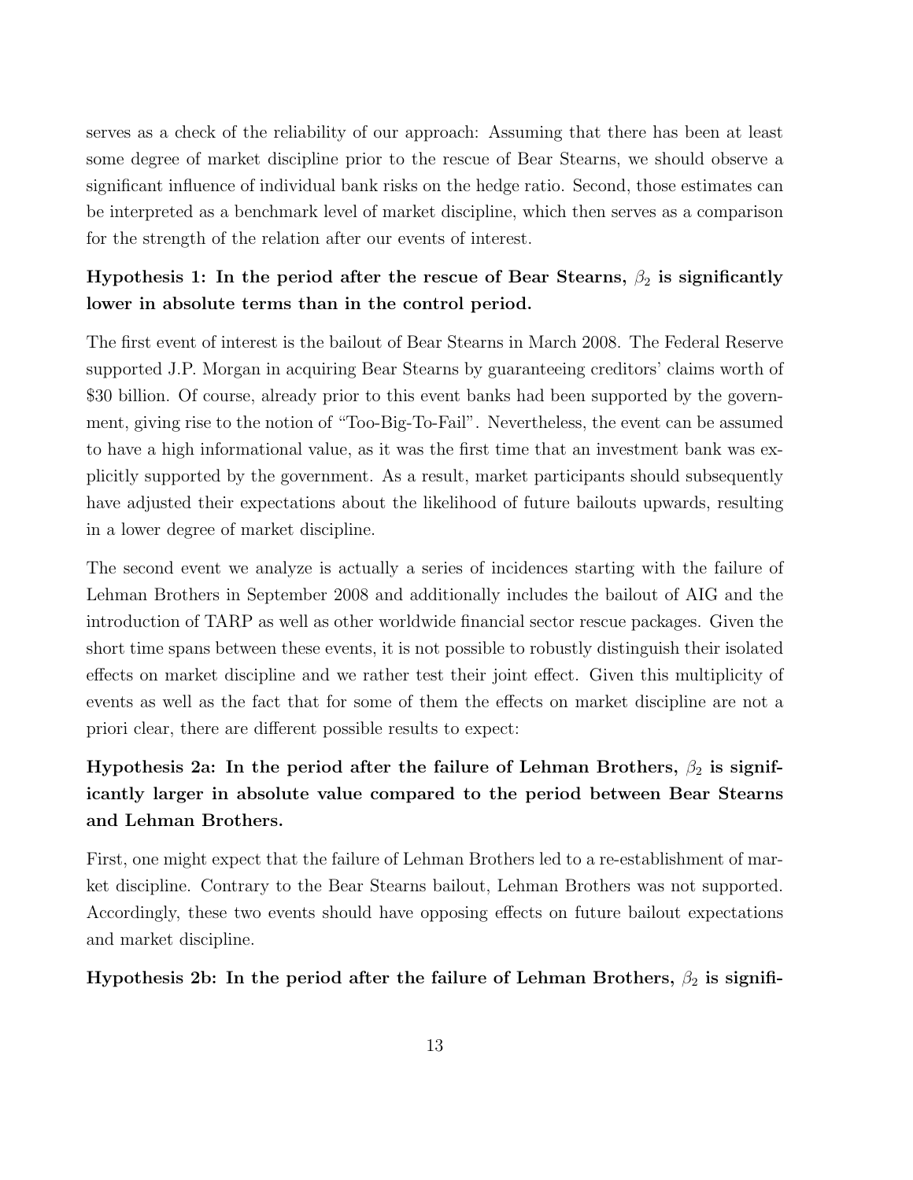serves as a check of the reliability of our approach: Assuming that there has been at least some degree of market discipline prior to the rescue of Bear Stearns, we should observe a significant influence of individual bank risks on the hedge ratio. Second, those estimates can be interpreted as a benchmark level of market discipline, which then serves as a comparison for the strength of the relation after our events of interest.

**Hypothesis 1: In the period after the rescue of Bear Stearns, $\beta_2$ is significantly lower in absolute terms than in the control period.**

The first event of interest is the bailout of Bear Stearns in March 2008. The Federal Reserve supported J.P. Morgan in acquiring Bear Stearns by guaranteeing creditors' claims worth of \$30 billion. Of course, already prior to this event banks had been supported by the government, giving rise to the notion of "Too-Big-To-Fail". Nevertheless, the event can be assumed to have a high informational value, as it was the first time that an investment bank was explicitly supported by the government. As a result, market participants should subsequently have adjusted their expectations about the likelihood of future bailouts upwards, resulting in a lower degree of market discipline.

The second event we analyze is actually a series of incidences starting with the failure of Lehman Brothers in September 2008 and additionally includes the bailout of AIG and the introduction of TARP as well as other worldwide financial sector rescue packages. Given the short time spans between these events, it is not possible to robustly distinguish their isolated effects on market discipline and we rather test their joint effect. Given this multiplicity of events as well as the fact that for some of them the effects on market discipline are not a priori clear, there are different possible results to expect:

**Hypothesis 2a: In the period after the failure of Lehman Brothers, $\beta_2$ is significantly larger in absolute value compared to the period between Bear Stearns and Lehman Brothers.**

First, one might expect that the failure of Lehman Brothers led to a re-establishment of market discipline. Contrary to the Bear Stearns bailout, Lehman Brothers was not supported. Accordingly, these two events should have opposing effects on future bailout expectations and market discipline.

**Hypothesis 2b: In the period after the failure of Lehman Brothers, $\beta_2$ is signifi-**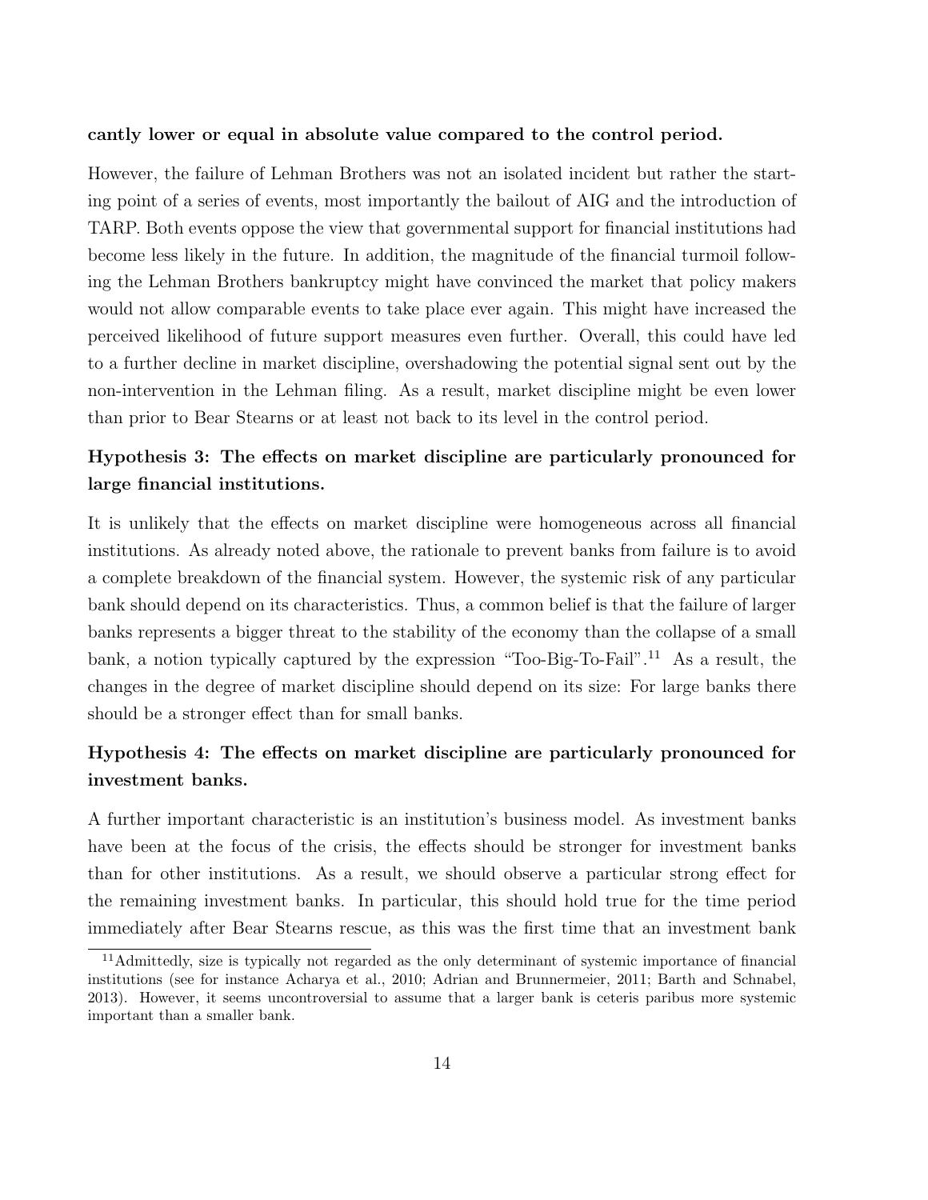**cantly lower or equal in absolute value compared to the control period.**

However, the failure of Lehman Brothers was not an isolated incident but rather the starting point of a series of events, most importantly the bailout of AIG and the introduction of TARP. Both events oppose the view that governmental support for financial institutions had become less likely in the future. In addition, the magnitude of the financial turmoil following the Lehman Brothers bankruptcy might have convinced the market that policy makers would not allow comparable events to take place ever again. This might have increased the perceived likelihood of future support measures even further. Overall, this could have led to a further decline in market discipline, overshadowing the potential signal sent out by the non-intervention in the Lehman filing. As a result, market discipline might be even lower than prior to Bear Stearns or at least not back to its level in the control period.

**Hypothesis 3: The effects on market discipline are particularly pronounced for large financial institutions.**

It is unlikely that the effects on market discipline were homogeneous across all financial institutions. As already noted above, the rationale to prevent banks from failure is to avoid a complete breakdown of the financial system. However, the systemic risk of any particular bank should depend on its characteristics. Thus, a common belief is that the failure of larger banks represents a bigger threat to the stability of the economy than the collapse of a small bank, a notion typically captured by the expression "Too-Big-To-Fail".[11] As a result, the changes in the degree of market discipline should depend on its size: For large banks there should be a stronger effect than for small banks.

**Hypothesis 4: The effects on market discipline are particularly pronounced for investment banks.**

A further important characteristic is an institution's business model. As investment banks have been at the focus of the crisis, the effects should be stronger for investment banks than for other institutions. As a result, we should observe a particular strong effect for the remaining investment banks. In particular, this should hold true for the time period immediately after Bear Stearns rescue, as this was the first time that an investment bank

[11] Admittedly, size is typically not regarded as the only determinant of systemic importance of financial institutions (see for instance Acharya et al., 2010; Adrian and Brunnermeier, 2011; Barth and Schnabel, 2013). However, it seems uncontroversial to assume that a larger bank is ceteris paribus more systemic important than a smaller bank.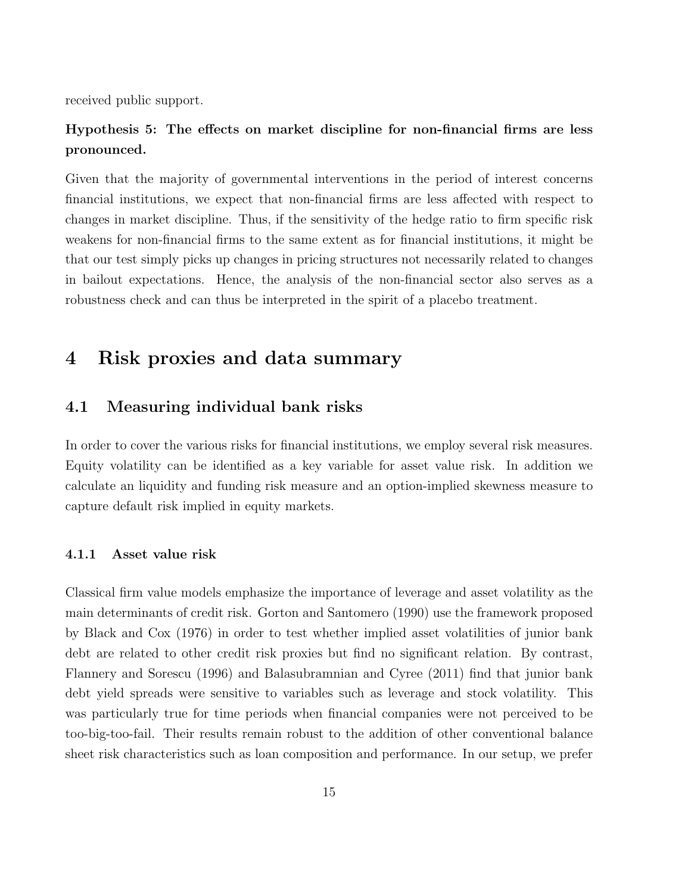received public support.

**Hypothesis 5: The effects on market discipline for non-financial firms are less pronounced.**

Given that the majority of governmental interventions in the period of interest concerns financial institutions, we expect that non-financial firms are less affected with respect to changes in market discipline. Thus, if the sensitivity of the hedge ratio to firm specific risk weakens for non-financial firms to the same extent as for financial institutions, it might be that our test simply picks up changes in pricing structures not necessarily related to changes in bailout expectations. Hence, the analysis of the non-financial sector also serves as a robustness check and can thus be interpreted in the spirit of a placebo treatment.

# 4 Risk proxies and data summary

## 4.1 Measuring individual bank risks

In order to cover the various risks for financial institutions, we employ several risk measures. Equity volatility can be identified as a key variable for asset value risk. In addition we calculate an liquidity and funding risk measure and an option-implied skewness measure to capture default risk implied in equity markets.

### 4.1.1 Asset value risk

Classical firm value models emphasize the importance of leverage and asset volatility as the main determinants of credit risk. Gorton and Santomero (1990) use the framework proposed by Black and Cox (1976) in order to test whether implied asset volatilities of junior bank debt are related to other credit risk proxies but find no significant relation. By contrast, Flannery and Sorescu (1996) and Balasubramnian and Cyree (2011) find that junior bank debt yield spreads were sensitive to variables such as leverage and stock volatility. This was particularly true for time periods when financial companies were not perceived to be too-big-too-fail. Their results remain robust to the addition of other conventional balance sheet risk characteristics such as loan composition and performance. In our setup, we prefer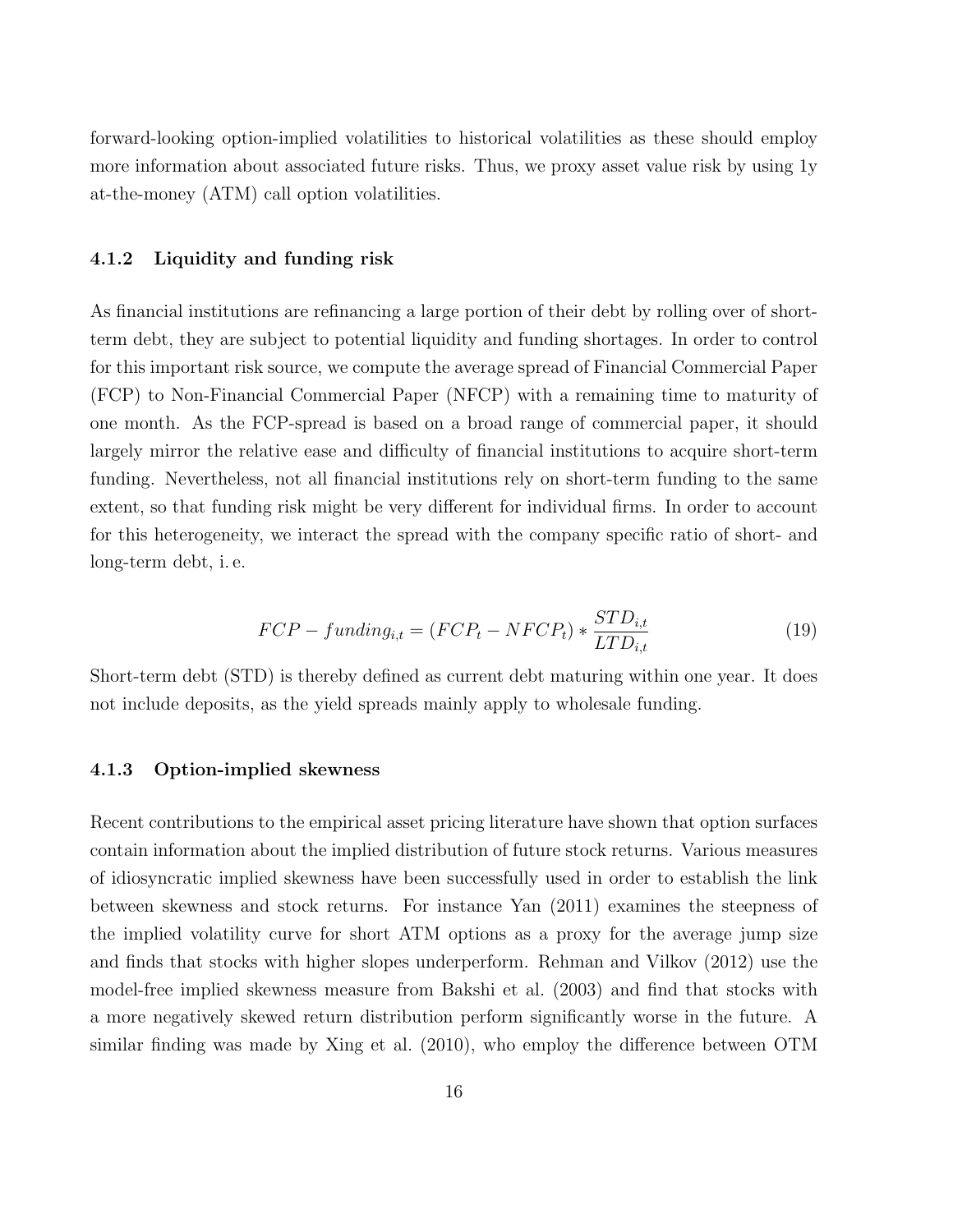forward-looking option-implied volatilities to historical volatilities as these should employ more information about associated future risks. Thus, we proxy asset value risk by using 1y at-the-money (ATM) call option volatilities.

### 4.1.2 Liquidity and funding risk

As financial institutions are refinancing a large portion of their debt by rolling over of short-term debt, they are subject to potential liquidity and funding shortages. In order to control for this important risk source, we compute the average spread of Financial Commercial Paper (FCP) to Non-Financial Commercial Paper (NFCP) with a remaining time to maturity of one month. As the FCP-spread is based on a broad range of commercial paper, it should largely mirror the relative ease and difficulty of financial institutions to acquire short-term funding. Nevertheless, not all financial institutions rely on short-term funding to the same extent, so that funding risk might be very different for individual firms. In order to account for this heterogeneity, we interact the spread with the company specific ratio of short- and long-term debt, i. e.

$$FCP - funding_{i,t} = (FCP_t - NFCP_t) * \frac{STD_{i,t}}{LTD_{i,t}} \tag{19}$$

Short-term debt (STD) is thereby defined as current debt maturing within one year. It does not include deposits, as the yield spreads mainly apply to wholesale funding.

### 4.1.3 Option-implied skewness

Recent contributions to the empirical asset pricing literature have shown that option surfaces contain information about the implied distribution of future stock returns. Various measures of idiosyncratic implied skewness have been successfully used in order to establish the link between skewness and stock returns. For instance Yan (2011) examines the steepness of the implied volatility curve for short ATM options as a proxy for the average jump size and finds that stocks with higher slopes underperform. Rehman and Vilkov (2012) use the model-free implied skewness measure from Bakshi et al. (2003) and find that stocks with a more negatively skewed return distribution perform significantly worse in the future. A similar finding was made by Xing et al. (2010), who employ the difference between OTM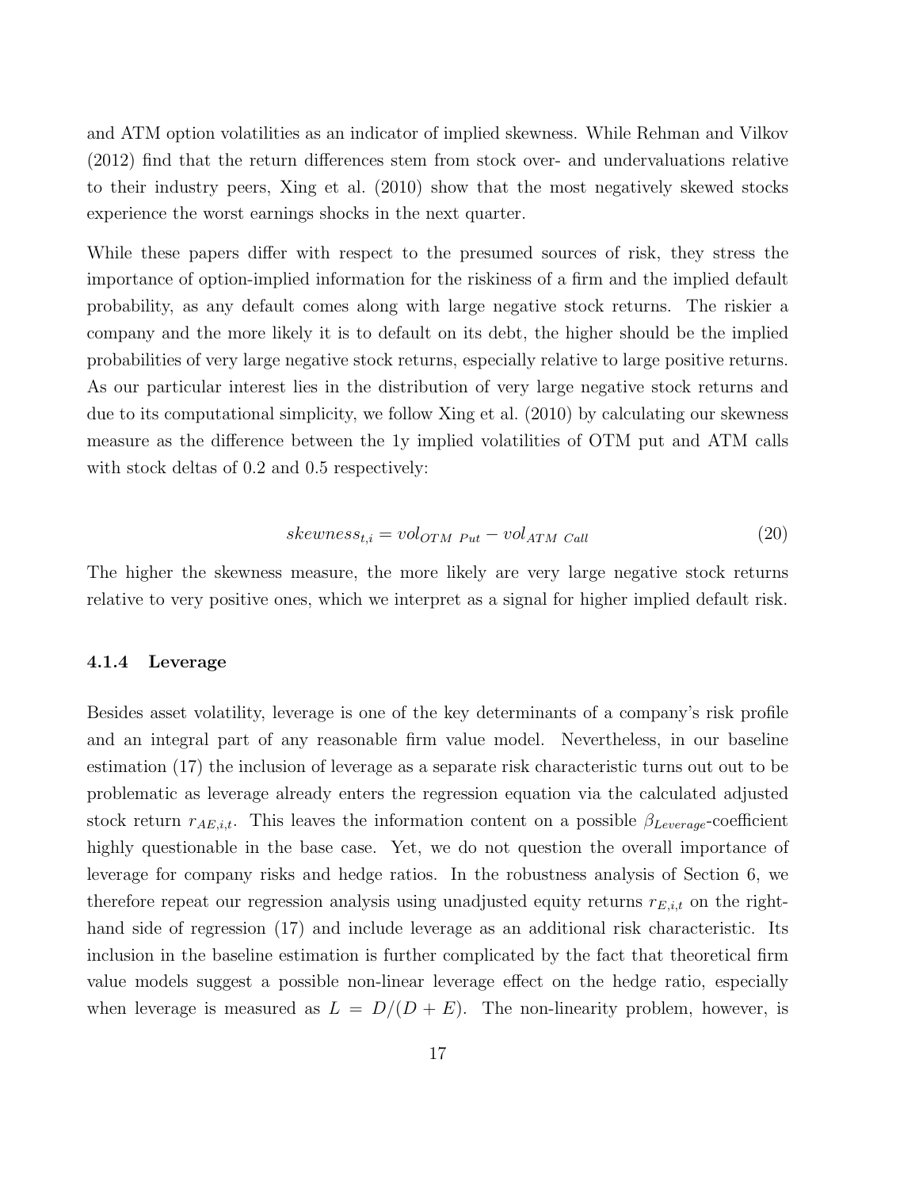and ATM option volatilities as an indicator of implied skewness. While Rehman and Vilkov (2012) find that the return differences stem from stock over- and undervaluations relative to their industry peers, Xing et al. (2010) show that the most negatively skewed stocks experience the worst earnings shocks in the next quarter.

While these papers differ with respect to the presumed sources of risk, they stress the importance of option-implied information for the riskiness of a firm and the implied default probability, as any default comes along with large negative stock returns. The riskier a company and the more likely it is to default on its debt, the higher should be the implied probabilities of very large negative stock returns, especially relative to large positive returns. As our particular interest lies in the distribution of very large negative stock returns and due to its computational simplicity, we follow Xing et al. (2010) by calculating our skewness measure as the difference between the 1y implied volatilities of OTM put and ATM calls with stock deltas of 0.2 and 0.5 respectively:

$$skewness_{t,i} = vol_{OTM\ Put} - vol_{ATM\ Call} \tag{20}$$

The higher the skewness measure, the more likely are very large negative stock returns relative to very positive ones, which we interpret as a signal for higher implied default risk.

#### 4.1.4 Leverage

Besides asset volatility, leverage is one of the key determinants of a company's risk profile and an integral part of any reasonable firm value model. Nevertheless, in our baseline estimation (17) the inclusion of leverage as a separate risk characteristic turns out out to be problematic as leverage already enters the regression equation via the calculated adjusted stock return $r_{AE,i,t}$. This leaves the information content on a possible $\beta_{Leverage}$-coefficient highly questionable in the base case. Yet, we do not question the overall importance of leverage for company risks and hedge ratios. In the robustness analysis of Section 6, we therefore repeat our regression analysis using unadjusted equity returns $r_{E,i,t}$ on the right-hand side of regression (17) and include leverage as an additional risk characteristic. Its inclusion in the baseline estimation is further complicated by the fact that theoretical firm value models suggest a possible non-linear leverage effect on the hedge ratio, especially when leverage is measured as $L = D/(D + E)$. The non-linearity problem, however, is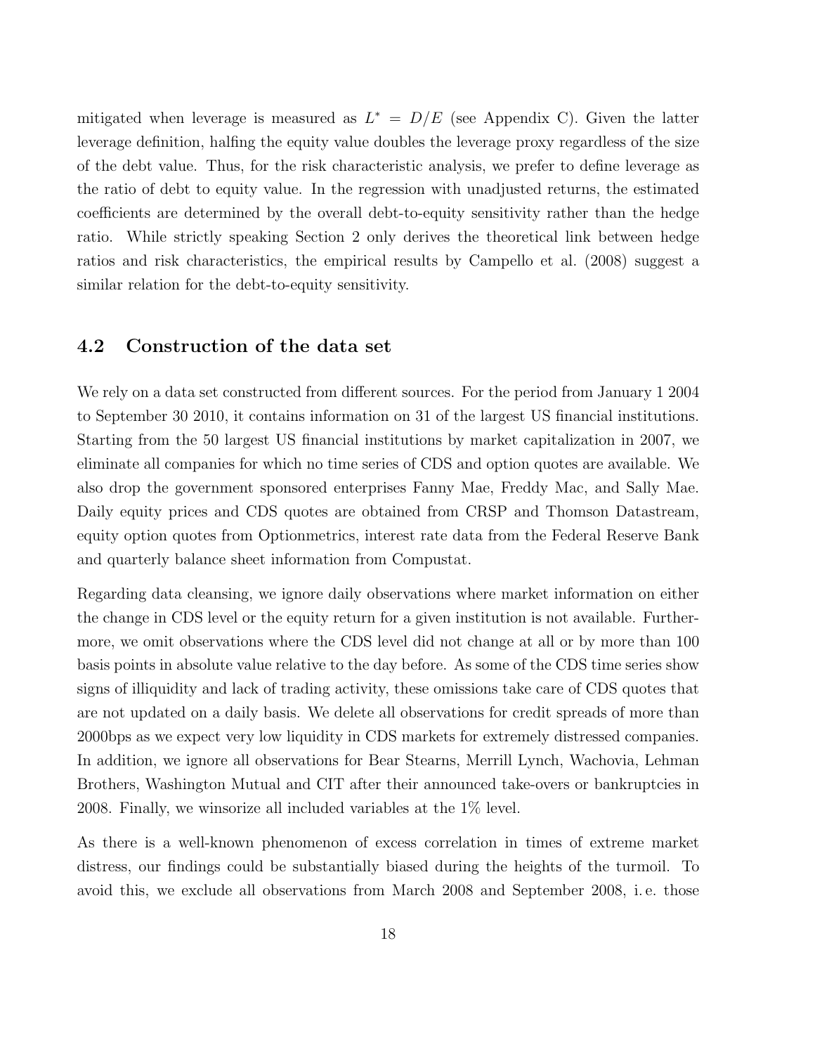mitigated when leverage is measured as $L^* = D/E$ (see Appendix C). Given the latter leverage definition, halfing the equity value doubles the leverage proxy regardless of the size of the debt value. Thus, for the risk characteristic analysis, we prefer to define leverage as the ratio of debt to equity value. In the regression with unadjusted returns, the estimated coefficients are determined by the overall debt-to-equity sensitivity rather than the hedge ratio. While strictly speaking Section 2 only derives the theoretical link between hedge ratios and risk characteristics, the empirical results by Campello et al. (2008) suggest a similar relation for the debt-to-equity sensitivity.

## 4.2 Construction of the data set

We rely on a data set constructed from different sources. For the period from January 1 2004 to September 30 2010, it contains information on 31 of the largest US financial institutions. Starting from the 50 largest US financial institutions by market capitalization in 2007, we eliminate all companies for which no time series of CDS and option quotes are available. We also drop the government sponsored enterprises Fanny Mae, Freddy Mac, and Sally Mae. Daily equity prices and CDS quotes are obtained from CRSP and Thomson Datastream, equity option quotes from Optionmetrics, interest rate data from the Federal Reserve Bank and quarterly balance sheet information from Compustat.

Regarding data cleansing, we ignore daily observations where market information on either the change in CDS level or the equity return for a given institution is not available. Furthermore, we omit observations where the CDS level did not change at all or by more than 100 basis points in absolute value relative to the day before. As some of the CDS time series show signs of illiquidity and lack of trading activity, these omissions take care of CDS quotes that are not updated on a daily basis. We delete all observations for credit spreads of more than 2000bps as we expect very low liquidity in CDS markets for extremely distressed companies. In addition, we ignore all observations for Bear Stearns, Merrill Lynch, Wachovia, Lehman Brothers, Washington Mutual and CIT after their announced take-overs or bankruptcies in 2008. Finally, we winsorize all included variables at the 1% level.

As there is a well-known phenomenon of excess correlation in times of extreme market distress, our findings could be substantially biased during the heights of the turmoil. To avoid this, we exclude all observations from March 2008 and September 2008, i. e. those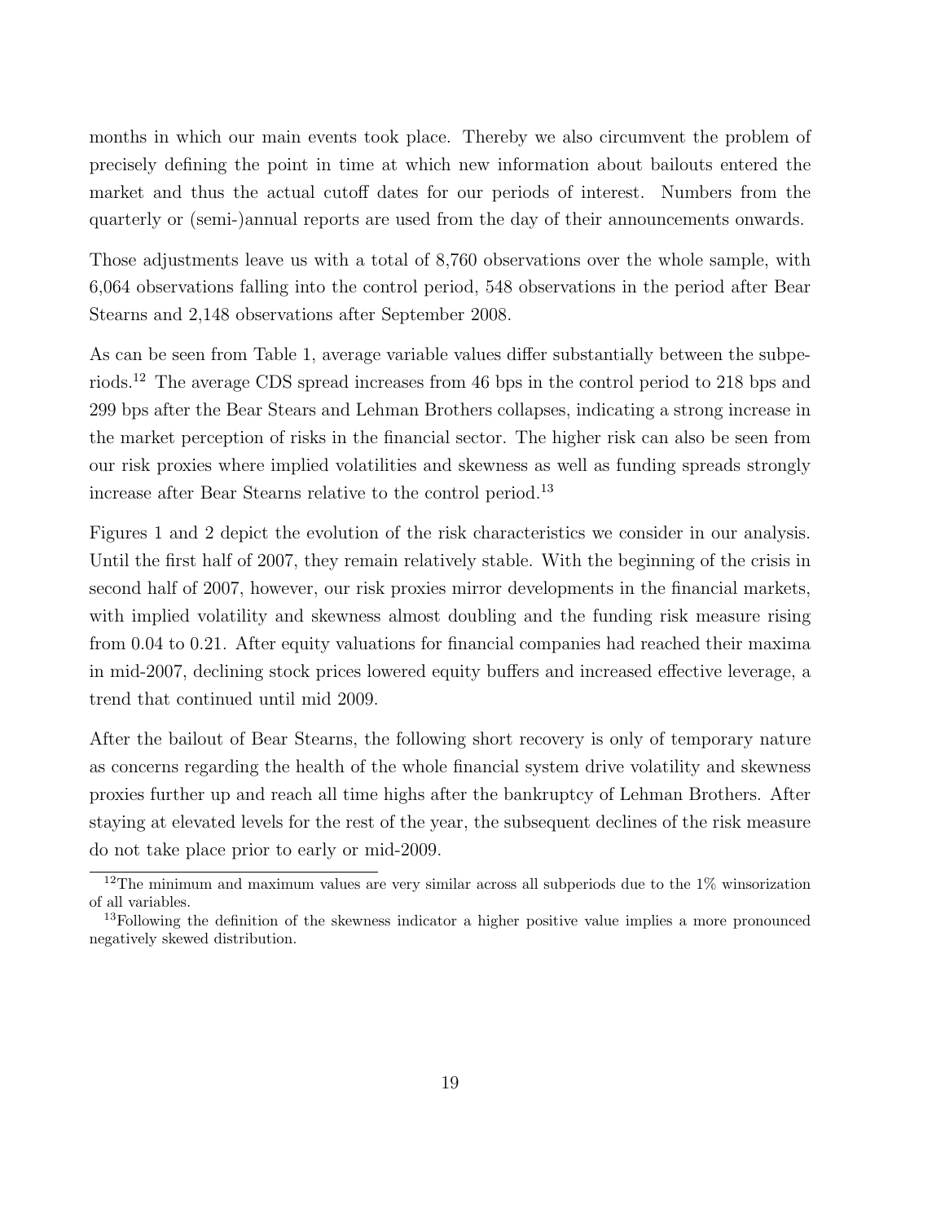months in which our main events took place. Thereby we also circumvent the problem of precisely defining the point in time at which new information about bailouts entered the market and thus the actual cutoff dates for our periods of interest. Numbers from the quarterly or (semi-)annual reports are used from the day of their announcements onwards.

Those adjustments leave us with a total of 8,760 observations over the whole sample, with 6,064 observations falling into the control period, 548 observations in the period after Bear Stearns and 2,148 observations after September 2008.

As can be seen from Table 1, average variable values differ substantially between the subperiods.[12] The average CDS spread increases from 46 bps in the control period to 218 bps and 299 bps after the Bear Stears and Lehman Brothers collapses, indicating a strong increase in the market perception of risks in the financial sector. The higher risk can also be seen from our risk proxies where implied volatilities and skewness as well as funding spreads strongly increase after Bear Stearns relative to the control period.[13]

Figures 1 and 2 depict the evolution of the risk characteristics we consider in our analysis. Until the first half of 2007, they remain relatively stable. With the beginning of the crisis in second half of 2007, however, our risk proxies mirror developments in the financial markets, with implied volatility and skewness almost doubling and the funding risk measure rising from 0.04 to 0.21. After equity valuations for financial companies had reached their maxima in mid-2007, declining stock prices lowered equity buffers and increased effective leverage, a trend that continued until mid 2009.

After the bailout of Bear Stearns, the following short recovery is only of temporary nature as concerns regarding the health of the whole financial system drive volatility and skewness proxies further up and reach all time highs after the bankruptcy of Lehman Brothers. After staying at elevated levels for the rest of the year, the subsequent declines of the risk measure do not take place prior to early or mid-2009.

[12]The minimum and maximum values are very similar across all subperiods due to the 1% winsorization of all variables.

[13]Following the definition of the skewness indicator a higher positive value implies a more pronounced negatively skewed distribution.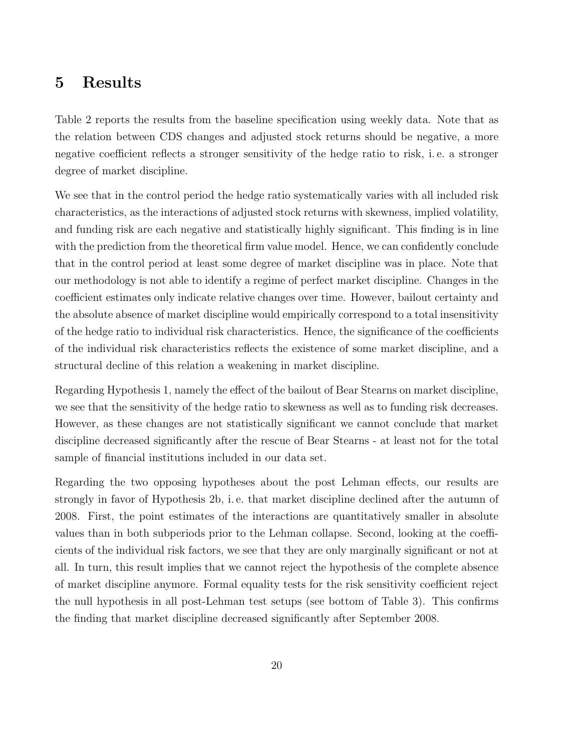# 5 Results

Table 2 reports the results from the baseline specification using weekly data. Note that as the relation between CDS changes and adjusted stock returns should be negative, a more negative coefficient reflects a stronger sensitivity of the hedge ratio to risk, i. e. a stronger degree of market discipline.

We see that in the control period the hedge ratio systematically varies with all included risk characteristics, as the interactions of adjusted stock returns with skewness, implied volatility, and funding risk are each negative and statistically highly significant. This finding is in line with the prediction from the theoretical firm value model. Hence, we can confidently conclude that in the control period at least some degree of market discipline was in place. Note that our methodology is not able to identify a regime of perfect market discipline. Changes in the coefficient estimates only indicate relative changes over time. However, bailout certainty and the absolute absence of market discipline would empirically correspond to a total insensitivity of the hedge ratio to individual risk characteristics. Hence, the significance of the coefficients of the individual risk characteristics reflects the existence of some market discipline, and a structural decline of this relation a weakening in market discipline.

Regarding Hypothesis 1, namely the effect of the bailout of Bear Stearns on market discipline, we see that the sensitivity of the hedge ratio to skewness as well as to funding risk decreases. However, as these changes are not statistically significant we cannot conclude that market discipline decreased significantly after the rescue of Bear Stearns - at least not for the total sample of financial institutions included in our data set.

Regarding the two opposing hypotheses about the post Lehman effects, our results are strongly in favor of Hypothesis 2b, i. e. that market discipline declined after the autumn of 2008. First, the point estimates of the interactions are quantitatively smaller in absolute values than in both subperiods prior to the Lehman collapse. Second, looking at the coefficients of the individual risk factors, we see that they are only marginally significant or not at all. In turn, this result implies that we cannot reject the hypothesis of the complete absence of market discipline anymore. Formal equality tests for the risk sensitivity coefficient reject the null hypothesis in all post-Lehman test setups (see bottom of Table 3). This confirms the finding that market discipline decreased significantly after September 2008.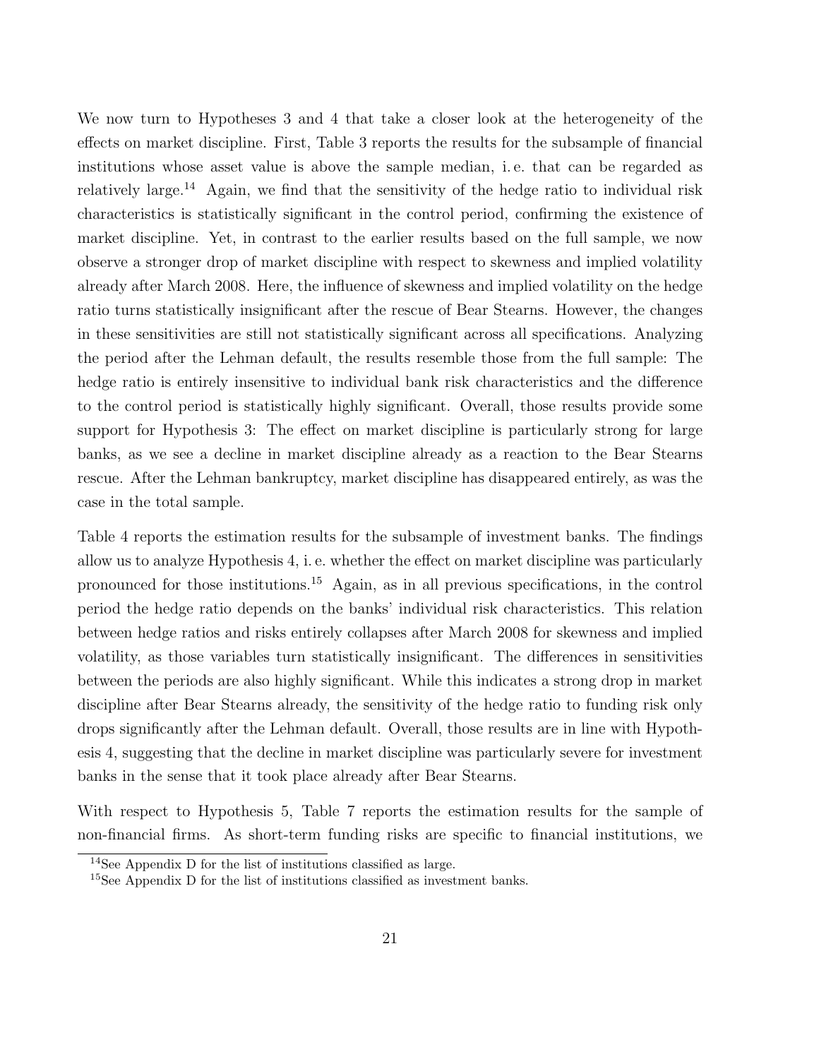We now turn to Hypotheses 3 and 4 that take a closer look at the heterogeneity of the effects on market discipline. First, Table 3 reports the results for the subsample of financial institutions whose asset value is above the sample median, i. e. that can be regarded as relatively large.[14] Again, we find that the sensitivity of the hedge ratio to individual risk characteristics is statistically significant in the control period, confirming the existence of market discipline. Yet, in contrast to the earlier results based on the full sample, we now observe a stronger drop of market discipline with respect to skewness and implied volatility already after March 2008. Here, the influence of skewness and implied volatility on the hedge ratio turns statistically insignificant after the rescue of Bear Stearns. However, the changes in these sensitivities are still not statistically significant across all specifications. Analyzing the period after the Lehman default, the results resemble those from the full sample: The hedge ratio is entirely insensitive to individual bank risk characteristics and the difference to the control period is statistically highly significant. Overall, those results provide some support for Hypothesis 3: The effect on market discipline is particularly strong for large banks, as we see a decline in market discipline already as a reaction to the Bear Stearns rescue. After the Lehman bankruptcy, market discipline has disappeared entirely, as was the case in the total sample.

Table 4 reports the estimation results for the subsample of investment banks. The findings allow us to analyze Hypothesis 4, i. e. whether the effect on market discipline was particularly pronounced for those institutions.[15] Again, as in all previous specifications, in the control period the hedge ratio depends on the banks' individual risk characteristics. This relation between hedge ratios and risks entirely collapses after March 2008 for skewness and implied volatility, as those variables turn statistically insignificant. The differences in sensitivities between the periods are also highly significant. While this indicates a strong drop in market discipline after Bear Stearns already, the sensitivity of the hedge ratio to funding risk only drops significantly after the Lehman default. Overall, those results are in line with Hypothesis 4, suggesting that the decline in market discipline was particularly severe for investment banks in the sense that it took place already after Bear Stearns.

With respect to Hypothesis 5, Table 7 reports the estimation results for the sample of non-financial firms. As short-term funding risks are specific to financial institutions, we

[14] See Appendix D for the list of institutions classified as large.

[15] See Appendix D for the list of institutions classified as investment banks.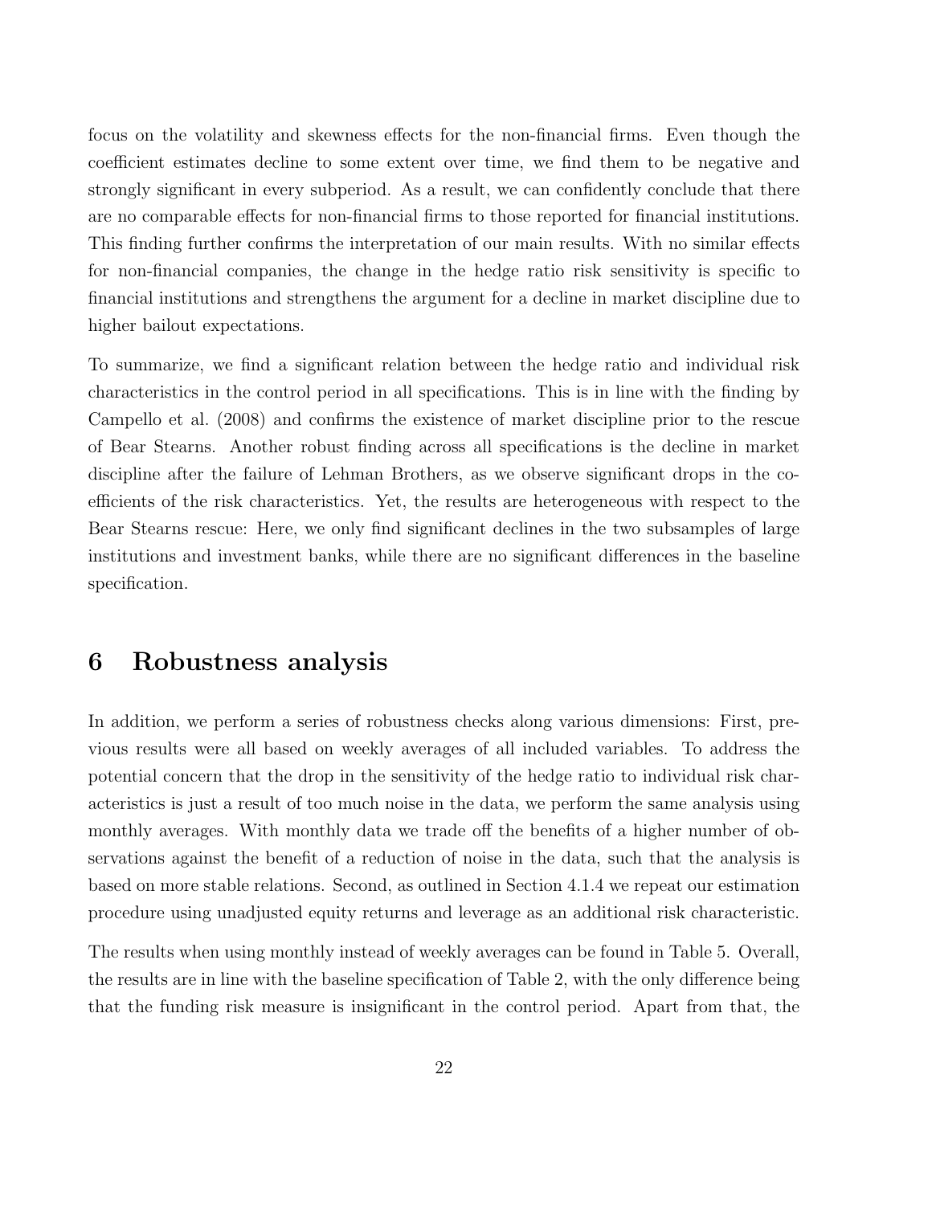focus on the volatility and skewness effects for the non-financial firms. Even though the coefficient estimates decline to some extent over time, we find them to be negative and strongly significant in every subperiod. As a result, we can confidently conclude that there are no comparable effects for non-financial firms to those reported for financial institutions. This finding further confirms the interpretation of our main results. With no similar effects for non-financial companies, the change in the hedge ratio risk sensitivity is specific to financial institutions and strengthens the argument for a decline in market discipline due to higher bailout expectations.

To summarize, we find a significant relation between the hedge ratio and individual risk characteristics in the control period in all specifications. This is in line with the finding by Campello et al. (2008) and confirms the existence of market discipline prior to the rescue of Bear Stearns. Another robust finding across all specifications is the decline in market discipline after the failure of Lehman Brothers, as we observe significant drops in the coefficients of the risk characteristics. Yet, the results are heterogeneous with respect to the Bear Stearns rescue: Here, we only find significant declines in the two subsamples of large institutions and investment banks, while there are no significant differences in the baseline specification.

# 6 Robustness analysis

In addition, we perform a series of robustness checks along various dimensions: First, previous results were all based on weekly averages of all included variables. To address the potential concern that the drop in the sensitivity of the hedge ratio to individual risk characteristics is just a result of too much noise in the data, we perform the same analysis using monthly averages. With monthly data we trade off the benefits of a higher number of observations against the benefit of a reduction of noise in the data, such that the analysis is based on more stable relations. Second, as outlined in Section 4.1.4 we repeat our estimation procedure using unadjusted equity returns and leverage as an additional risk characteristic.

The results when using monthly instead of weekly averages can be found in Table 5. Overall, the results are in line with the baseline specification of Table 2, with the only difference being that the funding risk measure is insignificant in the control period. Apart from that, the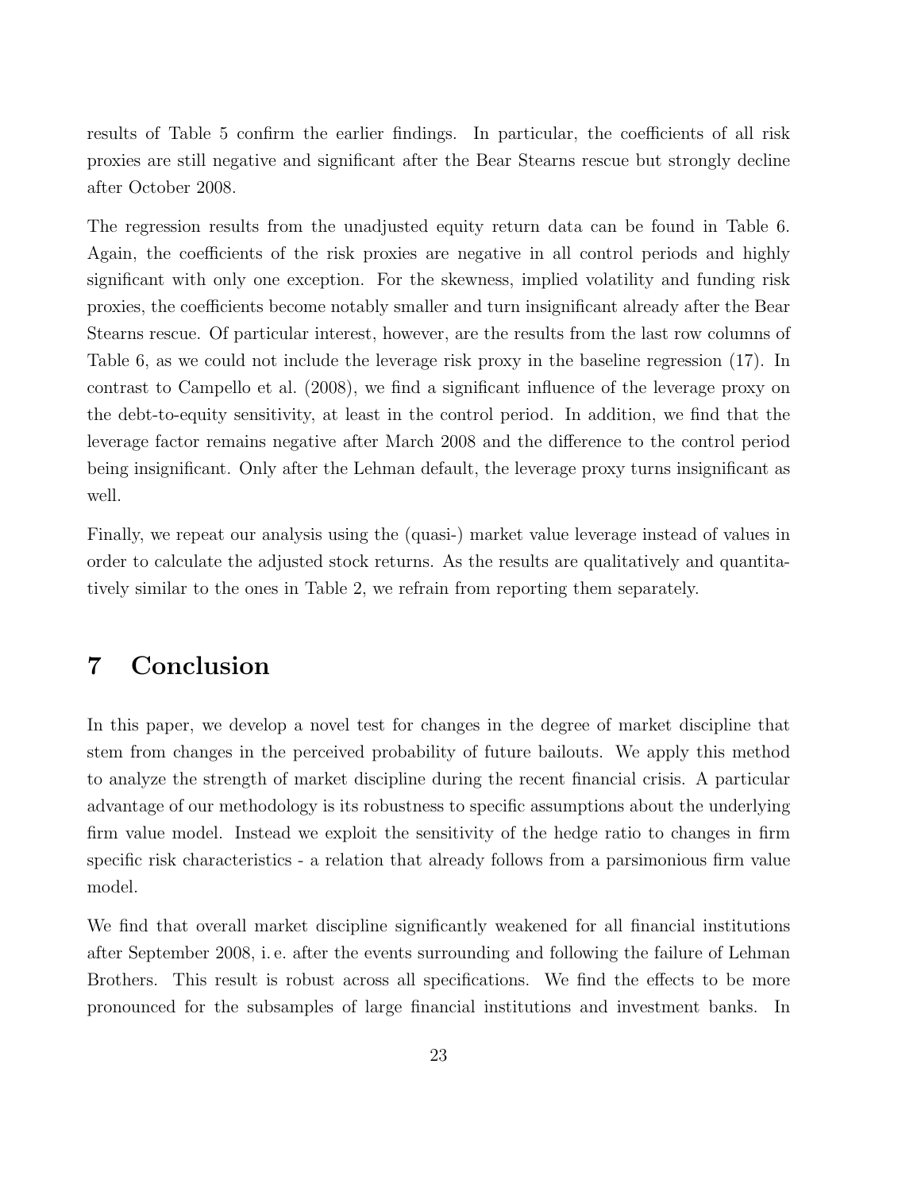results of Table 5 confirm the earlier findings. In particular, the coefficients of all risk proxies are still negative and significant after the Bear Stearns rescue but strongly decline after October 2008.

The regression results from the unadjusted equity return data can be found in Table 6. Again, the coefficients of the risk proxies are negative in all control periods and highly significant with only one exception. For the skewness, implied volatility and funding risk proxies, the coefficients become notably smaller and turn insignificant already after the Bear Stearns rescue. Of particular interest, however, are the results from the last row columns of Table 6, as we could not include the leverage risk proxy in the baseline regression (17). In contrast to Campello et al. (2008), we find a significant influence of the leverage proxy on the debt-to-equity sensitivity, at least in the control period. In addition, we find that the leverage factor remains negative after March 2008 and the difference to the control period being insignificant. Only after the Lehman default, the leverage proxy turns insignificant as well.

Finally, we repeat our analysis using the (quasi-) market value leverage instead of values in order to calculate the adjusted stock returns. As the results are qualitatively and quantitatively similar to the ones in Table 2, we refrain from reporting them separately.

# 7 Conclusion

In this paper, we develop a novel test for changes in the degree of market discipline that stem from changes in the perceived probability of future bailouts. We apply this method to analyze the strength of market discipline during the recent financial crisis. A particular advantage of our methodology is its robustness to specific assumptions about the underlying firm value model. Instead we exploit the sensitivity of the hedge ratio to changes in firm specific risk characteristics - a relation that already follows from a parsimonious firm value model.

We find that overall market discipline significantly weakened for all financial institutions after September 2008, i. e. after the events surrounding and following the failure of Lehman Brothers. This result is robust across all specifications. We find the effects to be more pronounced for the subsamples of large financial institutions and investment banks. In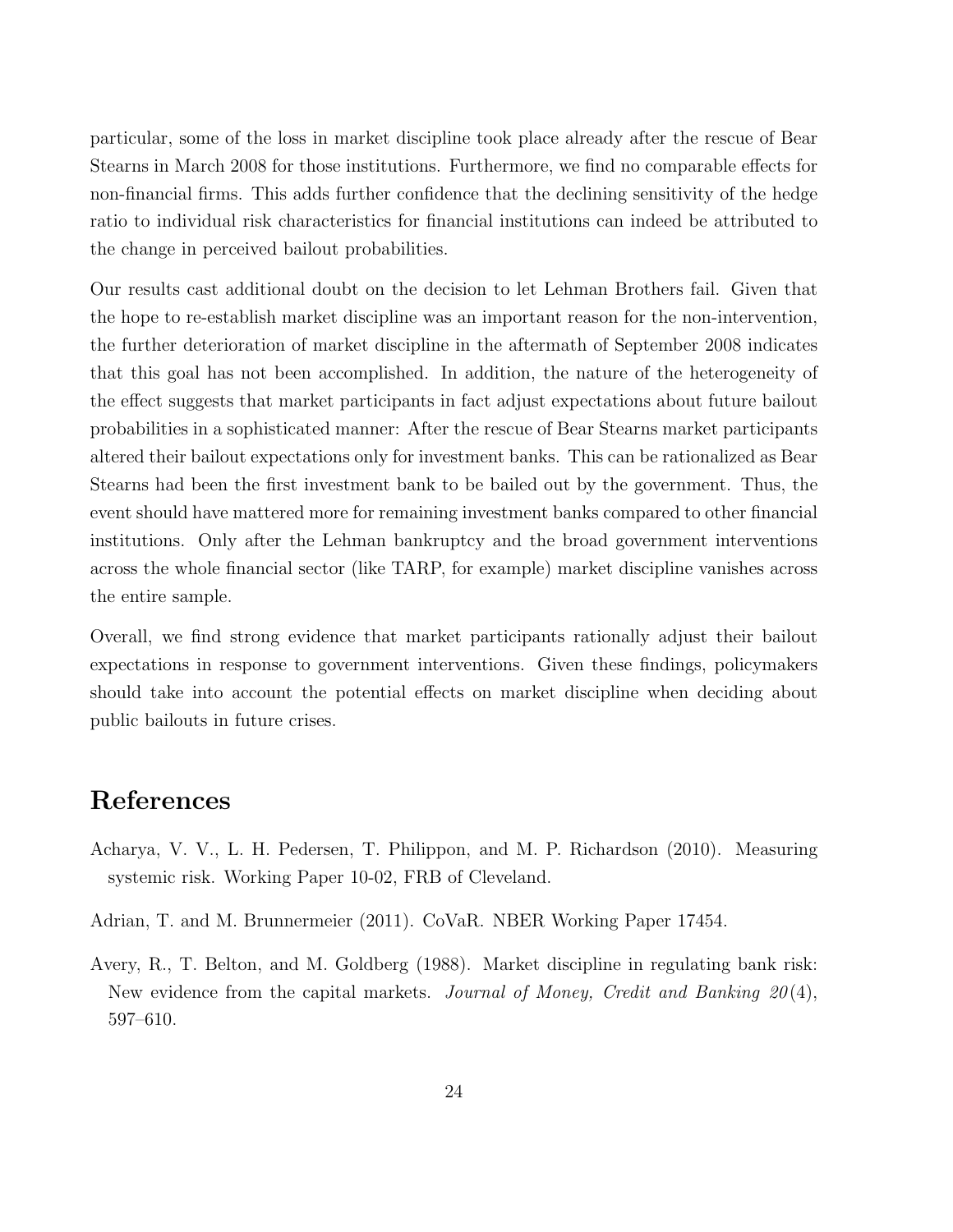particular, some of the loss in market discipline took place already after the rescue of Bear Stearns in March 2008 for those institutions. Furthermore, we find no comparable effects for non-financial firms. This adds further confidence that the declining sensitivity of the hedge ratio to individual risk characteristics for financial institutions can indeed be attributed to the change in perceived bailout probabilities.

Our results cast additional doubt on the decision to let Lehman Brothers fail. Given that the hope to re-establish market discipline was an important reason for the non-intervention, the further deterioration of market discipline in the aftermath of September 2008 indicates that this goal has not been accomplished. In addition, the nature of the heterogeneity of the effect suggests that market participants in fact adjust expectations about future bailout probabilities in a sophisticated manner: After the rescue of Bear Stearns market participants altered their bailout expectations only for investment banks. This can be rationalized as Bear Stearns had been the first investment bank to be bailed out by the government. Thus, the event should have mattered more for remaining investment banks compared to other financial institutions. Only after the Lehman bankruptcy and the broad government interventions across the whole financial sector (like TARP, for example) market discipline vanishes across the entire sample.

Overall, we find strong evidence that market participants rationally adjust their bailout expectations in response to government interventions. Given these findings, policymakers should take into account the potential effects on market discipline when deciding about public bailouts in future crises.

# References

Acharya, V. V., L. H. Pedersen, T. Philippon, and M. P. Richardson (2010). Measuring systemic risk. Working Paper 10-02, FRB of Cleveland.

Adrian, T. and M. Brunnermeier (2011). CoVaR. NBER Working Paper 17454.

Avery, R., T. Belton, and M. Goldberg (1988). Market discipline in regulating bank risk: New evidence from the capital markets. *Journal of Money, Credit and Banking 20*(4), 597–610.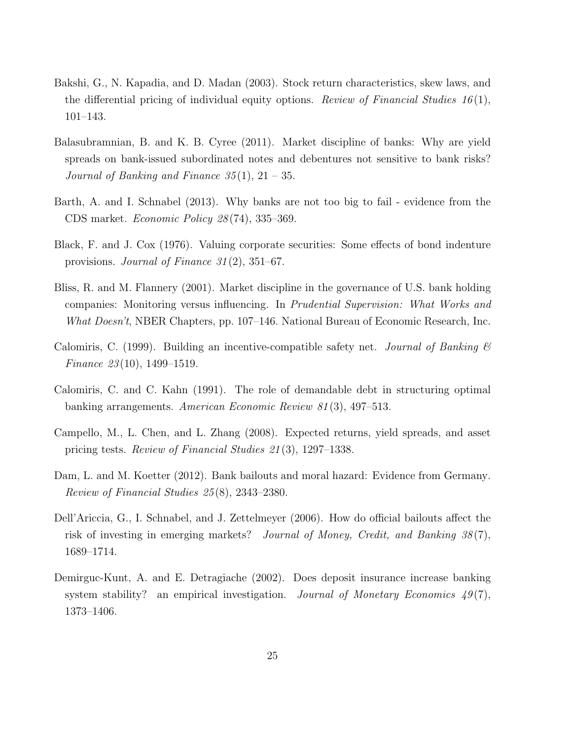Bakshi, G., N. Kapadia, and D. Madan (2003). Stock return characteristics, skew laws, and the differential pricing of individual equity options. *Review of Financial Studies 16*(1), 101–143.

Balasubramnian, B. and K. B. Cyree (2011). Market discipline of banks: Why are yield spreads on bank-issued subordinated notes and debentures not sensitive to bank risks? *Journal of Banking and Finance 35*(1), 21 – 35.

Barth, A. and I. Schnabel (2013). Why banks are not too big to fail - evidence from the CDS market. *Economic Policy 28*(74), 335–369.

Black, F. and J. Cox (1976). Valuing corporate securities: Some effects of bond indenture provisions. *Journal of Finance 31*(2), 351–67.

Bliss, R. and M. Flannery (2001). Market discipline in the governance of U.S. bank holding companies: Monitoring versus influencing. In *Prudential Supervision: What Works and What Doesn't*, NBER Chapters, pp. 107–146. National Bureau of Economic Research, Inc.

Calomiris, C. (1999). Building an incentive-compatible safety net. *Journal of Banking & Finance 23*(10), 1499–1519.

Calomiris, C. and C. Kahn (1991). The role of demandable debt in structuring optimal banking arrangements. *American Economic Review 81*(3), 497–513.

Campello, M., L. Chen, and L. Zhang (2008). Expected returns, yield spreads, and asset pricing tests. *Review of Financial Studies 21*(3), 1297–1338.

Dam, L. and M. Koetter (2012). Bank bailouts and moral hazard: Evidence from Germany. *Review of Financial Studies 25*(8), 2343–2380.

Dell'Ariccia, G., I. Schnabel, and J. Zettelmeyer (2006). How do official bailouts affect the risk of investing in emerging markets? *Journal of Money, Credit, and Banking 38*(7), 1689–1714.

Demirguc-Kunt, A. and E. Detragiache (2002). Does deposit insurance increase banking system stability? an empirical investigation. *Journal of Monetary Economics 49*(7), 1373–1406.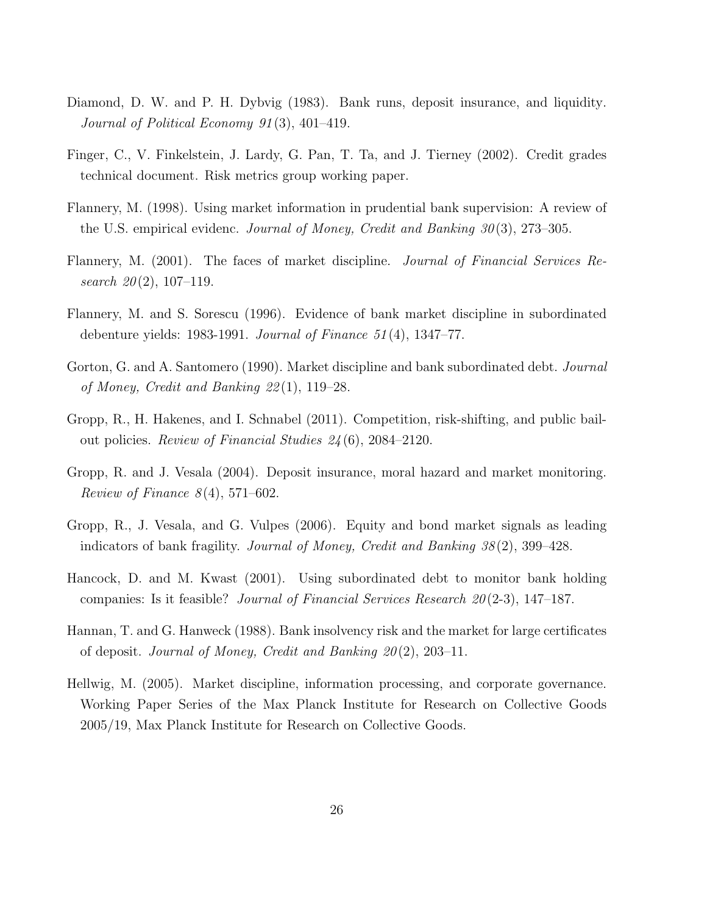Diamond, D. W. and P. H. Dybvig (1983). Bank runs, deposit insurance, and liquidity. *Journal of Political Economy 91*(3), 401–419.

Finger, C., V. Finkelstein, J. Lardy, G. Pan, T. Ta, and J. Tierney (2002). Credit grades technical document. Risk metrics group working paper.

Flannery, M. (1998). Using market information in prudential bank supervision: A review of the U.S. empirical evidenc. *Journal of Money, Credit and Banking 30*(3), 273–305.

Flannery, M. (2001). The faces of market discipline. *Journal of Financial Services Research 20*(2), 107–119.

Flannery, M. and S. Sorescu (1996). Evidence of bank market discipline in subordinated debenture yields: 1983-1991. *Journal of Finance 51*(4), 1347–77.

Gorton, G. and A. Santomero (1990). Market discipline and bank subordinated debt. *Journal of Money, Credit and Banking 22*(1), 119–28.

Gropp, R., H. Hakenes, and I. Schnabel (2011). Competition, risk-shifting, and public bail-out policies. *Review of Financial Studies 24*(6), 2084–2120.

Gropp, R. and J. Vesala (2004). Deposit insurance, moral hazard and market monitoring. *Review of Finance 8*(4), 571–602.

Gropp, R., J. Vesala, and G. Vulpes (2006). Equity and bond market signals as leading indicators of bank fragility. *Journal of Money, Credit and Banking 38*(2), 399–428.

Hancock, D. and M. Kwast (2001). Using subordinated debt to monitor bank holding companies: Is it feasible? *Journal of Financial Services Research 20*(2-3), 147–187.

Hannan, T. and G. Hanweck (1988). Bank insolvency risk and the market for large certificates of deposit. *Journal of Money, Credit and Banking 20*(2), 203–11.

Hellwig, M. (2005). Market discipline, information processing, and corporate governance. Working Paper Series of the Max Planck Institute for Research on Collective Goods 2005/19, Max Planck Institute for Research on Collective Goods.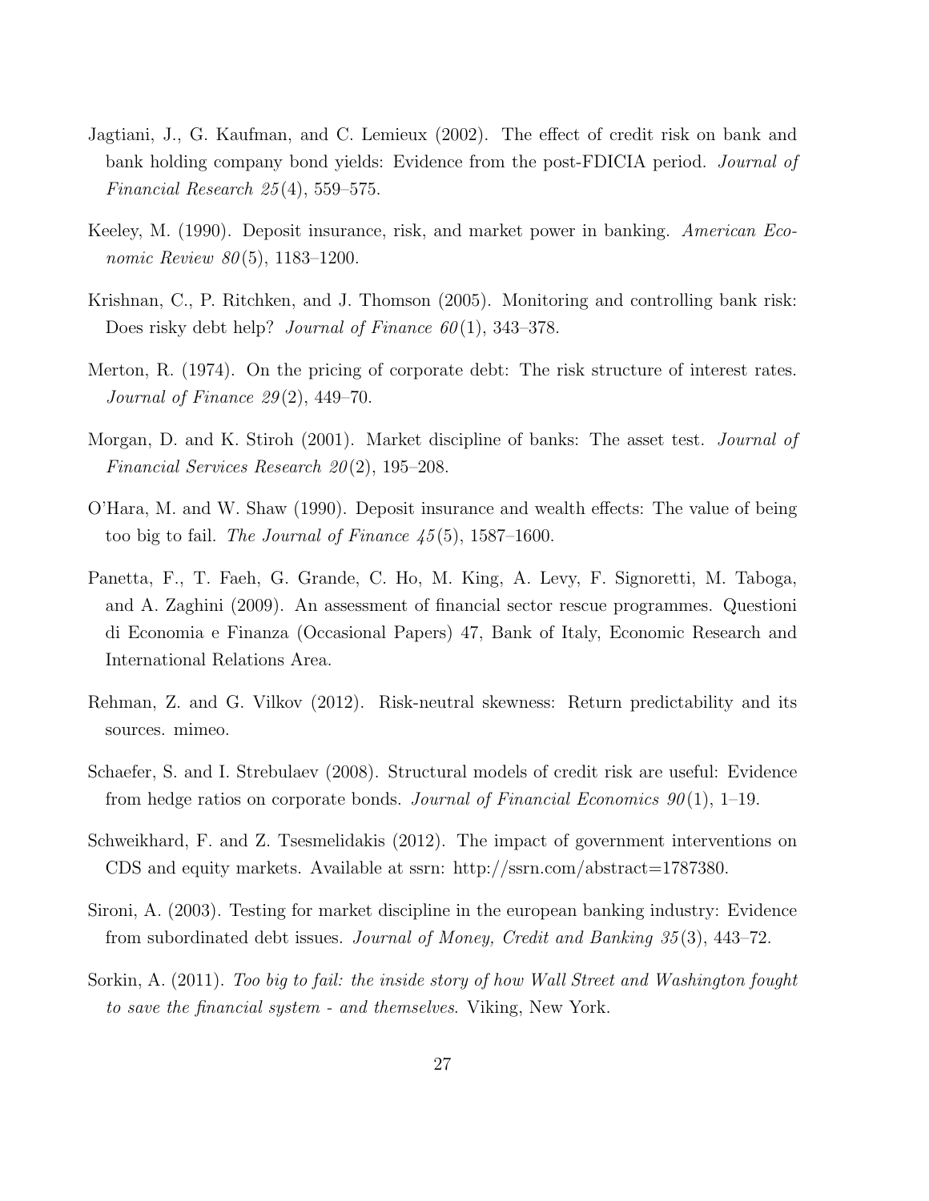Jagtiani, J., G. Kaufman, and C. Lemieux (2002). The effect of credit risk on bank and bank holding company bond yields: Evidence from the post-FDICIA period. *Journal of Financial Research 25*(4), 559–575.

Keeley, M. (1990). Deposit insurance, risk, and market power in banking. *American Economic Review 80*(5), 1183–1200.

Krishnan, C., P. Ritchken, and J. Thomson (2005). Monitoring and controlling bank risk: Does risky debt help? *Journal of Finance 60*(1), 343–378.

Merton, R. (1974). On the pricing of corporate debt: The risk structure of interest rates. *Journal of Finance 29*(2), 449–70.

Morgan, D. and K. Stiroh (2001). Market discipline of banks: The asset test. *Journal of Financial Services Research 20*(2), 195–208.

O'Hara, M. and W. Shaw (1990). Deposit insurance and wealth effects: The value of being too big to fail. *The Journal of Finance 45*(5), 1587–1600.

Panetta, F., T. Faeh, G. Grande, C. Ho, M. King, A. Levy, F. Signoretti, M. Taboga, and A. Zaghini (2009). An assessment of financial sector rescue programmes. Questioni di Economia e Finanza (Occasional Papers) 47, Bank of Italy, Economic Research and International Relations Area.

Rehman, Z. and G. Vilkov (2012). Risk-neutral skewness: Return predictability and its sources. mimeo.

Schaefer, S. and I. Strebulaev (2008). Structural models of credit risk are useful: Evidence from hedge ratios on corporate bonds. *Journal of Financial Economics 90*(1), 1–19.

Schweikhard, F. and Z. Tsesmelidakis (2012). The impact of government interventions on CDS and equity markets. Available at ssrn: http://ssrn.com/abstract=1787380.

Sironi, A. (2003). Testing for market discipline in the european banking industry: Evidence from subordinated debt issues. *Journal of Money, Credit and Banking 35*(3), 443–72.

Sorkin, A. (2011). *Too big to fail: the inside story of how Wall Street and Washington fought to save the financial system - and themselves*. Viking, New York.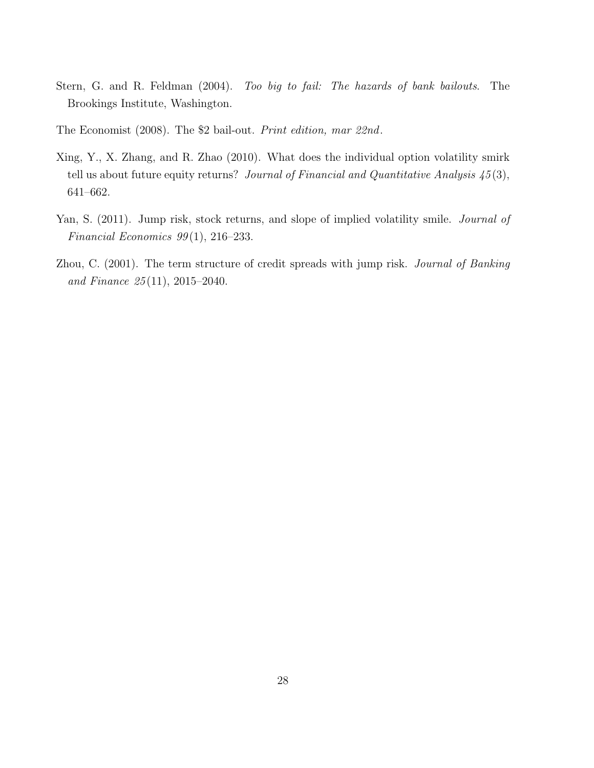Stern, G. and R. Feldman (2004). *Too big to fail: The hazards of bank bailouts*. The Brookings Institute, Washington.

The Economist (2008). The $2 bail-out. *Print edition, mar 22nd*.

Xing, Y., X. Zhang, and R. Zhao (2010). What does the individual option volatility smirk tell us about future equity returns? *Journal of Financial and Quantitative Analysis 45*(3), 641–662.

Yan, S. (2011). Jump risk, stock returns, and slope of implied volatility smile. *Journal of Financial Economics 99*(1), 216–233.

Zhou, C. (2001). The term structure of credit spreads with jump risk. *Journal of Banking and Finance 25*(11), 2015–2040.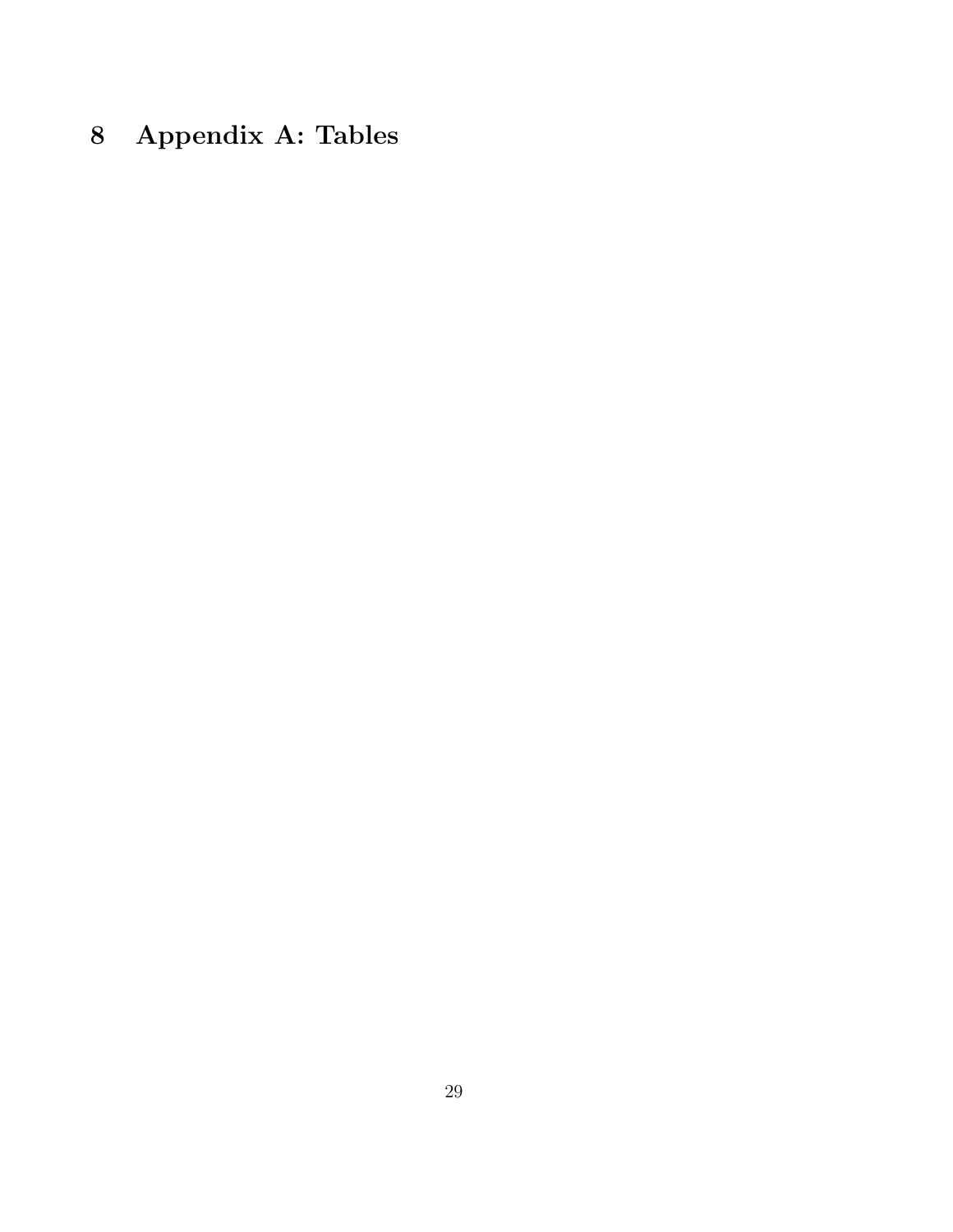# 8 Appendix A: Tables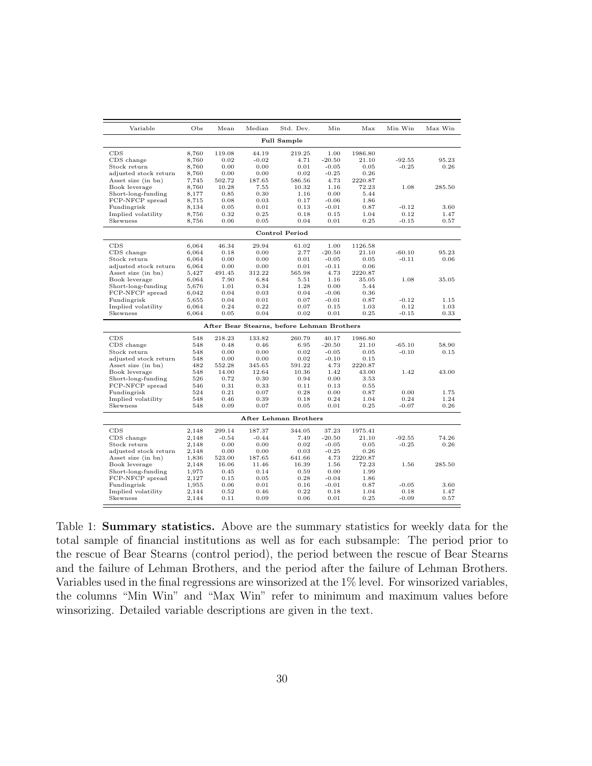| Variable | Obs | Mean | Median | Std. Dev. | Min | Max | Min Win | Max Win |
|---|---|---|---|---|---|---|---|---|
| **Full Sample** | | | | | | | | |
| CDS | 8,760 | 119.08 | 44.19 | 219.25 | 1.00 | 1986.80 | | |
| CDS change | 8,760 | 0.02 | -0.02 | 4.71 | -20.50 | 21.10 | -92.55 | 95.23 |
| Stock return | 8,760 | 0.00 | 0.00 | 0.01 | -0.05 | 0.05 | -0.25 | 0.26 |
| adjusted stock return | 8,760 | 0.00 | 0.00 | 0.02 | -0.25 | 0.26 | | |
| Asset size (in bn) | 7,745 | 502.72 | 187.65 | 586.56 | 4.73 | 2220.87 | | |
| Book leverage | 8,760 | 10.28 | 7.55 | 10.32 | 1.16 | 72.23 | 1.08 | 285.50 |
| Short-long-funding | 8,177 | 0.85 | 0.30 | 1.16 | 0.00 | 5.44 | | |
| FCP-NFCP spread | 8,715 | 0.08 | 0.03 | 0.17 | -0.06 | 1.86 | | |
| Fundingrisk | 8,134 | 0.05 | 0.01 | 0.13 | -0.01 | 0.87 | -0.12 | 3.60 |
| Implied volatility | 8,756 | 0.32 | 0.25 | 0.18 | 0.15 | 1.04 | 0.12 | 1.47 |
| Skewness | 8,756 | 0.06 | 0.05 | 0.04 | 0.01 | 0.25 | -0.15 | 0.57 |
| **Control Period** | | | | | | | | |
| CDS | 6,064 | 46.34 | 29.94 | 61.02 | 1.00 | 1126.58 | | |
| CDS change | 6,064 | 0.18 | 0.00 | 2.77 | -20.50 | 21.10 | -60.10 | 95.23 |
| Stock return | 6,064 | 0.00 | 0.00 | 0.01 | -0.05 | 0.05 | -0.11 | 0.06 |
| adjusted stock return | 6,064 | 0.00 | 0.00 | 0.01 | -0.11 | 0.06 | | |
| Asset size (in bn) | 5,427 | 491.45 | 312.22 | 565.98 | 4.73 | 2220.87 | | |
| Book leverage | 6,064 | 7.90 | 6.84 | 5.51 | 1.16 | 35.05 | 1.08 | 35.05 |
| Short-long-funding | 5,676 | 1.01 | 0.34 | 1.28 | 0.00 | 5.44 | | |
| FCP-NFCP spread | 6,042 | 0.04 | 0.03 | 0.04 | -0.06 | 0.36 | | |
| Fundingrisk | 5,655 | 0.04 | 0.01 | 0.07 | -0.01 | 0.87 | -0.12 | 1.15 |
| Implied volatility | 6,064 | 0.24 | 0.22 | 0.07 | 0.15 | 1.03 | 0.12 | 1.03 |
| Skewness | 6,064 | 0.05 | 0.04 | 0.02 | 0.01 | 0.25 | -0.15 | 0.33 |
| **After Bear Stearns, before Lehman Brothers** | | | | | | | | |
| CDS | 548 | 218.23 | 133.82 | 260.79 | 40.17 | 1986.80 | | |
| CDS change | 548 | 0.48 | 0.46 | 6.95 | -20.50 | 21.10 | -65.10 | 58.90 |
| Stock return | 548 | 0.00 | 0.00 | 0.02 | -0.05 | 0.05 | -0.10 | 0.15 |
| adjusted stock return | 548 | 0.00 | 0.00 | 0.02 | -0.10 | 0.15 | | |
| Asset size (in bn) | 482 | 552.28 | 345.65 | 591.22 | 4.73 | 2220.87 | | |
| Book leverage | 548 | 14.00 | 12.64 | 10.36 | 1.42 | 43.00 | 1.42 | 43.00 |
| Short-long-funding | 526 | 0.72 | 0.30 | 0.94 | 0.00 | 3.53 | | |
| FCP-NFCP spread | 546 | 0.31 | 0.33 | 0.11 | 0.13 | 0.55 | | |
| Fundingrisk | 524 | 0.21 | 0.07 | 0.28 | 0.00 | 0.87 | 0.00 | 1.75 |
| Implied volatility | 548 | 0.46 | 0.39 | 0.18 | 0.24 | 1.04 | 0.24 | 1.24 |
| Skewness | 548 | 0.09 | 0.07 | 0.05 | 0.01 | 0.25 | -0.07 | 0.26 |
| **After Lehman Brothers** | | | | | | | | |
| CDS | 2,148 | 299.14 | 187.37 | 344.05 | 37.23 | 1975.41 | | |
| CDS change | 2,148 | -0.54 | -0.44 | 7.49 | -20.50 | 21.10 | -92.55 | 74.26 |
| Stock return | 2,148 | 0.00 | 0.00 | 0.02 | -0.05 | 0.05 | -0.25 | 0.26 |
| adjusted stock return | 2,148 | 0.00 | 0.00 | 0.03 | -0.25 | 0.26 | | |
| Asset size (in bn) | 1,836 | 523.00 | 187.65 | 641.66 | 4.73 | 2220.87 | | |
| Book leverage | 2,148 | 16.06 | 11.46 | 16.39 | 1.56 | 72.23 | 1.56 | 285.50 |
| Short-long-funding | 1,975 | 0.45 | 0.14 | 0.59 | 0.00 | 1.99 | | |
| FCP-NFCP spread | 2,127 | 0.15 | 0.05 | 0.28 | -0.04 | 1.86 | | |
| Fundingrisk | 1,955 | 0.06 | 0.01 | 0.16 | -0.01 | 0.87 | -0.05 | 3.60 |
| Implied volatility | 2,144 | 0.52 | 0.46 | 0.22 | 0.18 | 1.04 | 0.18 | 1.47 |
| Skewness | 2,144 | 0.11 | 0.09 | 0.06 | 0.01 | 0.25 | -0.09 | 0.57 |

Table 1: **Summary statistics.** Above are the summary statistics for weekly data for the total sample of financial institutions as well as for each subsample: The period prior to the rescue of Bear Stearns (control period), the period between the rescue of Bear Stearns and the failure of Lehman Brothers, and the period after the failure of Lehman Brothers. Variables used in the final regressions are winsorized at the 1% level. For winsorized variables, the columns "Min Win" and "Max Win" refer to minimum and maximum values before winsorizing. Detailed variable descriptions are given in the text.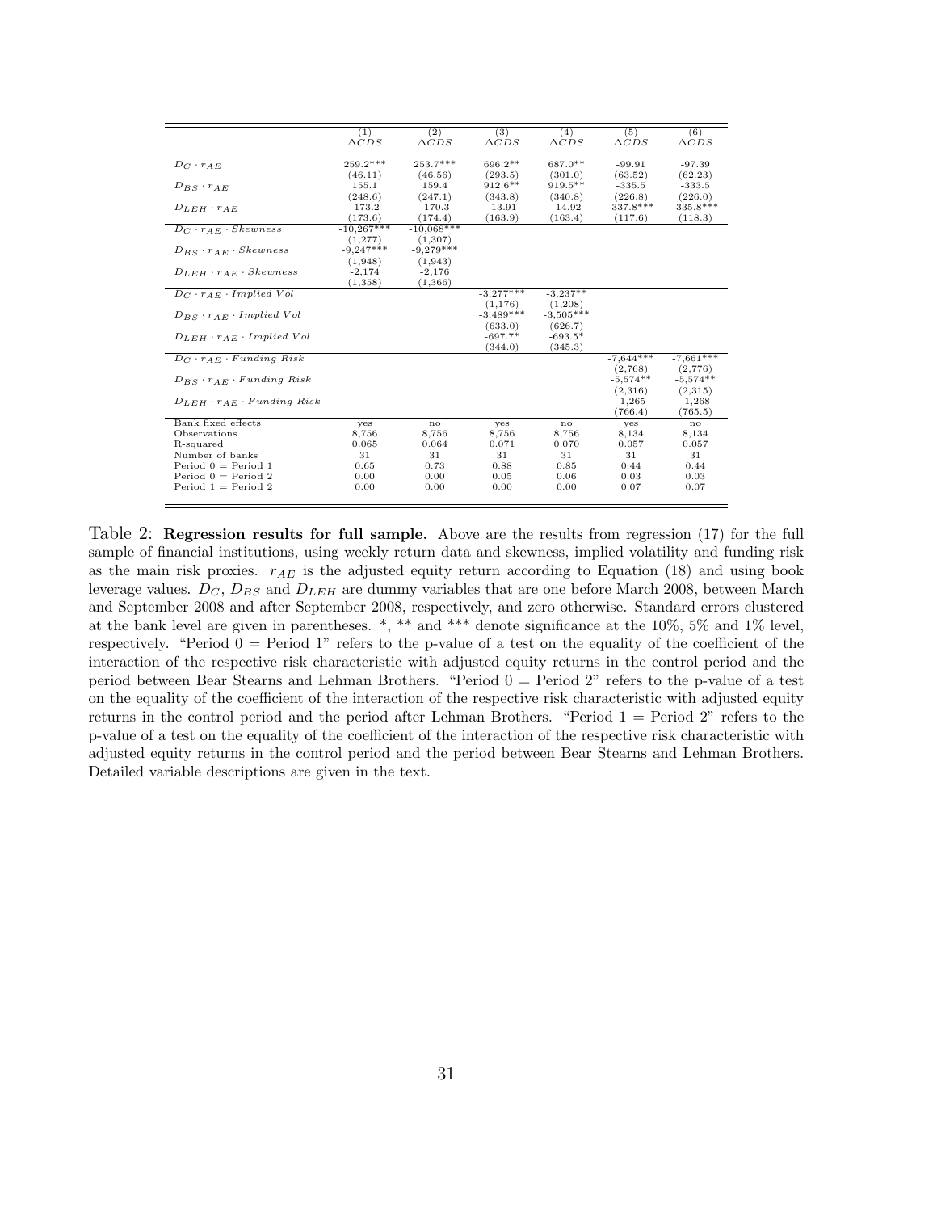| | (1) $\Delta CDS$ | (2) $\Delta CDS$ | (3) $\Delta CDS$ | (4) $\Delta CDS$ | (5) $\Delta CDS$ | (6) $\Delta CDS$ |
|---|---|---|---|---|---|---|
| $D_C \cdot r_{AE}$ | 259.2*** | 253.7*** | 696.2** | 687.0** | -99.91 | -97.39 |
| | (46.11) | (46.56) | (293.5) | (301.0) | (63.52) | (62.23) |
| $D_{BS} \cdot r_{AE}$ | 155.1 | 159.4 | 912.6** | 919.5** | -335.5 | -333.5 |
| | (248.6) | (247.1) | (343.8) | (340.8) | (226.8) | (226.0) |
| $D_{LEH} \cdot r_{AE}$ | -173.2 | -170.3 | -13.91 | -14.92 | -337.8*** | -335.8*** |
| | (173.6) | (174.4) | (163.9) | (163.4) | (117.6) | (118.3) |
| $D_C \cdot r_{AE} \cdot Skewness$ | -10,267*** | -10,068*** | | | | |
| | (1,277) | (1,307) | | | | |
| $D_{BS} \cdot r_{AE} \cdot Skewness$ | -9,247*** | -9,279*** | | | | |
| | (1,948) | (1,943) | | | | |
| $D_{LEH} \cdot r_{AE} \cdot Skewness$ | -2,174 | -2,176 | | | | |
| | (1,358) | (1,366) | | | | |
| $D_C \cdot r_{AE} \cdot Implied\ Vol$ | | | -3,277*** | -3,237** | | |
| | | | (1,176) | (1,208) | | |
| $D_{BS} \cdot r_{AE} \cdot Implied\ Vol$ | | | -3,489*** | -3,505*** | | |
| | | | (633.0) | (626.7) | | |
| $D_{LEH} \cdot r_{AE} \cdot Implied\ Vol$ | | | -697.7* | -693.5* | | |
| | | | (344.0) | (345.3) | | |
| $D_C \cdot r_{AE} \cdot Funding\ Risk$ | | | | | -7,644*** | -7,661*** |
| | | | | | (2,768) | (2,776) |
| $D_{BS} \cdot r_{AE} \cdot Funding\ Risk$ | | | | | -5,574** | -5,574** |
| | | | | | (2,316) | (2,315) |
| $D_{LEH} \cdot r_{AE} \cdot Funding\ Risk$ | | | | | -1,265 | -1,268 |
| | | | | | (766.4) | (765.5) |
| Bank fixed effects | yes | no | yes | no | yes | no |
| Observations | 8,756 | 8,756 | 8,756 | 8,756 | 8,134 | 8,134 |
| R-squared | 0.065 | 0.064 | 0.071 | 0.070 | 0.057 | 0.057 |
| Number of banks | 31 | 31 | 31 | 31 | 31 | 31 |
| Period 0 = Period 1 | 0.65 | 0.73 | 0.88 | 0.85 | 0.44 | 0.44 |
| Period 0 = Period 2 | 0.00 | 0.00 | 0.05 | 0.06 | 0.03 | 0.03 |
| Period 1 = Period 2 | 0.00 | 0.00 | 0.00 | 0.00 | 0.07 | 0.07 |

Table 2: **Regression results for full sample.** Above are the results from regression (17) for the full sample of financial institutions, using weekly return data and skewness, implied volatility and funding risk as the main risk proxies. $r_{AE}$ is the adjusted equity return according to Equation (18) and using book leverage values. $D_C$, $D_{BS}$ and $D_{LEH}$ are dummy variables that are one before March 2008, between March and September 2008 and after September 2008, respectively, and zero otherwise. Standard errors clustered at the bank level are given in parentheses. *, ** and *** denote significance at the 10%, 5% and 1% level, respectively. "Period 0 = Period 1" refers to the p-value of a test on the equality of the coefficient of the interaction of the respective risk characteristic with adjusted equity returns in the control period and the period between Bear Stearns and Lehman Brothers. "Period 0 = Period 2" refers to the p-value of a test on the equality of the coefficient of the interaction of the respective risk characteristic with adjusted equity returns in the control period and the period after Lehman Brothers. "Period 1 = Period 2" refers to the p-value of a test on the equality of the coefficient of the interaction of the respective risk characteristic with adjusted equity returns in the control period and the period between Bear Stearns and Lehman Brothers. Detailed variable descriptions are given in the text.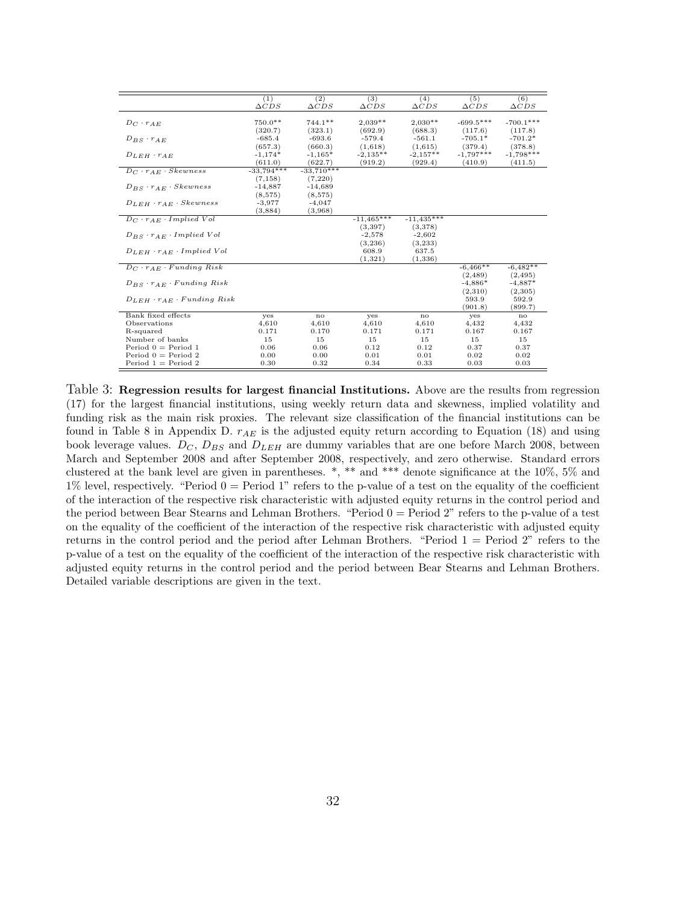| | (1) $\Delta CDS$ | (2) $\Delta CDS$ | (3) $\Delta CDS$ | (4) $\Delta CDS$ | (5) $\Delta CDS$ | (6) $\Delta CDS$ |
|---|---|---|---|---|---|---|
| $D_C \cdot r_{AE}$ | 750.0** | 744.1** | 2,039** | 2,030** | -699.5*** | -700.1*** |
| | (320.7) | (323.1) | (692.9) | (688.3) | (117.6) | (117.8) |
| $D_{BS} \cdot r_{AE}$ | -685.4 | -693.6 | -579.4 | -561.1 | -705.1* | -701.2* |
| | (657.3) | (660.3) | (1,618) | (1,615) | (379.4) | (378.8) |
| $D_{LEH} \cdot r_{AE}$ | -1,174* | -1,165* | -2,135** | -2,157** | -1,797*** | -1,798*** |
| | (611.0) | (622.7) | (919.2) | (929.4) | (410.9) | (411.5) |
| $D_C \cdot r_{AE} \cdot Skewness$ | -33,794*** | -33,710*** | | | | |
| | (7,158) | (7,220) | | | | |
| $D_{BS} \cdot r_{AE} \cdot Skewness$ | -14,887 | -14,689 | | | | |
| | (8,575) | (8,575) | | | | |
| $D_{LEH} \cdot r_{AE} \cdot Skewness$ | -3,977 | -4,047 | | | | |
| | (3,884) | (3,968) | | | | |
| $D_C \cdot r_{AE} \cdot Implied\ Vol$ | | | -11,465*** | -11,435*** | | |
| | | | (3,397) | (3,378) | | |
| $D_{BS} \cdot r_{AE} \cdot Implied\ Vol$ | | | -2,578 | -2,602 | | |
| | | | (3,236) | (3,233) | | |
| $D_{LEH} \cdot r_{AE} \cdot Implied\ Vol$ | | | 608.9 | 637.5 | | |
| | | | (1,321) | (1,336) | | |
| $D_C \cdot r_{AE} \cdot Funding\ Risk$ | | | | | -6,466** | -6,482** |
| | | | | | (2,489) | (2,495) |
| $D_{BS} \cdot r_{AE} \cdot Funding\ Risk$ | | | | | -4,886* | -4,887* |
| | | | | | (2,310) | (2,305) |
| $D_{LEH} \cdot r_{AE} \cdot Funding\ Risk$ | | | | | 593.9 | 592.9 |
| | | | | | (901.8) | (899.7) |
| Bank fixed effects | yes | no | yes | no | yes | no |
| Observations | 4,610 | 4,610 | 4,610 | 4,610 | 4,432 | 4,432 |
| R-squared | 0.171 | 0.170 | 0.171 | 0.171 | 0.167 | 0.167 |
| Number of banks | 15 | 15 | 15 | 15 | 15 | 15 |
| Period 0 = Period 1 | 0.06 | 0.06 | 0.12 | 0.12 | 0.37 | 0.37 |
| Period 0 = Period 2 | 0.00 | 0.00 | 0.01 | 0.01 | 0.02 | 0.02 |
| Period 1 = Period 2 | 0.30 | 0.32 | 0.34 | 0.33 | 0.03 | 0.03 |

Table 3: **Regression results for largest financial Institutions.** Above are the results from regression (17) for the largest financial institutions, using weekly return data and skewness, implied volatility and funding risk as the main risk proxies. The relevant size classification of the financial institutions can be found in Table 8 in Appendix D. $r_{AE}$ is the adjusted equity return according to Equation (18) and using book leverage values. $D_C$, $D_{BS}$ and $D_{LEH}$ are dummy variables that are one before March 2008, between March and September 2008 and after September 2008, respectively, and zero otherwise. Standard errors clustered at the bank level are given in parentheses. *, ** and *** denote significance at the 10%, 5% and 1% level, respectively. "Period 0 = Period 1" refers to the p-value of a test on the equality of the coefficient of the interaction of the respective risk characteristic with adjusted equity returns in the control period and the period between Bear Stearns and Lehman Brothers. "Period 0 = Period 2" refers to the p-value of a test on the equality of the coefficient of the interaction of the respective risk characteristic with adjusted equity returns in the control period and the period after Lehman Brothers. "Period 1 = Period 2" refers to the p-value of a test on the equality of the coefficient of the interaction of the respective risk characteristic with adjusted equity returns in the control period and the period between Bear Stearns and Lehman Brothers. Detailed variable descriptions are given in the text.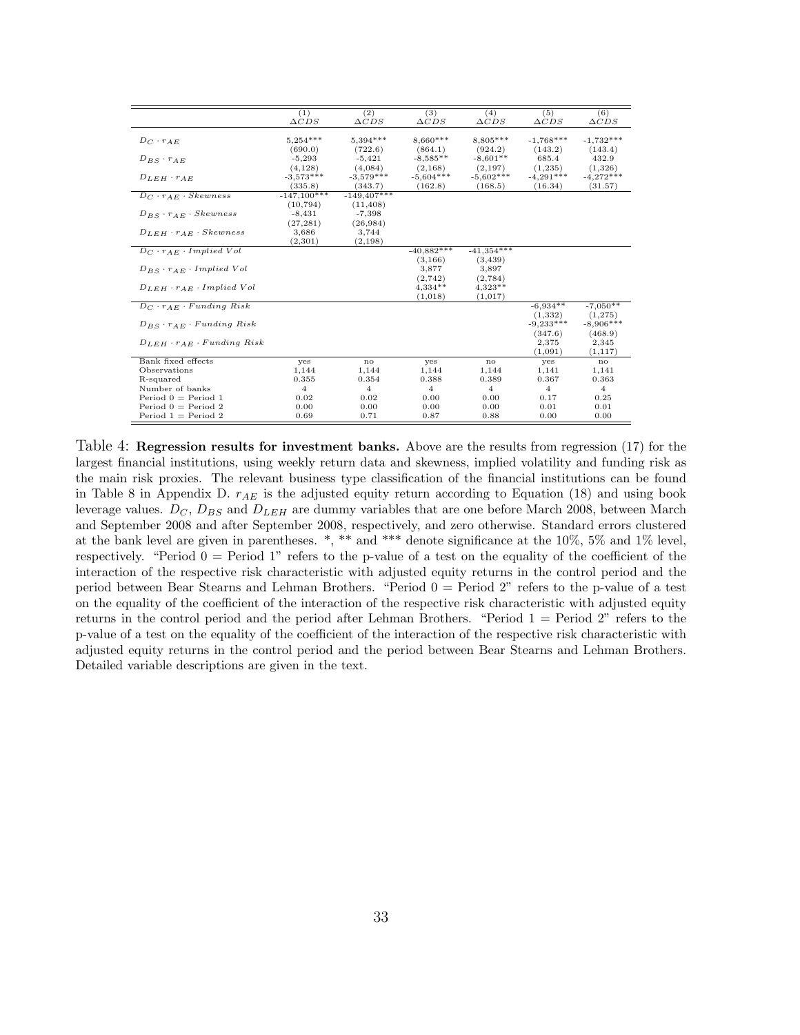|  | (1) $\Delta CDS$ | (2) $\Delta CDS$ | (3) $\Delta CDS$ | (4) $\Delta CDS$ | (5) $\Delta CDS$ | (6) $\Delta CDS$ |
|---|---|---|---|---|---|---|
| $D_C \cdot r_{AE}$ | 5,254*** | 5,394*** | 8,660*** | 8,805*** | -1,768*** | -1,732*** |
|  | (690.0) | (722.6) | (864.1) | (924.2) | (143.2) | (143.4) |
| $D_{BS} \cdot r_{AE}$ | -5,293 | -5,421 | -8,585** | -8,601** | 685.4 | 432.9 |
|  | (4,128) | (4,084) | (2,168) | (2,197) | (1,235) | (1,326) |
| $D_{LEH} \cdot r_{AE}$ | -3,573*** | -3,579*** | -5,604*** | -5,602*** | -4,291*** | -4,272*** |
|  | (335.8) | (343.7) | (162.8) | (168.5) | (16.34) | (31.57) |
| $D_C \cdot r_{AE} \cdot Skewness$ | -147,100*** | -149,407*** |  |  |  |  |
|  | (10,794) | (11,408) |  |  |  |  |
| $D_{BS} \cdot r_{AE} \cdot Skewness$ | -8,431 | -7,398 |  |  |  |  |
|  | (27,281) | (26,984) |  |  |  |  |
| $D_{LEH} \cdot r_{AE} \cdot Skewness$ | 3,686 | 3,744 |  |  |  |  |
|  | (2,301) | (2,198) |  |  |  |  |
| $D_C \cdot r_{AE} \cdot Implied\ Vol$ |  |  | -40,882*** | -41,354*** |  |  |
|  |  |  | (3,166) | (3,439) |  |  |
| $D_{BS} \cdot r_{AE} \cdot Implied\ Vol$ |  |  | 3,877 | 3,897 |  |  |
|  |  |  | (2,742) | (2,784) |  |  |
| $D_{LEH} \cdot r_{AE} \cdot Implied\ Vol$ |  |  | 4,334** | 4,323** |  |  |
|  |  |  | (1,018) | (1,017) |  |  |
| $D_C \cdot r_{AE} \cdot Funding\ Risk$ |  |  |  |  | -6,934** | -7,050** |
|  |  |  |  |  | (1,332) | (1,275) |
| $D_{BS} \cdot r_{AE} \cdot Funding\ Risk$ |  |  |  |  | -9,233*** | -8,906*** |
|  |  |  |  |  | (347.6) | (468.9) |
| $D_{LEH} \cdot r_{AE} \cdot Funding\ Risk$ |  |  |  |  | 2,375 | 2,345 |
|  |  |  |  |  | (1,091) | (1,117) |
| Bank fixed effects | yes | no | yes | no | yes | no |
| Observations | 1,144 | 1,144 | 1,144 | 1,144 | 1,141 | 1,141 |
| R-squared | 0.355 | 0.354 | 0.388 | 0.389 | 0.367 | 0.363 |
| Number of banks | 4 | 4 | 4 | 4 | 4 | 4 |
| Period 0 = Period 1 | 0.02 | 0.02 | 0.00 | 0.00 | 0.17 | 0.25 |
| Period 0 = Period 2 | 0.00 | 0.00 | 0.00 | 0.00 | 0.01 | 0.01 |
| Period 1 = Period 2 | 0.69 | 0.71 | 0.87 | 0.88 | 0.00 | 0.00 |

Table 4: **Regression results for investment banks.** Above are the results from regression (17) for the largest financial institutions, using weekly return data and skewness, implied volatility and funding risk as the main risk proxies. The relevant business type classification of the financial institutions can be found in Table 8 in Appendix D. $r_{AE}$ is the adjusted equity return according to Equation (18) and using book leverage values. $D_C$, $D_{BS}$ and $D_{LEH}$ are dummy variables that are one before March 2008, between March and September 2008 and after September 2008, respectively, and zero otherwise. Standard errors clustered at the bank level are given in parentheses. *, ** and *** denote significance at the 10%, 5% and 1% level, respectively. "Period 0 = Period 1" refers to the p-value of a test on the equality of the coefficient of the interaction of the respective risk characteristic with adjusted equity returns in the control period and the period between Bear Stearns and Lehman Brothers. "Period 0 = Period 2" refers to the p-value of a test on the equality of the coefficient of the interaction of the respective risk characteristic with adjusted equity returns in the control period and the period after Lehman Brothers. "Period 1 = Period 2" refers to the p-value of a test on the equality of the coefficient of the interaction of the respective risk characteristic with adjusted equity returns in the control period and the period between Bear Stearns and Lehman Brothers. Detailed variable descriptions are given in the text.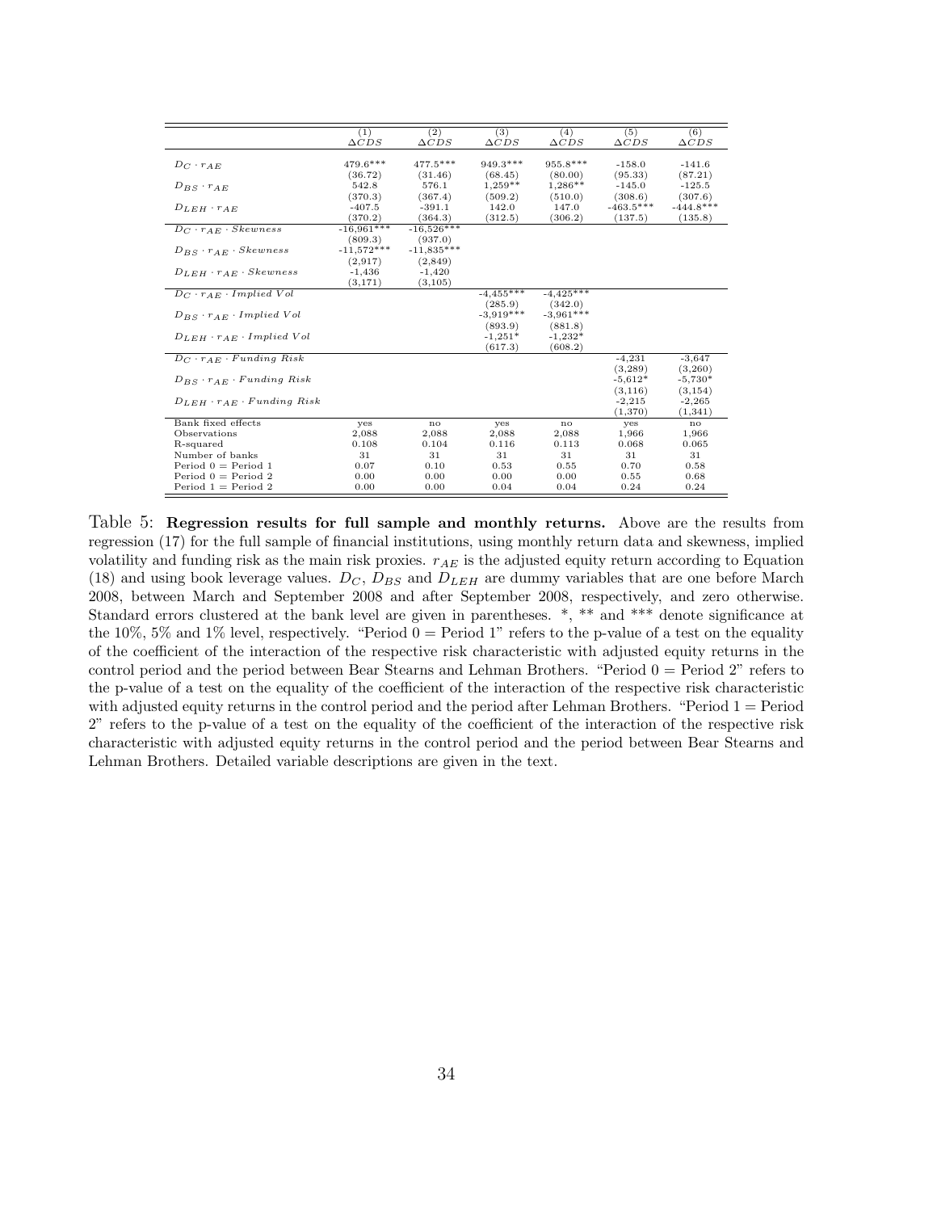| | (1) | (2) | (3) | (4) | (5) | (6) |
|---|---|---|---|---|---|---|
| | $\Delta CDS$ | $\Delta CDS$ | $\Delta CDS$ | $\Delta CDS$ | $\Delta CDS$ | $\Delta CDS$ |
| $D_C \cdot r_{AE}$ | 479.6*** | 477.5*** | 949.3*** | 955.8*** | -158.0 | -141.6 |
| | (36.72) | (31.46) | (68.45) | (80.00) | (95.33) | (87.21) |
| $D_{BS} \cdot r_{AE}$ | 542.8 | 576.1 | 1,259** | 1,286** | -145.0 | -125.5 |
| | (370.3) | (367.4) | (509.2) | (510.0) | (308.6) | (307.6) |
| $D_{LEH} \cdot r_{AE}$ | -407.5 | -391.1 | 142.0 | 147.0 | -463.5*** | -444.8*** |
| | (370.2) | (364.3) | (312.5) | (306.2) | (137.5) | (135.8) |
| $D_C \cdot r_{AE} \cdot Skewness$ | -16,961*** | -16,526*** | | | | |
| | (809.3) | (937.0) | | | | |
| $D_{BS} \cdot r_{AE} \cdot Skewness$ | -11,572*** | -11,835*** | | | | |
| | (2,917) | (2,849) | | | | |
| $D_{LEH} \cdot r_{AE} \cdot Skewness$ | -1,436 | -1,420 | | | | |
| | (3,171) | (3,105) | | | | |
| $D_C \cdot r_{AE} \cdot Implied\ Vol$ | | | -4,455*** | -4,425*** | | |
| | | | (285.9) | (342.0) | | |
| $D_{BS} \cdot r_{AE} \cdot Implied\ Vol$ | | | -3,919*** | -3,961*** | | |
| | | | (893.9) | (881.8) | | |
| $D_{LEH} \cdot r_{AE} \cdot Implied\ Vol$ | | | -1,251* | -1,232* | | |
| | | | (617.3) | (608.2) | | |
| $D_C \cdot r_{AE} \cdot Funding\ Risk$ | | | | | -4,231 | -3,647 |
| | | | | | (3,289) | (3,260) |
| $D_{BS} \cdot r_{AE} \cdot Funding\ Risk$ | | | | | -5,612* | -5,730* |
| | | | | | (3,116) | (3,154) |
| $D_{LEH} \cdot r_{AE} \cdot Funding\ Risk$ | | | | | -2,215 | -2,265 |
| | | | | | (1,370) | (1,341) |
| Bank fixed effects | yes | no | yes | no | yes | no |
| Observations | 2,088 | 2,088 | 2,088 | 2,088 | 1,966 | 1,966 |
| R-squared | 0.108 | 0.104 | 0.116 | 0.113 | 0.068 | 0.065 |
| Number of banks | 31 | 31 | 31 | 31 | 31 | 31 |
| Period 0 = Period 1 | 0.07 | 0.10 | 0.53 | 0.55 | 0.70 | 0.58 |
| Period 0 = Period 2 | 0.00 | 0.00 | 0.00 | 0.00 | 0.55 | 0.68 |
| Period 1 = Period 2 | 0.00 | 0.00 | 0.04 | 0.04 | 0.24 | 0.24 |

Table 5: **Regression results for full sample and monthly returns.** Above are the results from regression (17) for the full sample of financial institutions, using monthly return data and skewness, implied volatility and funding risk as the main risk proxies. $r_{AE}$ is the adjusted equity return according to Equation (18) and using book leverage values. $D_C$, $D_{BS}$ and $D_{LEH}$ are dummy variables that are one before March 2008, between March and September 2008 and after September 2008, respectively, and zero otherwise. Standard errors clustered at the bank level are given in parentheses. *, ** and *** denote significance at the 10%, 5% and 1% level, respectively. "Period 0 = Period 1" refers to the p-value of a test on the equality of the coefficient of the interaction of the respective risk characteristic with adjusted equity returns in the control period and the period between Bear Stearns and Lehman Brothers. "Period 0 = Period 2" refers to the p-value of a test on the equality of the coefficient of the interaction of the respective risk characteristic with adjusted equity returns in the control period and the period after Lehman Brothers. "Period 1 = Period 2" refers to the p-value of a test on the equality of the coefficient of the interaction of the respective risk characteristic with adjusted equity returns in the control period and the period between Bear Stearns and Lehman Brothers. Detailed variable descriptions are given in the text.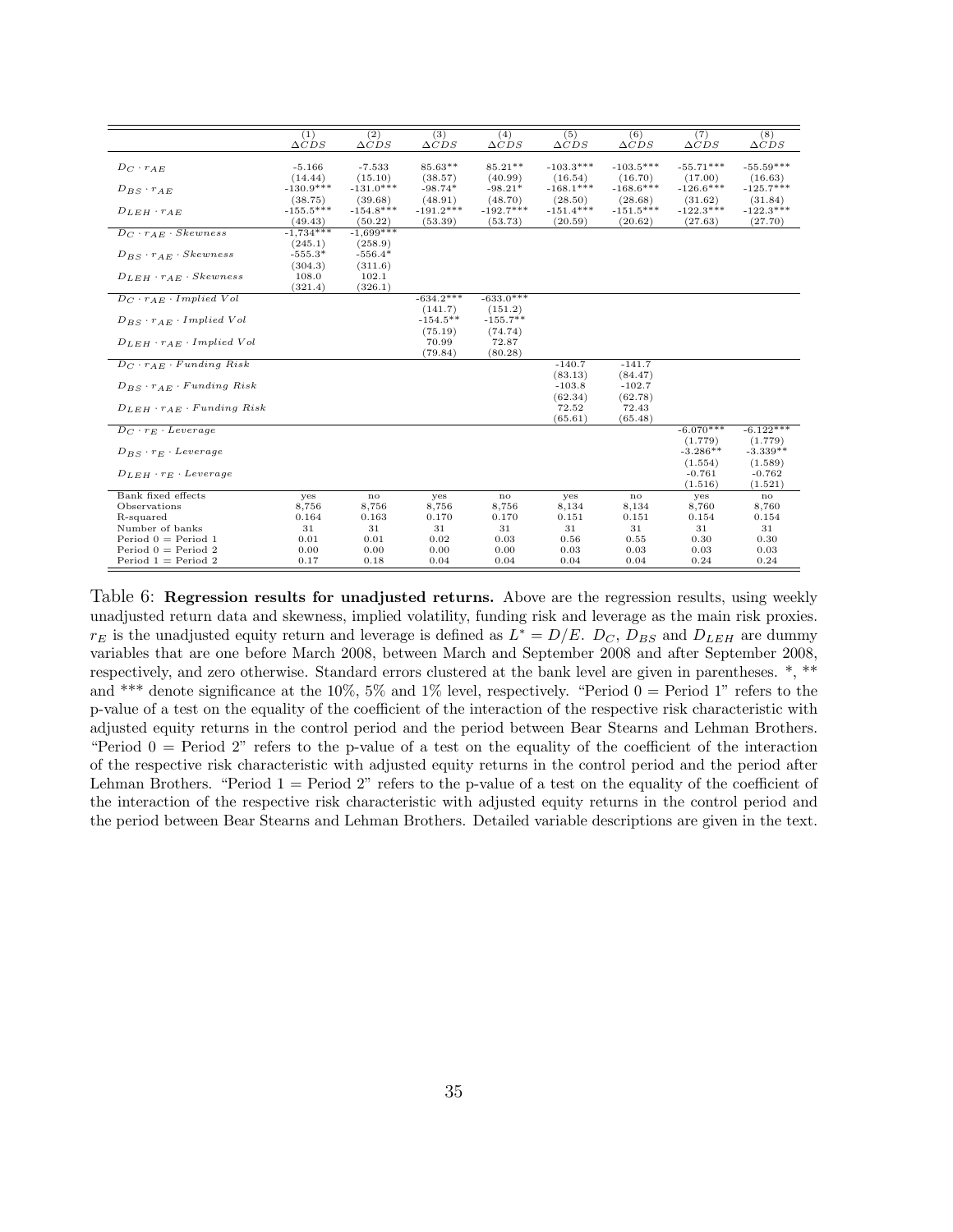| | (1) $\Delta CDS$ | (2) $\Delta CDS$ | (3) $\Delta CDS$ | (4) $\Delta CDS$ | (5) $\Delta CDS$ | (6) $\Delta CDS$ | (7) $\Delta CDS$ | (8) $\Delta CDS$ |
|---|---|---|---|---|---|---|---|---|
| $D_C \cdot r_{AE}$ | -5.166 | -7.533 | 85.63** | 85.21** | -103.3*** | -103.5*** | -55.71*** | -55.59*** |
| | (14.44) | (15.10) | (38.57) | (40.99) | (16.54) | (16.70) | (17.00) | (16.63) |
| $D_{BS} \cdot r_{AE}$ | -130.9*** | -131.0*** | -98.74* | -98.21* | -168.1*** | -168.6*** | -126.6*** | -125.7*** |
| | (38.75) | (39.68) | (48.91) | (48.70) | (28.50) | (28.68) | (31.62) | (31.84) |
| $D_{LEH} \cdot r_{AE}$ | -155.5*** | -154.8*** | -191.2*** | -192.7*** | -151.4*** | -151.5*** | -122.3*** | -122.3*** |
| | (49.43) | (50.22) | (53.39) | (53.73) | (20.59) | (20.62) | (27.63) | (27.70) |
| $D_C \cdot r_{AE} \cdot Skewness$ | -1,734*** | -1,699*** | | | | | | |
| | (245.1) | (258.9) | | | | | | |
| $D_{BS} \cdot r_{AE} \cdot Skewness$ | -555.3* | -556.4* | | | | | | |
| | (304.3) | (311.6) | | | | | | |
| $D_{LEH} \cdot r_{AE} \cdot Skewness$ | 108.0 | 102.1 | | | | | | |
| | (321.4) | (326.1) | | | | | | |
| $D_C \cdot r_{AE} \cdot Implied\ Vol$ | | | -634.2*** | -633.0*** | | | | |
| | | | (141.7) | (151.2) | | | | |
| $D_{BS} \cdot r_{AE} \cdot Implied\ Vol$ | | | -154.5** | -155.7** | | | | |
| | | | (75.19) | (74.74) | | | | |
| $D_{LEH} \cdot r_{AE} \cdot Implied\ Vol$ | | | 70.99 | 72.87 | | | | |
| | | | (79.84) | (80.28) | | | | |
| $D_C \cdot r_{AE} \cdot Funding\ Risk$ | | | | | -140.7 | -141.7 | | |
| | | | | | (83.13) | (84.47) | | |
| $D_{BS} \cdot r_{AE} \cdot Funding\ Risk$ | | | | | -103.8 | -102.7 | | |
| | | | | | (62.34) | (62.78) | | |
| $D_{LEH} \cdot r_{AE} \cdot Funding\ Risk$ | | | | | 72.52 | 72.43 | | |
| | | | | | (65.61) | (65.48) | | |
| $D_C \cdot r_E \cdot Leverage$ | | | | | | | -6.070*** | -6.122*** |
| | | | | | | | (1.779) | (1.779) |
| $D_{BS} \cdot r_E \cdot Leverage$ | | | | | | | -3.286** | -3.339** |
| | | | | | | | (1.554) | (1.589) |
| $D_{LEH} \cdot r_E \cdot Leverage$ | | | | | | | -0.761 | -0.762 |
| | | | | | | | (1.516) | (1.521) |
| Bank fixed effects | yes | no | yes | no | yes | no | yes | no |
| Observations | 8,756 | 8,756 | 8,756 | 8,756 | 8,134 | 8,134 | 8,760 | 8,760 |
| R-squared | 0.164 | 0.163 | 0.170 | 0.170 | 0.151 | 0.151 | 0.154 | 0.154 |
| Number of banks | 31 | 31 | 31 | 31 | 31 | 31 | 31 | 31 |
| Period 0 = Period 1 | 0.01 | 0.01 | 0.02 | 0.03 | 0.56 | 0.55 | 0.30 | 0.30 |
| Period 0 = Period 2 | 0.00 | 0.00 | 0.00 | 0.00 | 0.03 | 0.03 | 0.03 | 0.03 |
| Period 1 = Period 2 | 0.17 | 0.18 | 0.04 | 0.04 | 0.04 | 0.04 | 0.24 | 0.24 |

Table 6: **Regression results for unadjusted returns.** Above are the regression results, using weekly unadjusted return data and skewness, implied volatility, funding risk and leverage as the main risk proxies. $r_E$ is the unadjusted equity return and leverage is defined as $L^* = D/E$. $D_C$, $D_{BS}$ and $D_{LEH}$ are dummy variables that are one before March 2008, between March and September 2008 and after September 2008, respectively, and zero otherwise. Standard errors clustered at the bank level are given in parentheses. *, ** and *** denote significance at the 10%, 5% and 1% level, respectively. "Period 0 = Period 1" refers to the p-value of a test on the equality of the coefficient of the interaction of the respective risk characteristic with adjusted equity returns in the control period and the period between Bear Stearns and Lehman Brothers. "Period 0 = Period 2" refers to the p-value of a test on the equality of the coefficient of the interaction of the respective risk characteristic with adjusted equity returns in the control period and the period after Lehman Brothers. "Period 1 = Period 2" refers to the p-value of a test on the equality of the coefficient of the interaction of the respective risk characteristic with adjusted equity returns in the control period and the period between Bear Stearns and Lehman Brothers. Detailed variable descriptions are given in the text.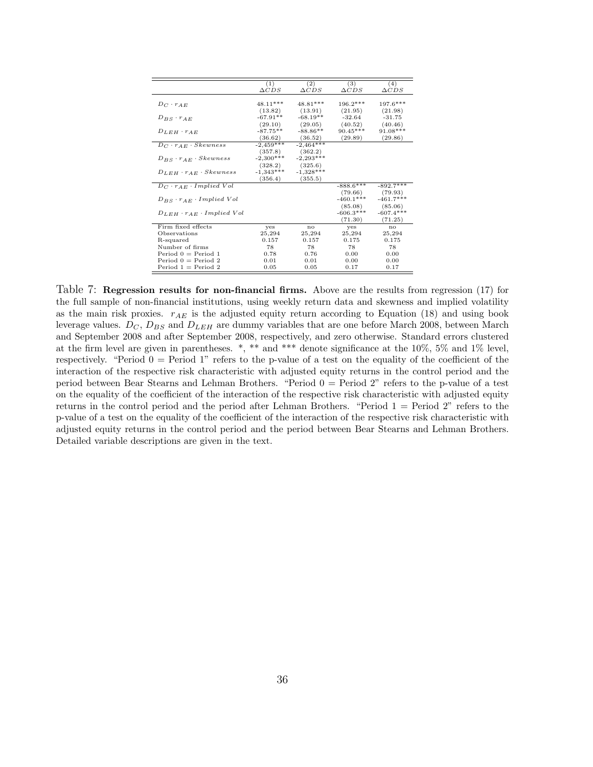| | (1) $\Delta CDS$ | (2) $\Delta CDS$ | (3) $\Delta CDS$ | (4) $\Delta CDS$ |
|---|---|---|---|---|
| $D_C \cdot r_{AE}$ | 48.11*** | 48.81*** | 196.2*** | 197.6*** |
| | (13.82) | (13.91) | (21.95) | (21.98) |
| $D_{BS} \cdot r_{AE}$ | -67.91** | -68.19** | -32.64 | -31.75 |
| | (29.10) | (29.05) | (40.52) | (40.46) |
| $D_{LEH} \cdot r_{AE}$ | -87.75** | -88.86** | 90.45*** | 91.08*** |
| | (36.62) | (36.52) | (29.89) | (29.86) |
| $D_C \cdot r_{AE} \cdot Skewness$ | -2,459*** | -2,464*** | | |
| | (357.8) | (362.2) | | |
| $D_{BS} \cdot r_{AE} \cdot Skewness$ | -2,300*** | -2,293*** | | |
| | (328.2) | (325.6) | | |
| $D_{LEH} \cdot r_{AE} \cdot Skewness$ | -1,343*** | -1,328*** | | |
| | (356.4) | (355.5) | | |
| $D_C \cdot r_{AE} \cdot Implied\ Vol$ | | | -888.6*** | -892.7*** |
| | | | (79.66) | (79.93) |
| $D_{BS} \cdot r_{AE} \cdot Implied\ Vol$ | | | -460.1*** | -461.7*** |
| | | | (85.08) | (85.06) |
| $D_{LEH} \cdot r_{AE} \cdot Implied\ Vol$ | | | -606.3*** | -607.4*** |
| | | | (71.30) | (71.25) |
| Firm fixed effects | yes | no | yes | no |
| Observations | 25,294 | 25,294 | 25,294 | 25,294 |
| R-squared | 0.157 | 0.157 | 0.175 | 0.175 |
| Number of firms | 78 | 78 | 78 | 78 |
| Period 0 = Period 1 | 0.78 | 0.76 | 0.00 | 0.00 |
| Period 0 = Period 2 | 0.01 | 0.01 | 0.00 | 0.00 |
| Period 1 = Period 2 | 0.05 | 0.05 | 0.17 | 0.17 |

Table 7: **Regression results for non-financial firms.** Above are the results from regression (17) for the full sample of non-financial institutions, using weekly return data and skewness and implied volatility as the main risk proxies. $r_{AE}$ is the adjusted equity return according to Equation (18) and using book leverage values. $D_C$, $D_{BS}$ and $D_{LEH}$ are dummy variables that are one before March 2008, between March and September 2008 and after September 2008, respectively, and zero otherwise. Standard errors clustered at the firm level are given in parentheses. *, ** and *** denote significance at the 10%, 5% and 1% level, respectively. "Period 0 = Period 1" refers to the p-value of a test on the equality of the coefficient of the interaction of the respective risk characteristic with adjusted equity returns in the control period and the period between Bear Stearns and Lehman Brothers. "Period 0 = Period 2" refers to the p-value of a test on the equality of the coefficient of the interaction of the respective risk characteristic with adjusted equity returns in the control period and the period after Lehman Brothers. "Period 1 = Period 2" refers to the p-value of a test on the equality of the coefficient of the interaction of the respective risk characteristic with adjusted equity returns in the control period and the period between Bear Stearns and Lehman Brothers. Detailed variable descriptions are given in the text.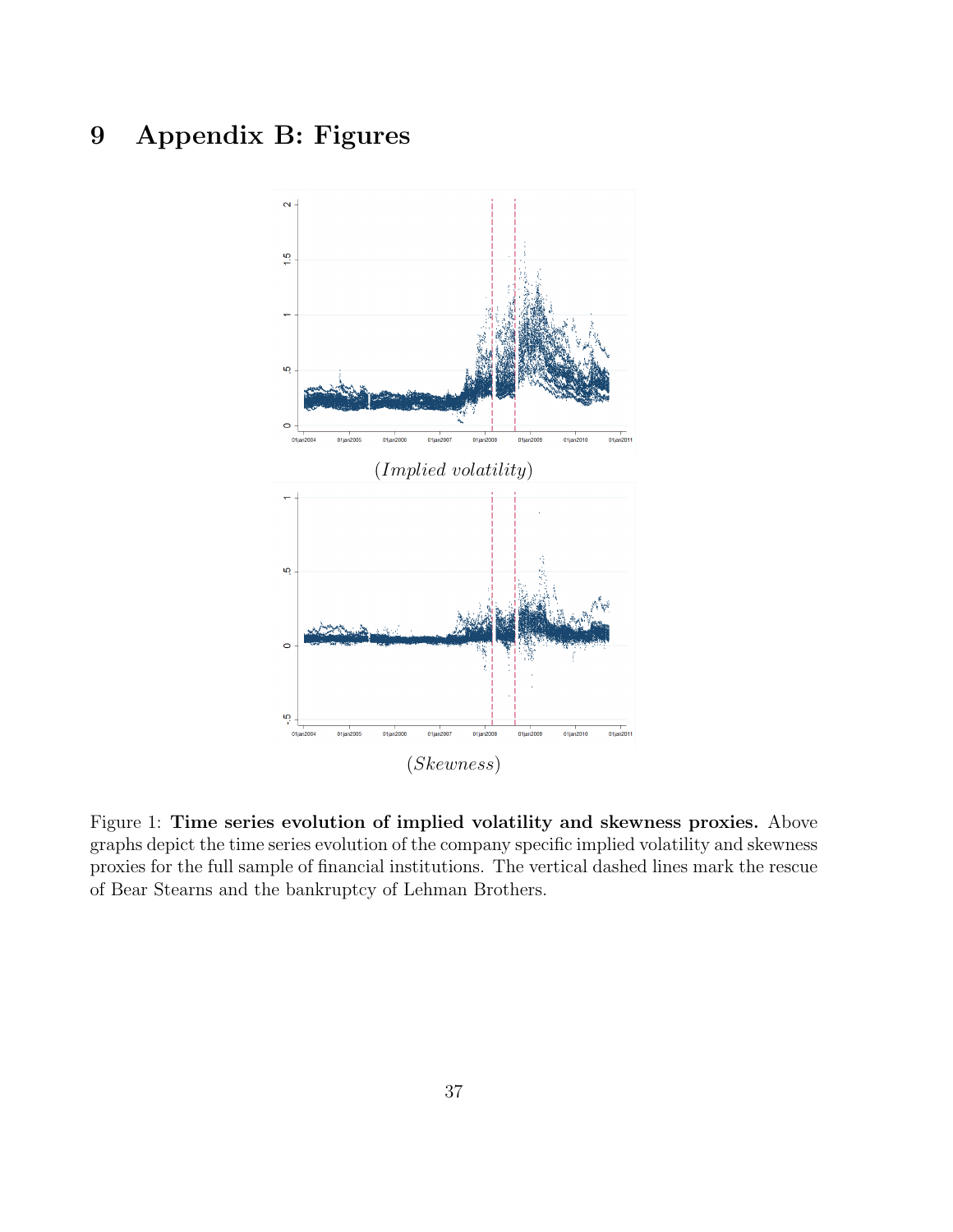# 9 Appendix B: Figures

(*Implied volatility*)

(*Skewness*)

Figure 1: **Time series evolution of implied volatility and skewness proxies.** Above graphs depict the time series evolution of the company specific implied volatility and skewness proxies for the full sample of financial institutions. The vertical dashed lines mark the rescue of Bear Stearns and the bankruptcy of Lehman Brothers.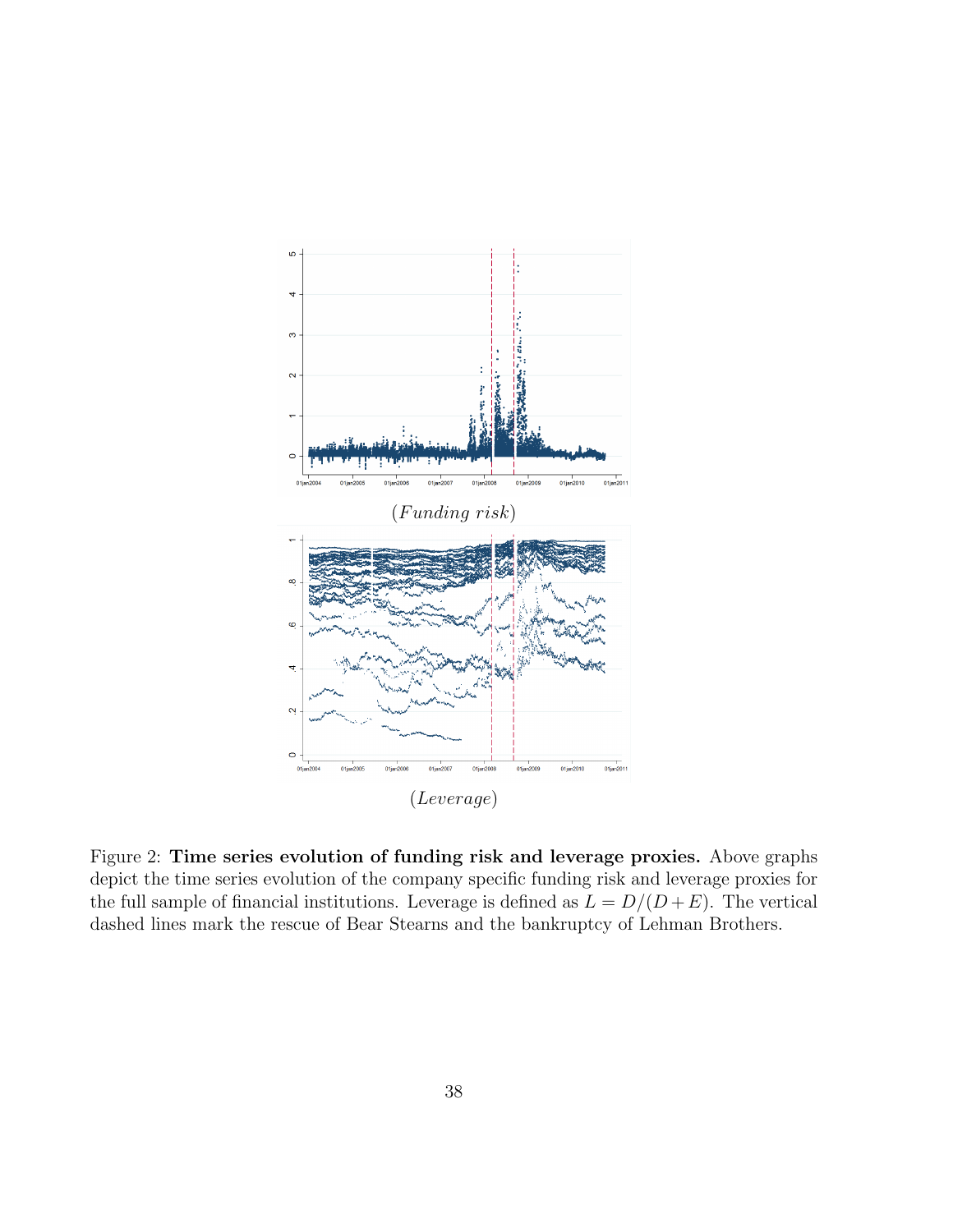(*Funding risk*)

(*Leverage*)

Figure 2: **Time series evolution of funding risk and leverage proxies.** Above graphs depict the time series evolution of the company specific funding risk and leverage proxies for the full sample of financial institutions. Leverage is defined as $L = D/(D + E)$. The vertical dashed lines mark the rescue of Bear Stearns and the bankruptcy of Lehman Brothers.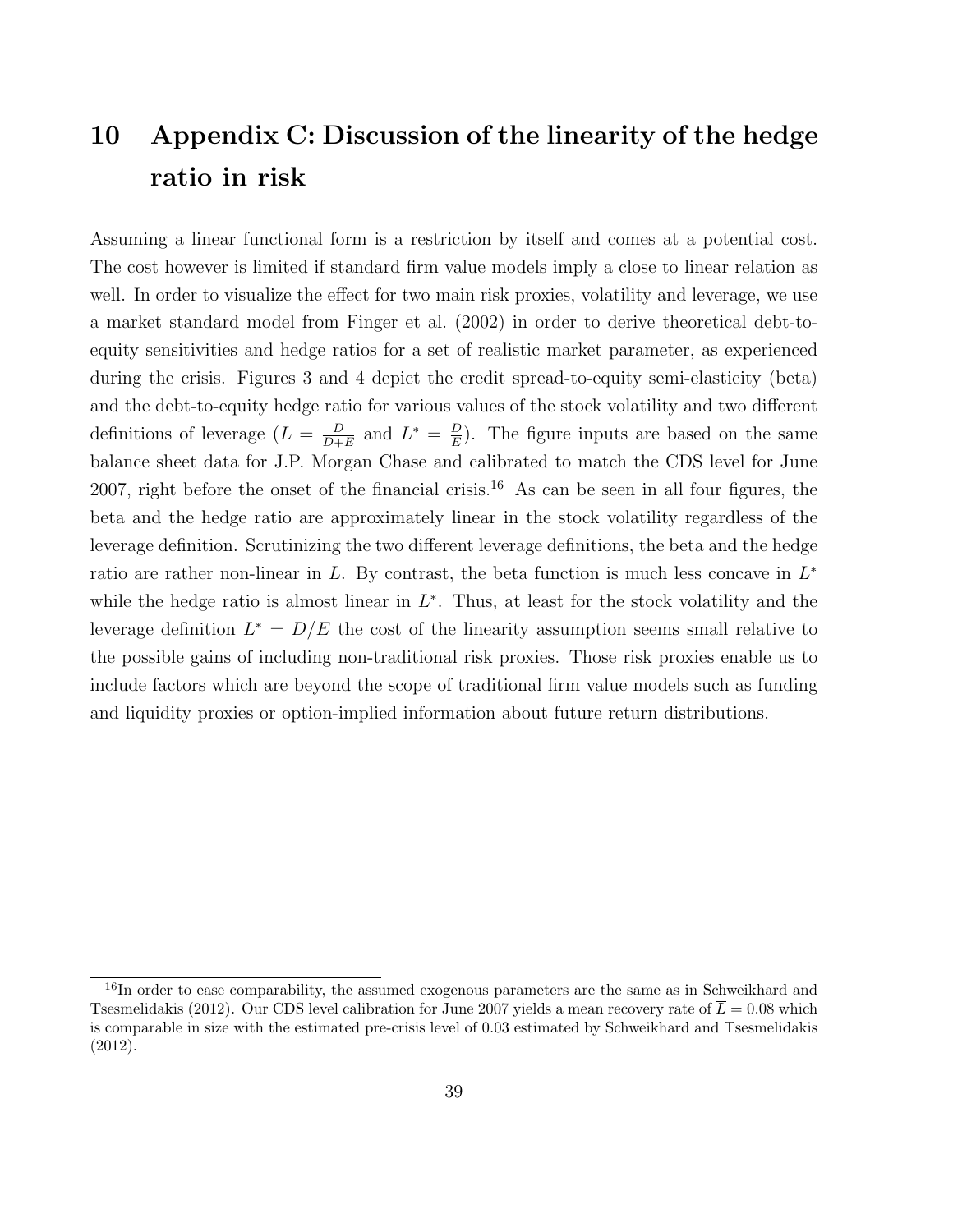# 10 Appendix C: Discussion of the linearity of the hedge ratio in risk

Assuming a linear functional form is a restriction by itself and comes at a potential cost. The cost however is limited if standard firm value models imply a close to linear relation as well. In order to visualize the effect for two main risk proxies, volatility and leverage, we use a market standard model from Finger et al. (2002) in order to derive theoretical debt-to-equity sensitivities and hedge ratios for a set of realistic market parameter, as experienced during the crisis. Figures 3 and 4 depict the credit spread-to-equity semi-elasticity (beta) and the debt-to-equity hedge ratio for various values of the stock volatility and two different definitions of leverage ($L = \frac{D}{D+E}$ and $L^* = \frac{D}{E}$). The figure inputs are based on the same balance sheet data for J.P. Morgan Chase and calibrated to match the CDS level for June 2007, right before the onset of the financial crisis.[16] As can be seen in all four figures, the beta and the hedge ratio are approximately linear in the stock volatility regardless of the leverage definition. Scrutinizing the two different leverage definitions, the beta and the hedge ratio are rather non-linear in $L$. By contrast, the beta function is much less concave in $L^*$ while the hedge ratio is almost linear in $L^*$. Thus, at least for the stock volatility and the leverage definition $L^* = D/E$ the cost of the linearity assumption seems small relative to the possible gains of including non-traditional risk proxies. Those risk proxies enable us to include factors which are beyond the scope of traditional firm value models such as funding and liquidity proxies or option-implied information about future return distributions.

[16] In order to ease comparability, the assumed exogenous parameters are the same as in Schweikhard and Tsesmelidakis (2012). Our CDS level calibration for June 2007 yields a mean recovery rate of $\overline{L} = 0.08$ which is comparable in size with the estimated pre-crisis level of 0.03 estimated by Schweikhard and Tsesmelidakis (2012).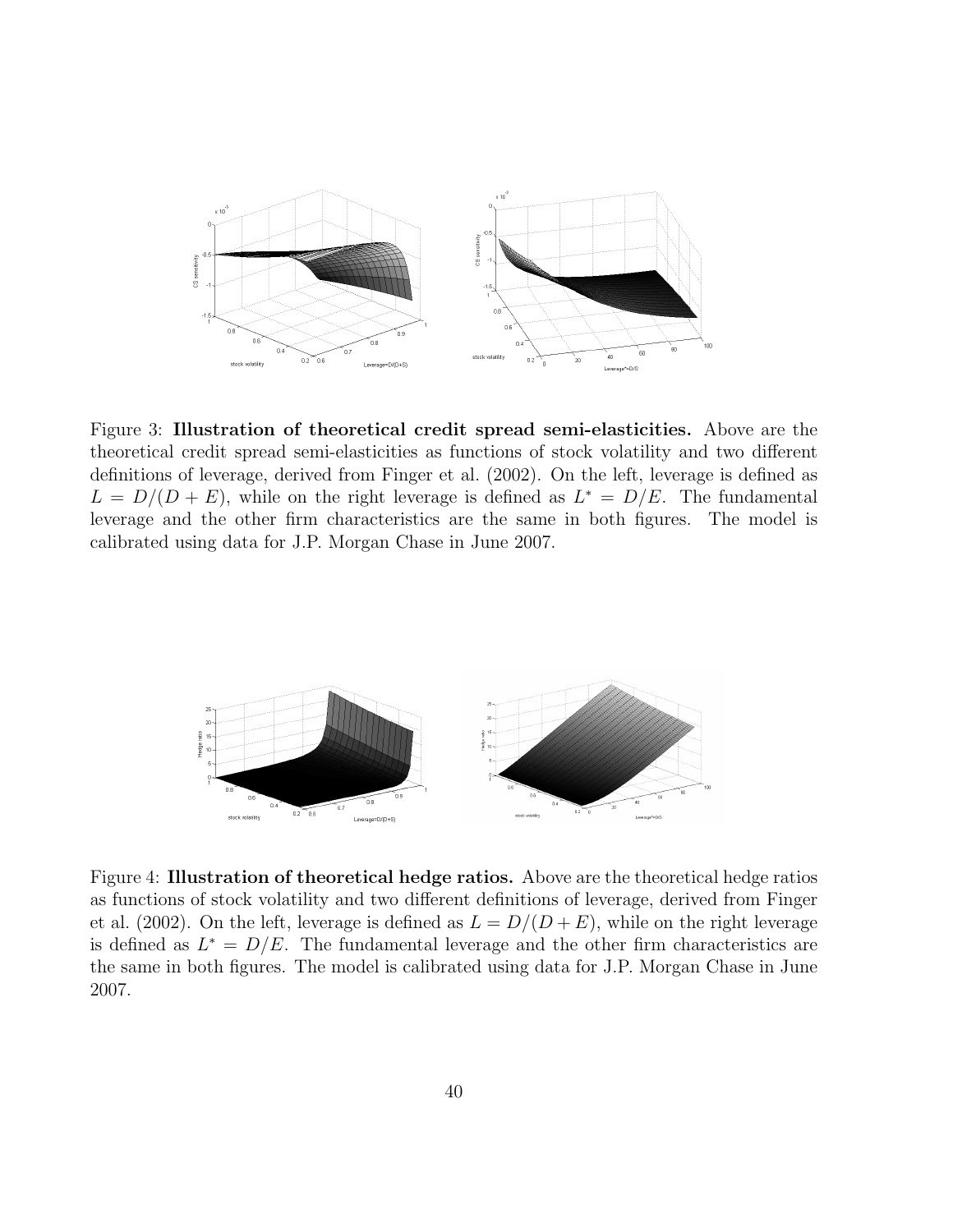Figure 3: **Illustration of theoretical credit spread semi-elasticities.** Above are the theoretical credit spread semi-elasticities as functions of stock volatility and two different definitions of leverage, derived from Finger et al. (2002). On the left, leverage is defined as $L = D/(D + E)$, while on the right leverage is defined as $L^* = D/E$. The fundamental leverage and the other firm characteristics are the same in both figures. The model is calibrated using data for J.P. Morgan Chase in June 2007.

Figure 4: **Illustration of theoretical hedge ratios.** Above are the theoretical hedge ratios as functions of stock volatility and two different definitions of leverage, derived from Finger et al. (2002). On the left, leverage is defined as $L = D/(D + E)$, while on the right leverage is defined as $L^* = D/E$. The fundamental leverage and the other firm characteristics are the same in both figures. The model is calibrated using data for J.P. Morgan Chase in June 2007.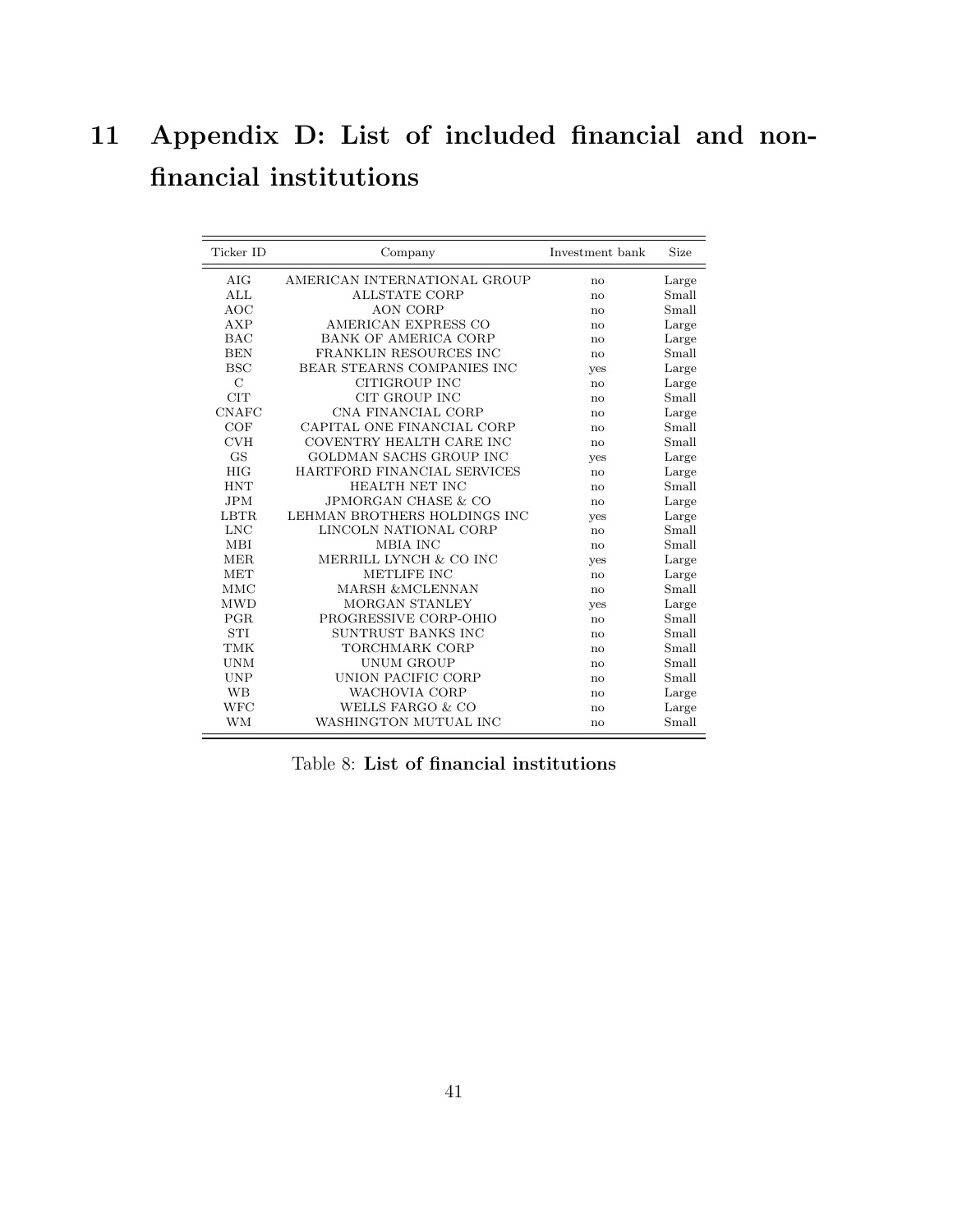# 11 Appendix D: List of included financial and non-financial institutions

| Ticker ID | Company | Investment bank | Size |
|---|---|---|---|
| AIG | AMERICAN INTERNATIONAL GROUP | no | Large |
| ALL | ALLSTATE CORP | no | Small |
| AOC | AON CORP | no | Small |
| AXP | AMERICAN EXPRESS CO | no | Large |
| BAC | BANK OF AMERICA CORP | no | Large |
| BEN | FRANKLIN RESOURCES INC | no | Small |
| BSC | BEAR STEARNS COMPANIES INC | yes | Large |
| C | CITIGROUP INC | no | Large |
| CIT | CIT GROUP INC | no | Small |
| CNAFC | CNA FINANCIAL CORP | no | Large |
| COF | CAPITAL ONE FINANCIAL CORP | no | Small |
| CVH | COVENTRY HEALTH CARE INC | no | Small |
| GS | GOLDMAN SACHS GROUP INC | yes | Large |
| HIG | HARTFORD FINANCIAL SERVICES | no | Large |
| HNT | HEALTH NET INC | no | Small |
| JPM | JPMORGAN CHASE & CO | no | Large |
| LBTR | LEHMAN BROTHERS HOLDINGS INC | yes | Large |
| LNC | LINCOLN NATIONAL CORP | no | Small |
| MBI | MBIA INC | no | Small |
| MER | MERRILL LYNCH & CO INC | yes | Large |
| MET | METLIFE INC | no | Large |
| MMC | MARSH &MCLENNAN | no | Small |
| MWD | MORGAN STANLEY | yes | Large |
| PGR | PROGRESSIVE CORP-OHIO | no | Small |
| STI | SUNTRUST BANKS INC | no | Small |
| TMK | TORCHMARK CORP | no | Small |
| UNM | UNUM GROUP | no | Small |
| UNP | UNION PACIFIC CORP | no | Small |
| WB | WACHOVIA CORP | no | Large |
| WFC | WELLS FARGO & CO | no | Large |
| WM | WASHINGTON MUTUAL INC | no | Small |

Table 8: **List of financial institutions**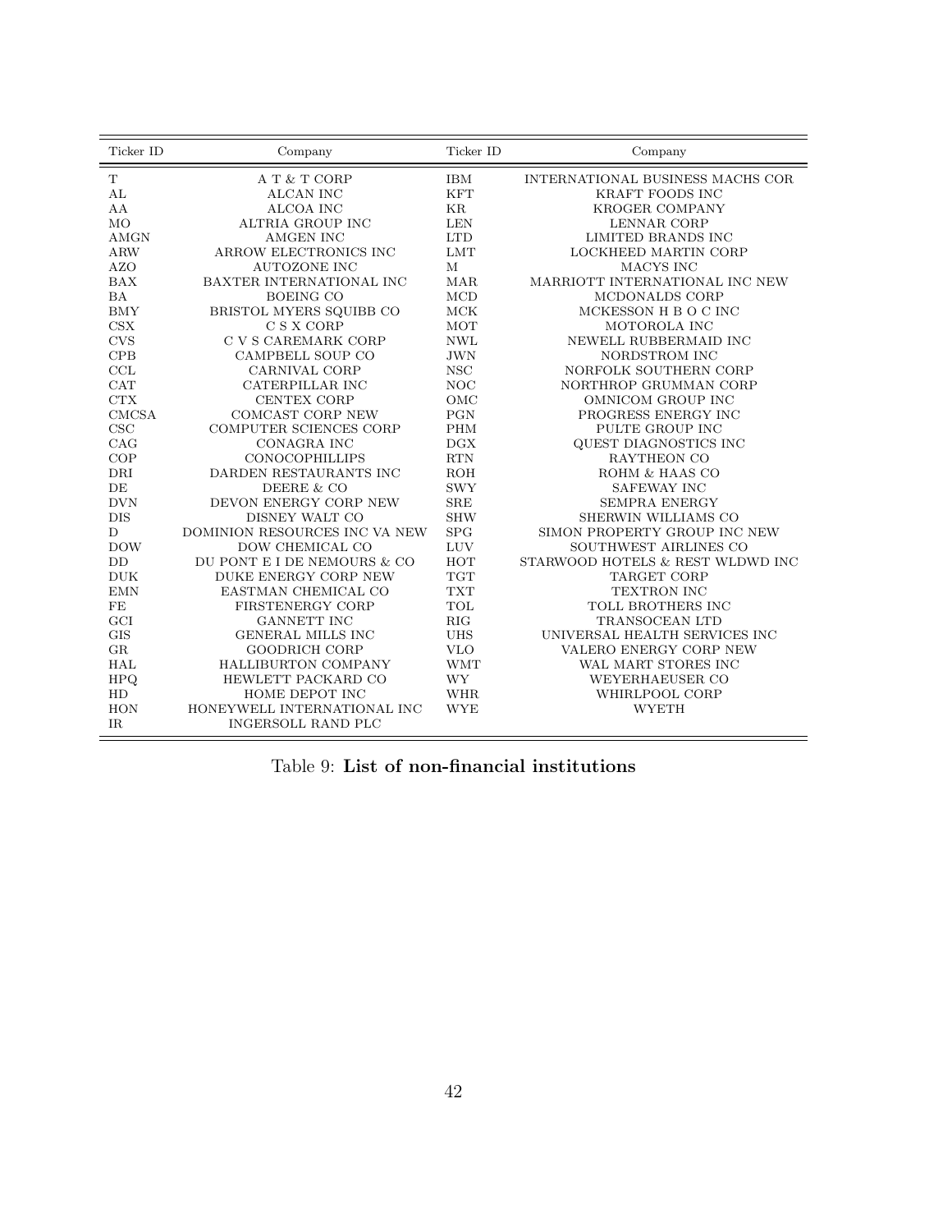| Ticker ID | Company | Ticker ID | Company |
|---|---|---|---|
| T | A T & T CORP | IBM | INTERNATIONAL BUSINESS MACHS COR |
| AL | ALCAN INC | KFT | KRAFT FOODS INC |
| AA | ALCOA INC | KR | KROGER COMPANY |
| MO | ALTRIA GROUP INC | LEN | LENNAR CORP |
| AMGN | AMGEN INC | LTD | LIMITED BRANDS INC |
| ARW | ARROW ELECTRONICS INC | LMT | LOCKHEED MARTIN CORP |
| AZO | AUTOZONE INC | M | MACYS INC |
| BAX | BAXTER INTERNATIONAL INC | MAR | MARRIOTT INTERNATIONAL INC NEW |
| BA | BOEING CO | MCD | MCDONALDS CORP |
| BMY | BRISTOL MYERS SQUIBB CO | MCK | MCKESSON H B O C INC |
| CSX | C S X CORP | MOT | MOTOROLA INC |
| CVS | C V S CAREMARK CORP | NWL | NEWELL RUBBERMAID INC |
| CPB | CAMPBELL SOUP CO | JWN | NORDSTROM INC |
| CCL | CARNIVAL CORP | NSC | NORFOLK SOUTHERN CORP |
| CAT | CATERPILLAR INC | NOC | NORTHROP GRUMMAN CORP |
| CTX | CENTEX CORP | OMC | OMNICOM GROUP INC |
| CMCSA | COMCAST CORP NEW | PGN | PROGRESS ENERGY INC |
| CSC | COMPUTER SCIENCES CORP | PHM | PULTE GROUP INC |
| CAG | CONAGRA INC | DGX | QUEST DIAGNOSTICS INC |
| COP | CONOCOPHILLIPS | RTN | RAYTHEON CO |
| DRI | DARDEN RESTAURANTS INC | ROH | ROHM & HAAS CO |
| DE | DEERE & CO | SWY | SAFEWAY INC |
| DVN | DEVON ENERGY CORP NEW | SRE | SEMPRA ENERGY |
| DIS | DISNEY WALT CO | SHW | SHERWIN WILLIAMS CO |
| D | DOMINION RESOURCES INC VA NEW | SPG | SIMON PROPERTY GROUP INC NEW |
| DOW | DOW CHEMICAL CO | LUV | SOUTHWEST AIRLINES CO |
| DD | DU PONT E I DE NEMOURS & CO | HOT | STARWOOD HOTELS & REST WLDWD INC |
| DUK | DUKE ENERGY CORP NEW | TGT | TARGET CORP |
| EMN | EASTMAN CHEMICAL CO | TXT | TEXTRON INC |
| FE | FIRSTENERGY CORP | TOL | TOLL BROTHERS INC |
| GCI | GANNETT INC | RIG | TRANSOCEAN LTD |
| GIS | GENERAL MILLS INC | UHS | UNIVERSAL HEALTH SERVICES INC |
| GR | GOODRICH CORP | VLO | VALERO ENERGY CORP NEW |
| HAL | HALLIBURTON COMPANY | WMT | WAL MART STORES INC |
| HPQ | HEWLETT PACKARD CO | WY | WEYERHAEUSER CO |
| HD | HOME DEPOT INC | WHR | WHIRLPOOL CORP |
| HON | HONEYWELL INTERNATIONAL INC | WYE | WYETH |
| IR | INGERSOLL RAND PLC | | |

Table 9: **List of non-financial institutions**